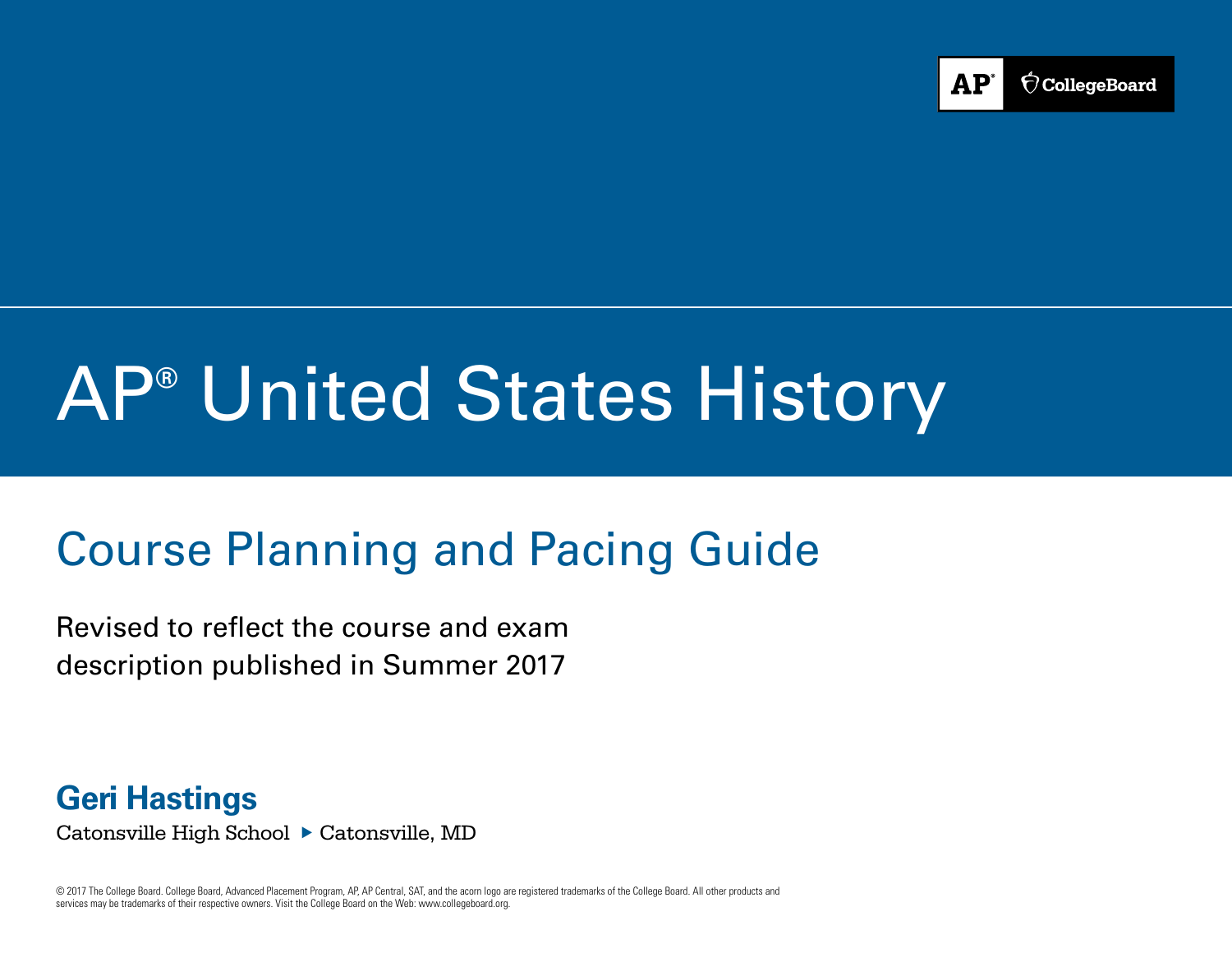AP CollegeBoard

# AP® United States History

## Course Planning and Pacing Guide

Revised to reflect the course and exam description published in Summer 2017

**Geri Hastings**

Catonsville High School ▸ Catonsville, MD

© 2017 The College Board. College Board, Advanced Placement Program, AP, AP Central, SAT, and the acorn logo are registered trademarks of the College Board. All other products and services may be trademarks of their respective owners. Visit the College Board on the Web: www.collegeboard.org.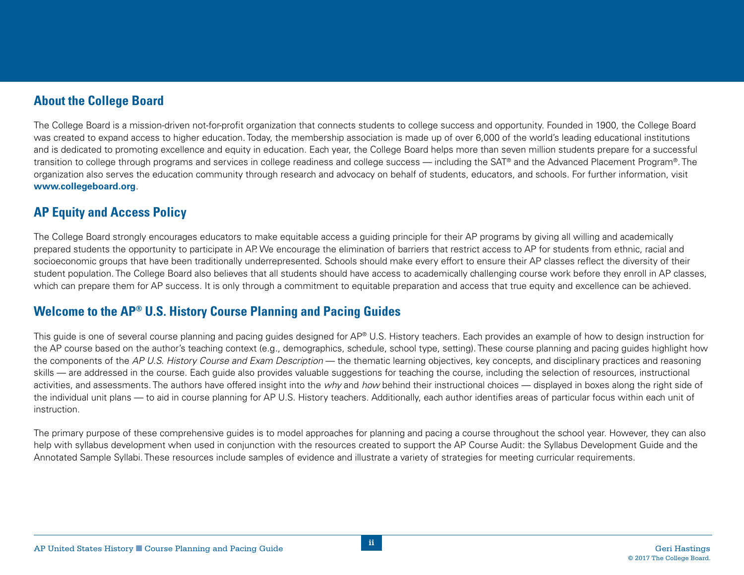## About the College Board

The College Board is a mission-driven not-for-profit organization that connects students to college success and opportunity. Founded in 1900, the College Board was created to expand access to higher education. Today, the membership association is made up of over 6,000 of the world's leading educational institutions and is dedicated to promoting excellence and equity in education. Each year, the College Board helps more than seven million students prepare for a successful transition to college through programs and services in college readiness and college success — including the SAT® and the Advanced Placement Program®. The organization also serves the education community through research and advocacy on behalf of students, educators, and schools. For further information, visit **www.collegeboard.org**.

## AP Equity and Access Policy

The College Board strongly encourages educators to make equitable access a guiding principle for their AP programs by giving all willing and academically prepared students the opportunity to participate in AP. We encourage the elimination of barriers that restrict access to AP for students from ethnic, racial and socioeconomic groups that have been traditionally underrepresented. Schools should make every effort to ensure their AP classes reflect the diversity of their student population. The College Board also believes that all students should have access to academically challenging course work before they enroll in AP classes, which can prepare them for AP success. It is only through a commitment to equitable preparation and access that true equity and excellence can be achieved.

## Welcome to the AP® U.S. History Course Planning and Pacing Guides

This guide is one of several course planning and pacing guides designed for AP® U.S. History teachers. Each provides an example of how to design instruction for the AP course based on the author's teaching context (e.g., demographics, schedule, school type, setting). These course planning and pacing guides highlight how the components of the *AP U.S. History Course and Exam Description* — the thematic learning objectives, key concepts, and disciplinary practices and reasoning skills — are addressed in the course. Each guide also provides valuable suggestions for teaching the course, including the selection of resources, instructional activities, and assessments. The authors have offered insight into the *why* and *how* behind their instructional choices — displayed in boxes along the right side of the individual unit plans — to aid in course planning for AP U.S. History teachers. Additionally, each author identifies areas of particular focus within each unit of instruction.

The primary purpose of these comprehensive guides is to model approaches for planning and pacing a course throughout the school year. However, they can also help with syllabus development when used in conjunction with the resources created to support the AP Course Audit: the Syllabus Development Guide and the Annotated Sample Syllabi. These resources include samples of evidence and illustrate a variety of strategies for meeting curricular requirements.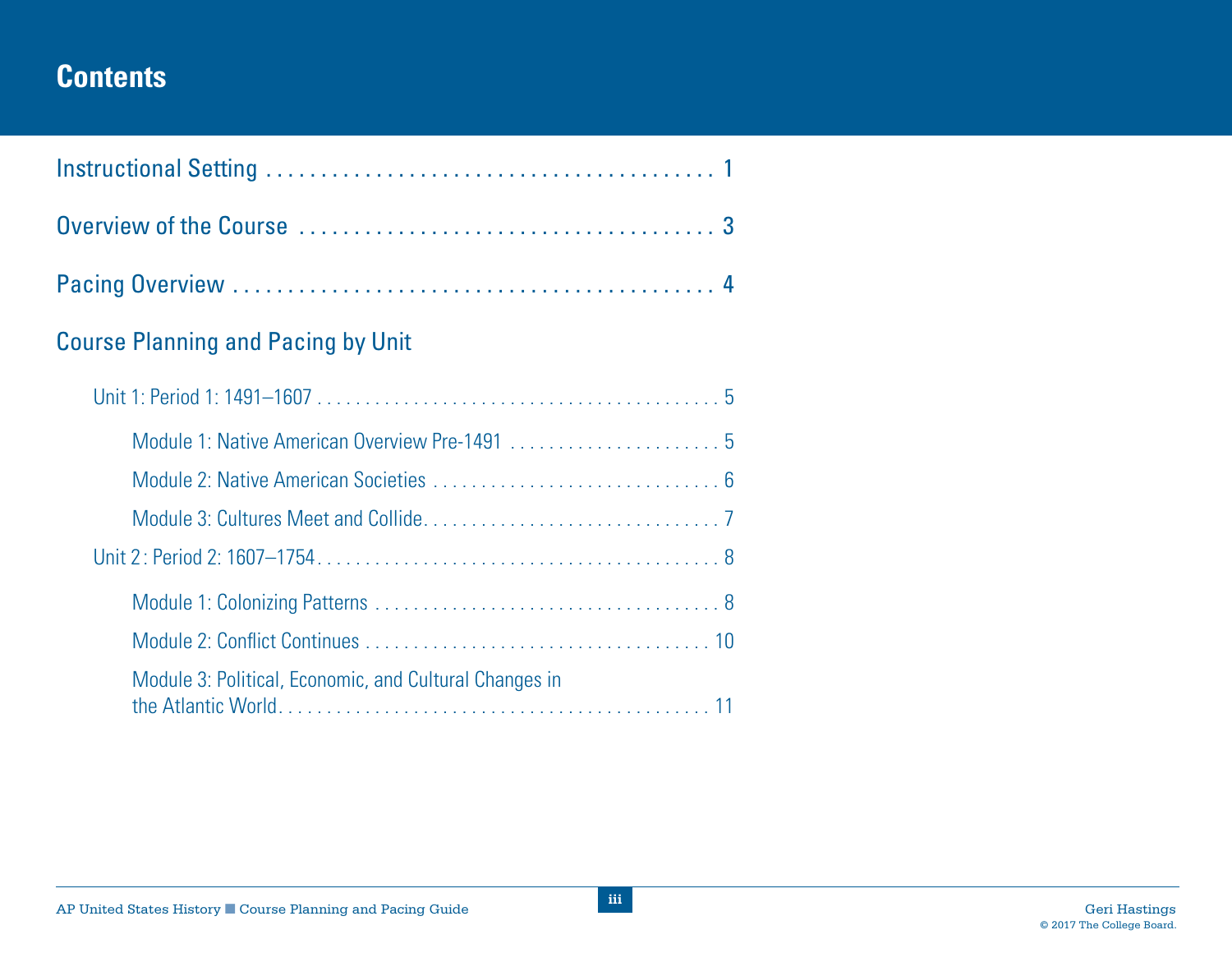# Contents

Instructional Setting . . . . . . . . . . . . . . . . . . . . . . . . . . . . . . . . . . . . . . . . 1

Overview of the Course . . . . . . . . . . . . . . . . . . . . . . . . . . . . . . . . . . . . . . 3

Pacing Overview . . . . . . . . . . . . . . . . . . . . . . . . . . . . . . . . . . . . . . . . . . . . 4

## Course Planning and Pacing by Unit

- Unit 1: Period 1: 1491–1607 . . . . . . . . . . . . . . . . . . . . . . . . . . . . . . . . . . . . . . . . . . 5
  - Module 1: Native American Overview Pre-1491 . . . . . . . . . . . . . . . . . . . . . . 5
  - Module 2: Native American Societies . . . . . . . . . . . . . . . . . . . . . . . . . . . . . . . 6
  - Module 3: Cultures Meet and Collide. . . . . . . . . . . . . . . . . . . . . . . . . . . . . . . 7
- Unit 2: Period 2: 1607–1754. . . . . . . . . . . . . . . . . . . . . . . . . . . . . . . . . . . . . . . . . . 8
  - Module 1: Colonizing Patterns . . . . . . . . . . . . . . . . . . . . . . . . . . . . . . . . . . . . 8
  - Module 2: Conflict Continues . . . . . . . . . . . . . . . . . . . . . . . . . . . . . . . . . . . . 10
  - Module 3: Political, Economic, and Cultural Changes in the Atlantic World. . . . . . . . . . . . . . . . . . . . . . . . . . . . . . . . . . . . . . . . . . . . . 11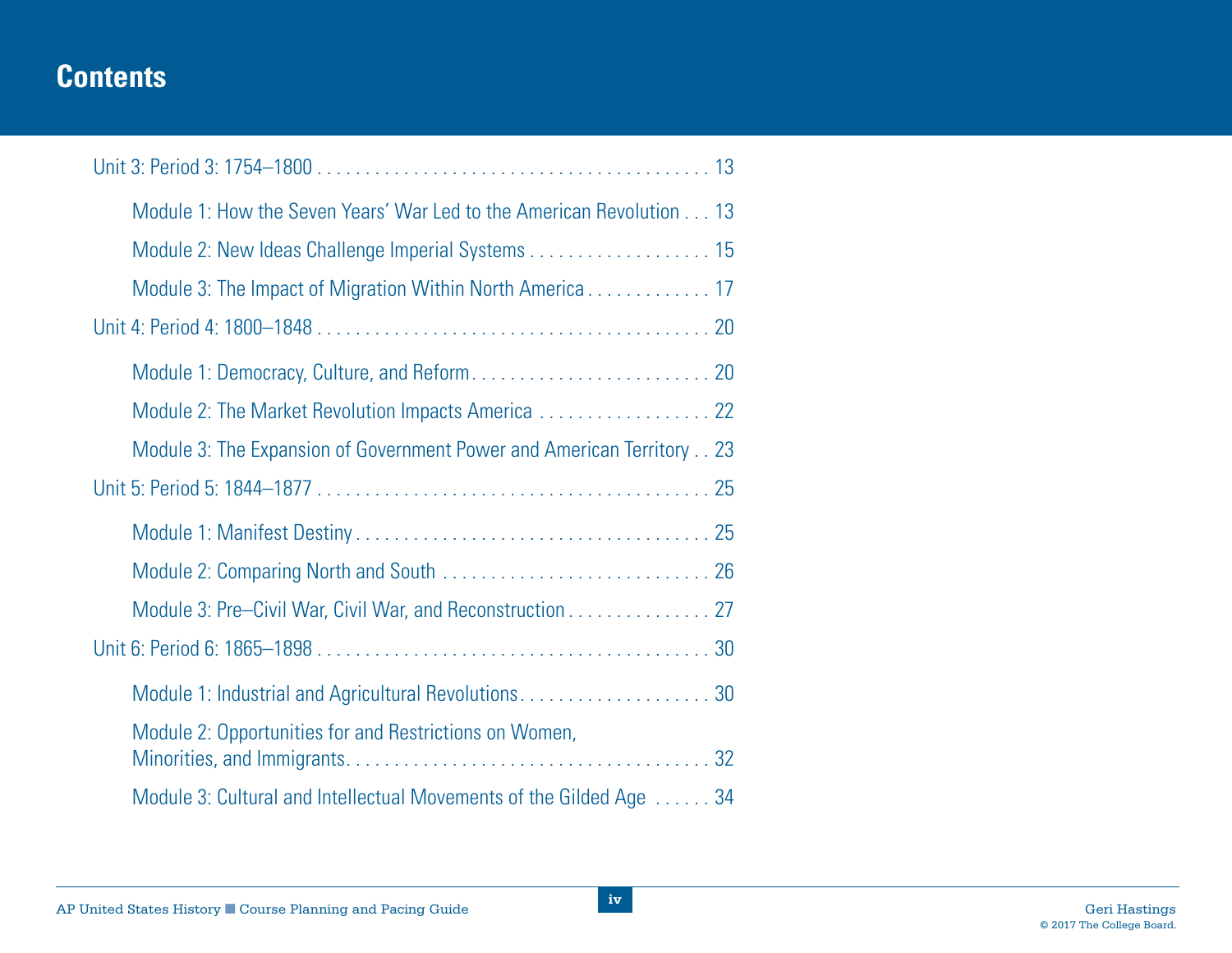# Contents

Unit 3: Period 3: 1754–1800 . . . . . . . . . . . . . . . . . . . . . . . . . . . . . . . . . . . . . . . . 13

- Module 1: How the Seven Years' War Led to the American Revolution . . . 13
- Module 2: New Ideas Challenge Imperial Systems . . . . . . . . . . . . . . . . . . . 15
- Module 3: The Impact of Migration Within North America . . . . . . . . . . . . . 17

Unit 4: Period 4: 1800–1848 . . . . . . . . . . . . . . . . . . . . . . . . . . . . . . . . . . . . . . . . 20

- Module 1: Democracy, Culture, and Reform . . . . . . . . . . . . . . . . . . . . . . . . . 20
- Module 2: The Market Revolution Impacts America . . . . . . . . . . . . . . . . . . 22
- Module 3: The Expansion of Government Power and American Territory . . 23

Unit 5: Period 5: 1844–1877 . . . . . . . . . . . . . . . . . . . . . . . . . . . . . . . . . . . . . . . . 25

- Module 1: Manifest Destiny . . . . . . . . . . . . . . . . . . . . . . . . . . . . . . . . . . . . 25
- Module 2: Comparing North and South . . . . . . . . . . . . . . . . . . . . . . . . . . . . 26
- Module 3: Pre–Civil War, Civil War, and Reconstruction . . . . . . . . . . . . . . . 27

Unit 6: Period 6: 1865–1898 . . . . . . . . . . . . . . . . . . . . . . . . . . . . . . . . . . . . . . . . 30

- Module 1: Industrial and Agricultural Revolutions . . . . . . . . . . . . . . . . . . . . 30
- Module 2: Opportunities for and Restrictions on Women, Minorities, and Immigrants . . . . . . . . . . . . . . . . . . . . . . . . . . . . . . . . . . . . . 32
- Module 3: Cultural and Intellectual Movements of the Gilded Age . . . . . . 34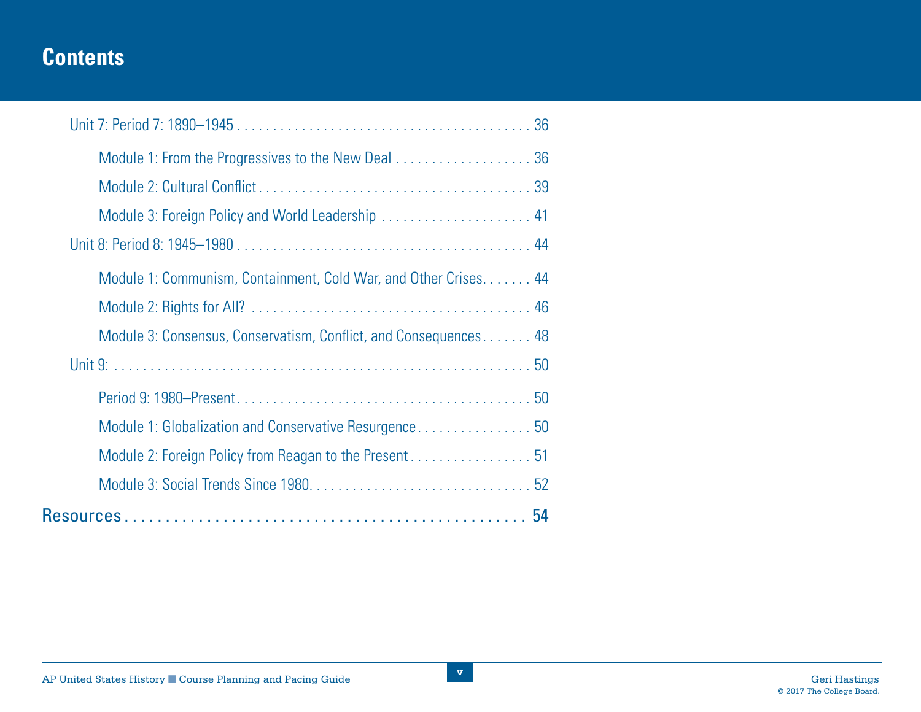## Contents

Unit 7: Period 7: 1890–1945 . . . . . . . . . . 36

- Module 1: From the Progressives to the New Deal . . . . . . . . . . 36
- Module 2: Cultural Conflict . . . . . . . . . . 39
- Module 3: Foreign Policy and World Leadership . . . . . . . . . . 41

Unit 8: Period 8: 1945–1980 . . . . . . . . . . 44

- Module 1: Communism, Containment, Cold War, and Other Crises . . . . . . . . . . 44
- Module 2: Rights for All? . . . . . . . . . . 46
- Module 3: Consensus, Conservatism, Conflict, and Consequences . . . . . . . . . . 48

Unit 9: . . . . . . . . . . 50

- Period 9: 1980–Present . . . . . . . . . . 50
- Module 1: Globalization and Conservative Resurgence . . . . . . . . . . 50
- Module 2: Foreign Policy from Reagan to the Present . . . . . . . . . . 51
- Module 3: Social Trends Since 1980 . . . . . . . . . . 52

Resources . . . . . . . . . . 54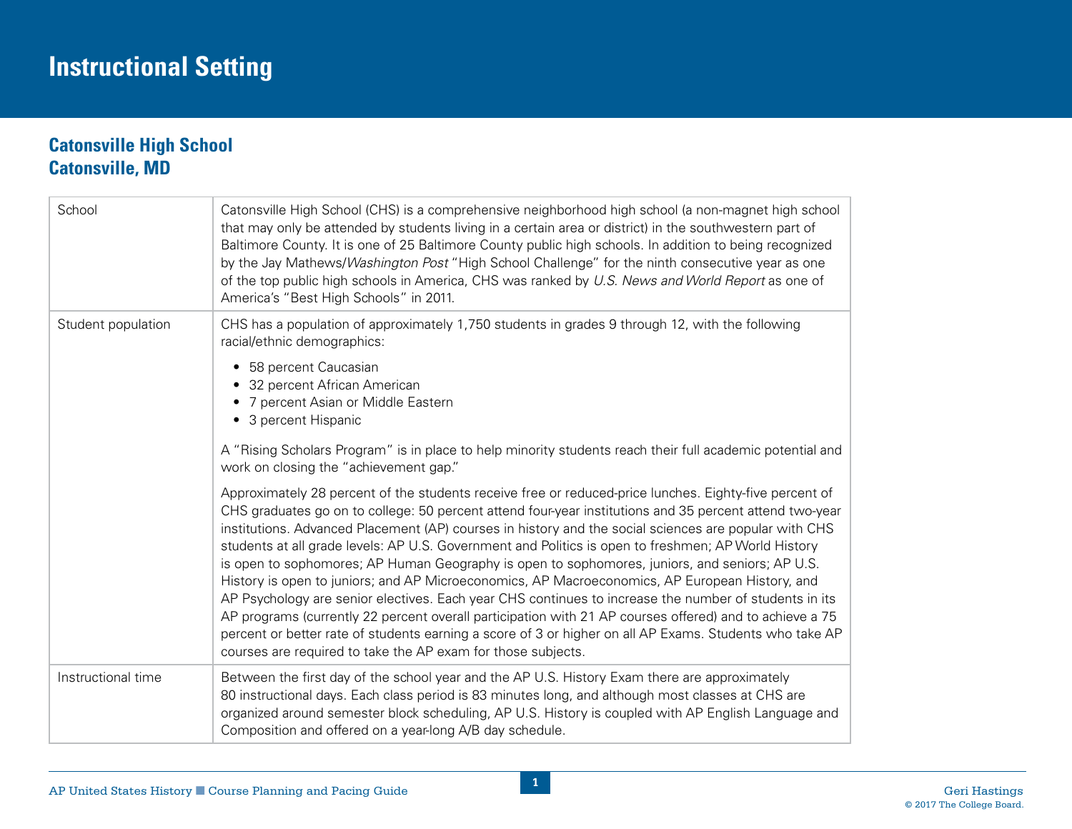# Instructional Setting

## Catonsville High School
## Catonsville, MD

| | |
|---|---|
| School | Catonsville High School (CHS) is a comprehensive neighborhood high school (a non-magnet high school that may only be attended by students living in a certain area or district) in the southwestern part of Baltimore County. It is one of 25 Baltimore County public high schools. In addition to being recognized by the Jay Mathews/*Washington Post* "High School Challenge" for the ninth consecutive year as one of the top public high schools in America, CHS was ranked by *U.S. News and World Report* as one of America's "Best High Schools" in 2011. |
| Student population | CHS has a population of approximately 1,750 students in grades 9 through 12, with the following racial/ethnic demographics:<br>• 58 percent Caucasian<br>• 32 percent African American<br>• 7 percent Asian or Middle Eastern<br>• 3 percent Hispanic<br><br>A "Rising Scholars Program" is in place to help minority students reach their full academic potential and work on closing the "achievement gap."<br><br>Approximately 28 percent of the students receive free or reduced-price lunches. Eighty-five percent of CHS graduates go on to college: 50 percent attend four-year institutions and 35 percent attend two-year institutions. Advanced Placement (AP) courses in history and the social sciences are popular with CHS students at all grade levels: AP U.S. Government and Politics is open to freshmen; AP World History is open to sophomores; AP Human Geography is open to sophomores, juniors, and seniors; AP U.S. History is open to juniors; and AP Microeconomics, AP Macroeconomics, AP European History, and AP Psychology are senior electives. Each year CHS continues to increase the number of students in its AP programs (currently 22 percent overall participation with 21 AP courses offered) and to achieve a 75 percent or better rate of students earning a score of 3 or higher on all AP Exams. Students who take AP courses are required to take the AP exam for those subjects. |
| Instructional time | Between the first day of the school year and the AP U.S. History Exam there are approximately 80 instructional days. Each class period is 83 minutes long, and although most classes at CHS are organized around semester block scheduling, AP U.S. History is coupled with AP English Language and Composition and offered on a year-long A/B day schedule. |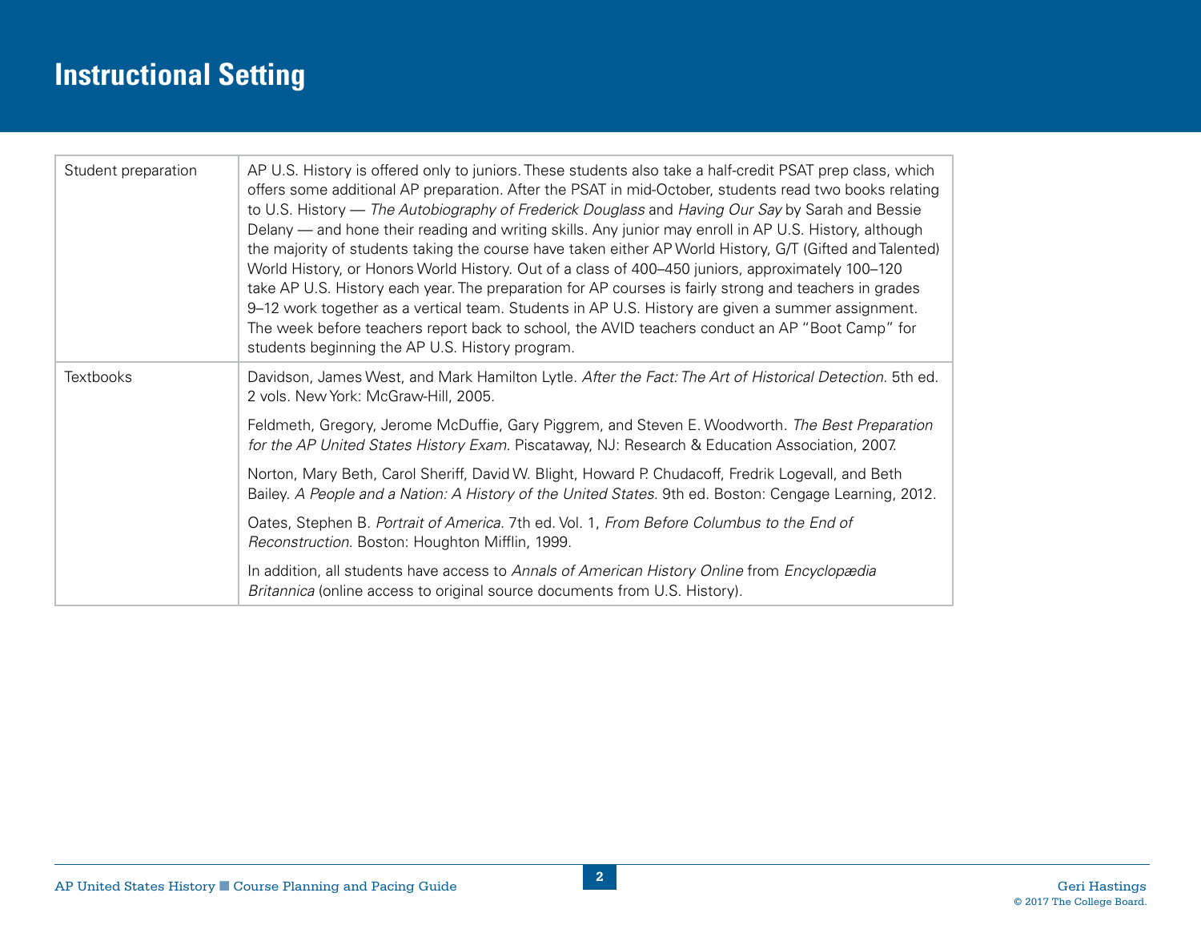# Instructional Setting

| | |
|---|---|
| Student preparation | AP U.S. History is offered only to juniors. These students also take a half-credit PSAT prep class, which offers some additional AP preparation. After the PSAT in mid-October, students read two books relating to U.S. History — *The Autobiography of Frederick Douglass* and *Having Our Say* by Sarah and Bessie Delany — and hone their reading and writing skills. Any junior may enroll in AP U.S. History, although the majority of students taking the course have taken either AP World History, G/T (Gifted and Talented) World History, or Honors World History. Out of a class of 400–450 juniors, approximately 100–120 take AP U.S. History each year. The preparation for AP courses is fairly strong and teachers in grades 9–12 work together as a vertical team. Students in AP U.S. History are given a summer assignment. The week before teachers report back to school, the AVID teachers conduct an AP "Boot Camp" for students beginning the AP U.S. History program. |
| Textbooks | Davidson, James West, and Mark Hamilton Lytle. *After the Fact: The Art of Historical Detection*. 5th ed. 2 vols. New York: McGraw-Hill, 2005.<br><br>Feldmeth, Gregory, Jerome McDuffie, Gary Piggrem, and Steven E. Woodworth. *The Best Preparation for the AP United States History Exam*. Piscataway, NJ: Research & Education Association, 2007.<br><br>Norton, Mary Beth, Carol Sheriff, David W. Blight, Howard P. Chudacoff, Fredrik Logevall, and Beth Bailey. *A People and a Nation: A History of the United States*. 9th ed. Boston: Cengage Learning, 2012.<br><br>Oates, Stephen B. *Portrait of America*. 7th ed. Vol. 1, *From Before Columbus to the End of Reconstruction*. Boston: Houghton Mifflin, 1999.<br><br>In addition, all students have access to *Annals of American History Online* from *Encyclopædia Britannica* (online access to original source documents from U.S. History). |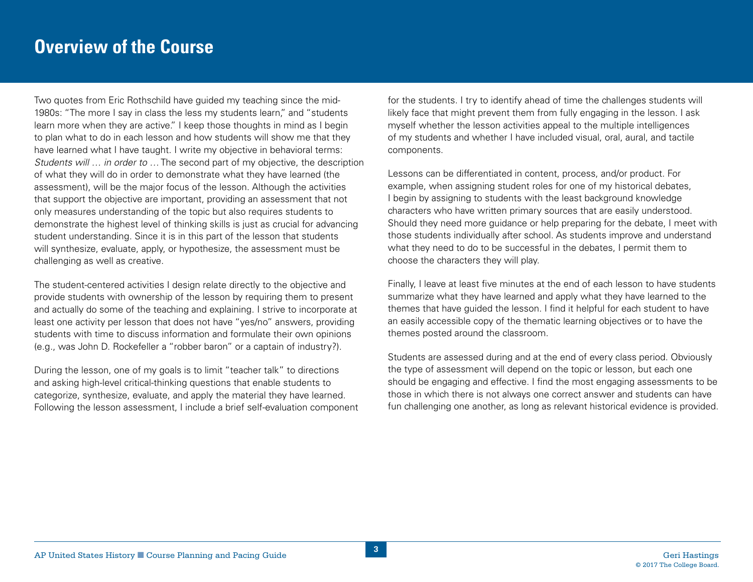## Overview of the Course

Two quotes from Eric Rothschild have guided my teaching since the mid-1980s: "The more I say in class the less my students learn," and "students learn more when they are active." I keep those thoughts in mind as I begin to plan what to do in each lesson and how students will show me that they have learned what I have taught. I write my objective in behavioral terms: *Students will … in order to …* The second part of my objective, the description of what they will do in order to demonstrate what they have learned (the assessment), will be the major focus of the lesson. Although the activities that support the objective are important, providing an assessment that not only measures understanding of the topic but also requires students to demonstrate the highest level of thinking skills is just as crucial for advancing student understanding. Since it is in this part of the lesson that students will synthesize, evaluate, apply, or hypothesize, the assessment must be challenging as well as creative.

The student-centered activities I design relate directly to the objective and provide students with ownership of the lesson by requiring them to present and actually do some of the teaching and explaining. I strive to incorporate at least one activity per lesson that does not have "yes/no" answers, providing students with time to discuss information and formulate their own opinions (e.g., was John D. Rockefeller a "robber baron" or a captain of industry?).

During the lesson, one of my goals is to limit "teacher talk" to directions and asking high-level critical-thinking questions that enable students to categorize, synthesize, evaluate, and apply the material they have learned. Following the lesson assessment, I include a brief self-evaluation component for the students. I try to identify ahead of time the challenges students will likely face that might prevent them from fully engaging in the lesson. I ask myself whether the lesson activities appeal to the multiple intelligences of my students and whether I have included visual, oral, aural, and tactile components.

Lessons can be differentiated in content, process, and/or product. For example, when assigning student roles for one of my historical debates, I begin by assigning to students with the least background knowledge characters who have written primary sources that are easily understood. Should they need more guidance or help preparing for the debate, I meet with those students individually after school. As students improve and understand what they need to do to be successful in the debates, I permit them to choose the characters they will play.

Finally, I leave at least five minutes at the end of each lesson to have students summarize what they have learned and apply what they have learned to the themes that have guided the lesson. I find it helpful for each student to have an easily accessible copy of the thematic learning objectives or to have the themes posted around the classroom.

Students are assessed during and at the end of every class period. Obviously the type of assessment will depend on the topic or lesson, but each one should be engaging and effective. I find the most engaging assessments to be those in which there is not always one correct answer and students can have fun challenging one another, as long as relevant historical evidence is provided.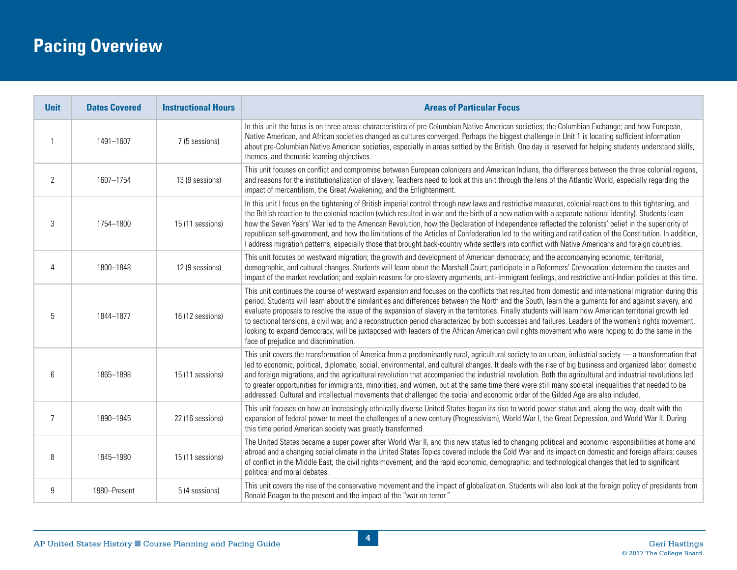# Pacing Overview

| Unit | Dates Covered | Instructional Hours | Areas of Particular Focus |
|---|---|---|---|
| 1 | 1491–1607 | 7 (5 sessions) | In this unit the focus is on three areas: characteristics of pre-Columbian Native American societies; the Columbian Exchange; and how European, Native American, and African societies changed as cultures converged. Perhaps the biggest challenge in Unit 1 is locating sufficient information about pre-Columbian Native American societies, especially in areas settled by the British. One day is reserved for helping students understand skills, themes, and thematic learning objectives. |
| 2 | 1607–1754 | 13 (9 sessions) | This unit focuses on conflict and compromise between European colonizers and American Indians, the differences between the three colonial regions, and reasons for the institutionalization of slavery. Teachers need to look at this unit through the lens of the Atlantic World, especially regarding the impact of mercantilism, the Great Awakening, and the Enlightenment. |
| 3 | 1754–1800 | 15 (11 sessions) | In this unit I focus on the tightening of British imperial control through new laws and restrictive measures, colonial reactions to this tightening, and the British reaction to the colonial reaction (which resulted in war and the birth of a new nation with a separate national identity). Students learn how the Seven Years' War led to the American Revolution, how the Declaration of Independence reflected the colonists' belief in the superiority of republican self-government, and how the limitations of the Articles of Confederation led to the writing and ratification of the Constitution. In addition, I address migration patterns, especially those that brought back-country white settlers into conflict with Native Americans and foreign countries. |
| 4 | 1800–1848 | 12 (9 sessions) | This unit focuses on westward migration; the growth and development of American democracy; and the accompanying economic, territorial, demographic, and cultural changes. Students will learn about the Marshall Court; participate in a Reformers' Convocation; determine the causes and impact of the market revolution; and explain reasons for pro-slavery arguments, anti-immigrant feelings, and restrictive anti-Indian policies at this time. |
| 5 | 1844–1877 | 16 (12 sessions) | This unit continues the course of westward expansion and focuses on the conflicts that resulted from domestic and international migration during this period. Students will learn about the similarities and differences between the North and the South, learn the arguments for and against slavery, and evaluate proposals to resolve the issue of the expansion of slavery in the territories. Finally students will learn how American territorial growth led to sectional tensions, a civil war, and a reconstruction period characterized by both successes and failures. Leaders of the women's rights movement, looking to expand democracy, will be juxtaposed with leaders of the African American civil rights movement who were hoping to do the same in the face of prejudice and discrimination. |
| 6 | 1865–1898 | 15 (11 sessions) | This unit covers the transformation of America from a predominantly rural, agricultural society to an urban, industrial society — a transformation that led to economic, political, diplomatic, social, environmental, and cultural changes. It deals with the rise of big business and organized labor, domestic and foreign migrations, and the agricultural revolution that accompanied the industrial revolution. Both the agricultural and industrial revolutions led to greater opportunities for immigrants, minorities, and women, but at the same time there were still many societal inequalities that needed to be addressed. Cultural and intellectual movements that challenged the social and economic order of the Gilded Age are also included. |
| 7 | 1890–1945 | 22 (16 sessions) | This unit focuses on how an increasingly ethnically diverse United States began its rise to world power status and, along the way, dealt with the expansion of federal power to meet the challenges of a new century (Progressivism), World War I, the Great Depression, and World War II. During this time period American society was greatly transformed. |
| 8 | 1945–1980 | 15 (11 sessions) | The United States became a super power after World War II, and this new status led to changing political and economic responsibilities at home and abroad and a changing social climate in the United States Topics covered include the Cold War and its impact on domestic and foreign affairs; causes of conflict in the Middle East; the civil rights movement; and the rapid economic, demographic, and technological changes that led to significant political and moral debates. |
| 9 | 1980–Present | 5 (4 sessions) | This unit covers the rise of the conservative movement and the impact of globalization. Students will also look at the foreign policy of presidents from Ronald Reagan to the present and the impact of the "war on terror." |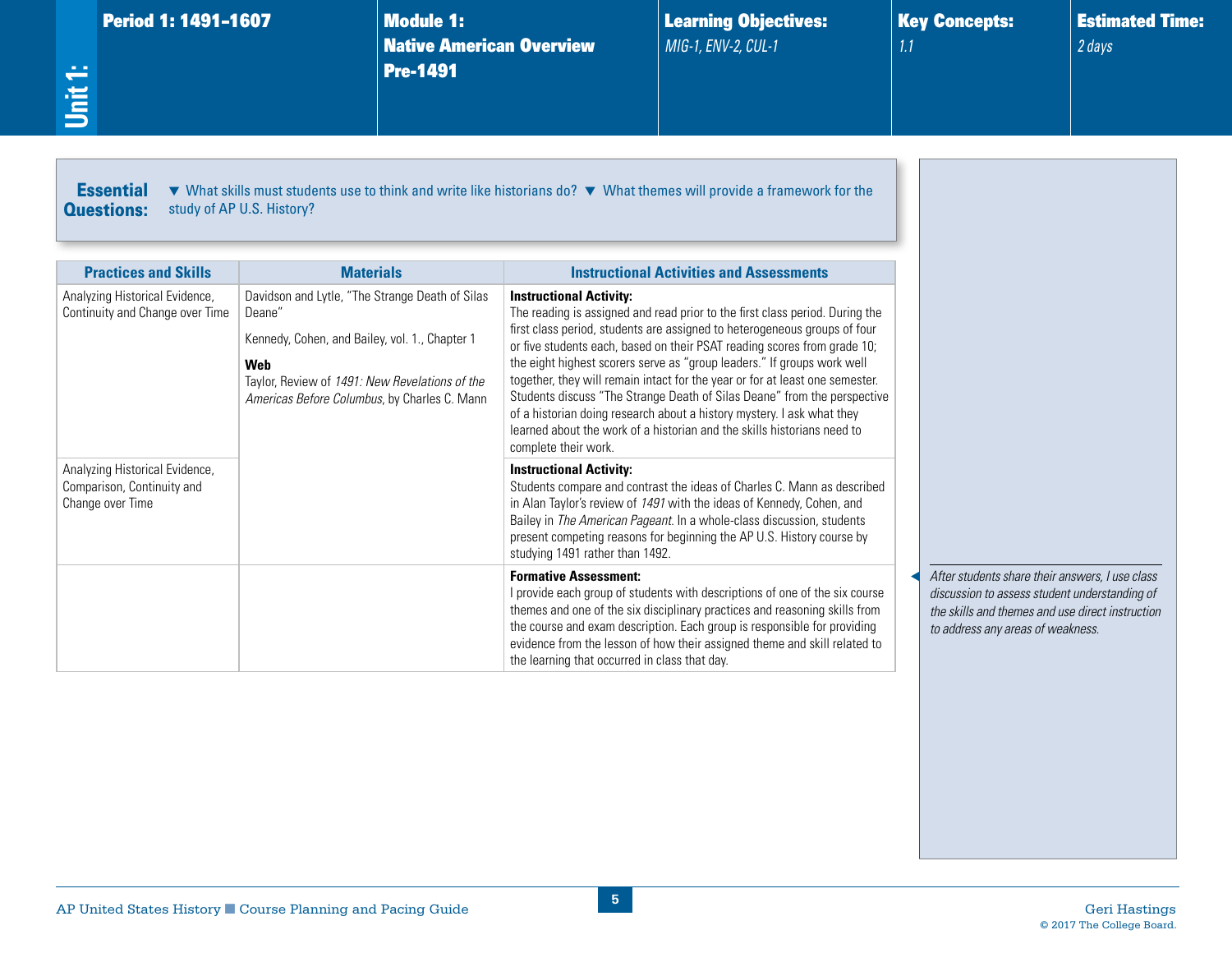**Unit 1:**

| Period 1: 1491–1607 | Module 1: Native American Overview Pre-1491 | Learning Objectives: | Key Concepts: | Estimated Time: |
|---|---|---|---|---|
| | | *MIG-1, ENV-2, CUL-1* | *1.1* | *2 days* |

**Essential Questions:** ▼ What skills must students use to think and write like historians do? ▼ What themes will provide a framework for the study of AP U.S. History?

| Practices and Skills | Materials | Instructional Activities and Assessments |
|---|---|---|
| Analyzing Historical Evidence, Continuity and Change over Time | Davidson and Lytle, "The Strange Death of Silas Deane"<br><br>Kennedy, Cohen, and Bailey, vol. 1., Chapter 1<br><br>**Web**<br>Taylor, Review of *1491: New Revelations of the Americas Before Columbus*, by Charles C. Mann | **Instructional Activity:**<br>The reading is assigned and read prior to the first class period. During the first class period, students are assigned to heterogeneous groups of four or five students each, based on their PSAT reading scores from grade 10; the eight highest scorers serve as "group leaders." If groups work well together, they will remain intact for the year or for at least one semester. Students discuss "The Strange Death of Silas Deane" from the perspective of a historian doing research about a history mystery. I ask what they learned about the work of a historian and the skills historians need to complete their work. |
| Analyzing Historical Evidence, Comparison, Continuity and Change over Time | | **Instructional Activity:**<br>Students compare and contrast the ideas of Charles C. Mann as described in Alan Taylor's review of *1491* with the ideas of Kennedy, Cohen, and Bailey in *The American Pageant*. In a whole-class discussion, students present competing reasons for beginning the AP U.S. History course by studying 1491 rather than 1492. |
| | | **Formative Assessment:**<br>I provide each group of students with descriptions of one of the six course themes and one of the six disciplinary practices and reasoning skills from the course and exam description. Each group is responsible for providing evidence from the lesson of how their assigned theme and skill related to the learning that occurred in class that day. |

*After students share their answers, I use class discussion to assess student understanding of the skills and themes and use direct instruction to address any areas of weakness.*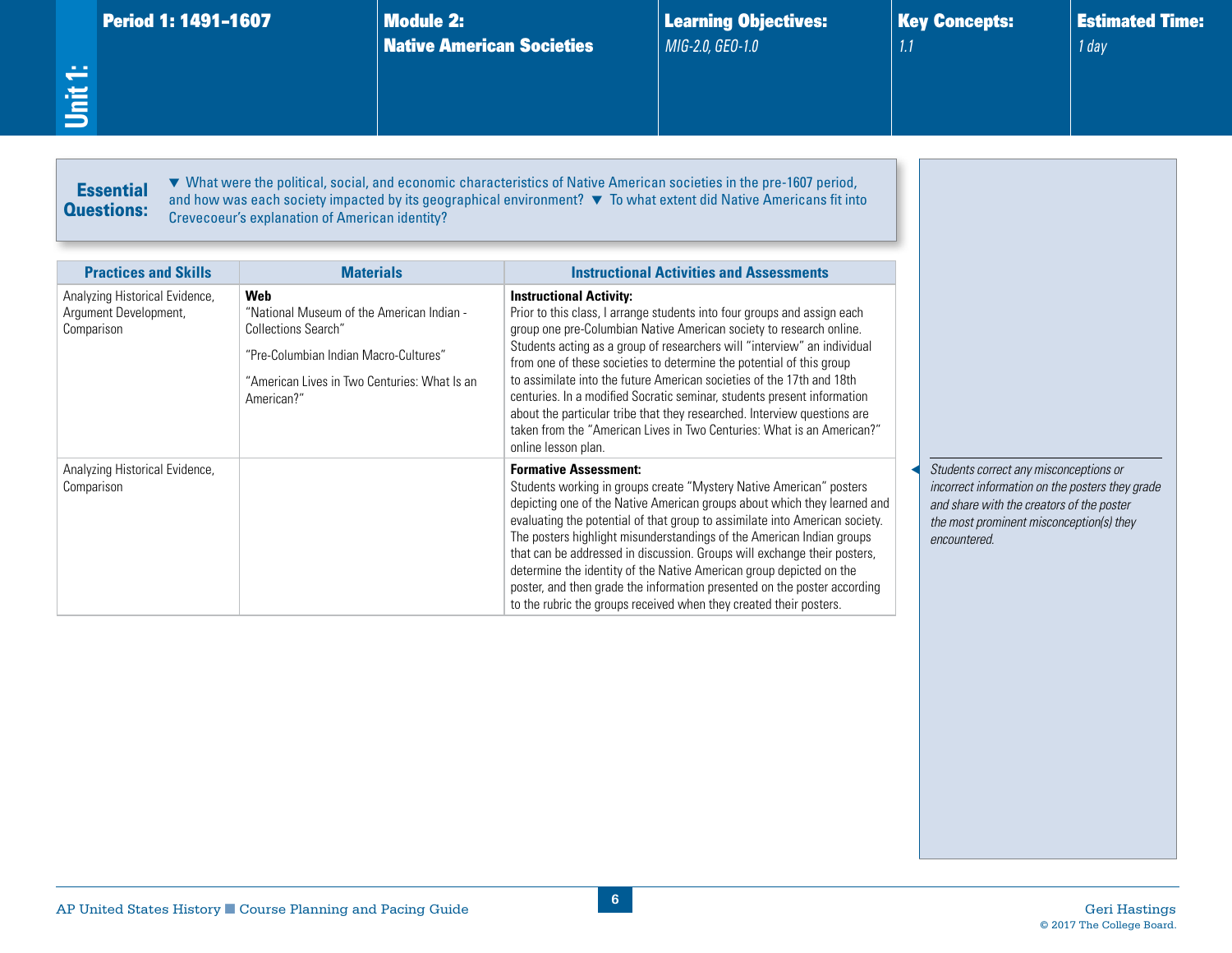# Unit 1: Period 1: 1491–1607

## Module 2: Native American Societies

**Learning Objectives:** *MIG-2.0, GEO-1.0*

**Key Concepts:** *1.1*

**Estimated Time:** *1 day*

**Essential Questions:** ▼ What were the political, social, and economic characteristics of Native American societies in the pre-1607 period, and how was each society impacted by its geographical environment? ▼ To what extent did Native Americans fit into Crevecoeur's explanation of American identity?

| Practices and Skills | Materials | Instructional Activities and Assessments |
|---|---|---|
| Analyzing Historical Evidence, Argument Development, Comparison | **Web**<br>"National Museum of the American Indian - Collections Search"<br><br>"Pre-Columbian Indian Macro-Cultures"<br><br>"American Lives in Two Centuries: What Is an American?" | **Instructional Activity:**<br>Prior to this class, I arrange students into four groups and assign each group one pre-Columbian Native American society to research online. Students acting as a group of researchers will "interview" an individual from one of these societies to determine the potential of this group to assimilate into the future American societies of the 17th and 18th centuries. In a modified Socratic seminar, students present information about the particular tribe that they researched. Interview questions are taken from the "American Lives in Two Centuries: What is an American?" online lesson plan. |
| Analyzing Historical Evidence, Comparison | | **Formative Assessment:**<br>Students working in groups create "Mystery Native American" posters depicting one of the Native American groups about which they learned and evaluating the potential of that group to assimilate into American society. The posters highlight misunderstandings of the American Indian groups that can be addressed in discussion. Groups will exchange their posters, determine the identity of the Native American group depicted on the poster, and then grade the information presented on the poster according to the rubric the groups received when they created their posters. |

*Students correct any misconceptions or incorrect information on the posters they grade and share with the creators of the poster the most prominent misconception(s) they encountered.*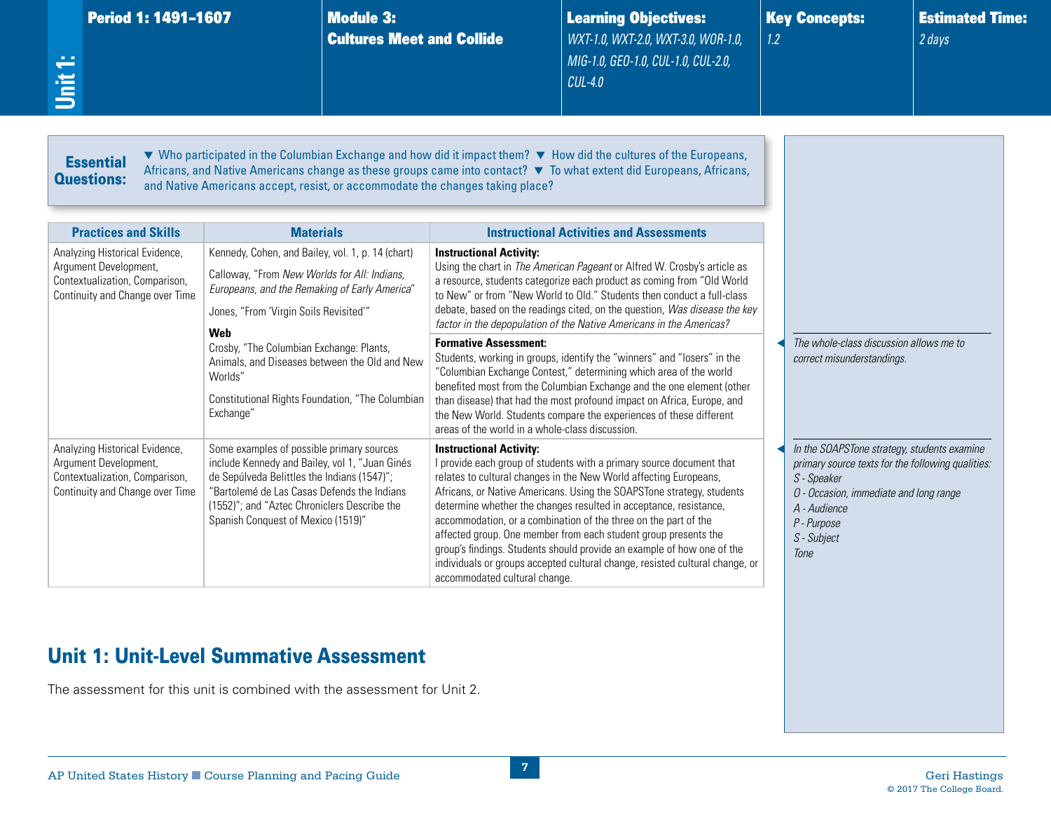# Unit 1: Period 1: 1491–1607

## Module 3: Cultures Meet and Collide

**Learning Objectives:** *WXT-1.0, WXT-2.0, WXT-3.0, WOR-1.0, MIG-1.0, GEO-1.0, CUL-1.0, CUL-2.0, CUL-4.0*

**Key Concepts:** *1.2*

**Estimated Time:** *2 days*

**Essential Questions:** ▼ Who participated in the Columbian Exchange and how did it impact them? ▼ How did the cultures of the Europeans, Africans, and Native Americans change as these groups came into contact? ▼ To what extent did Europeans, Africans, and Native Americans accept, resist, or accommodate the changes taking place?

| Practices and Skills | Materials | Instructional Activities and Assessments |
|---|---|---|
| Analyzing Historical Evidence, Argument Development, Contextualization, Comparison, Continuity and Change over Time | Kennedy, Cohen, and Bailey, vol. 1, p. 14 (chart)<br><br>Calloway, "From *New Worlds for All: Indians, Europeans, and the Remaking of Early America*"<br><br>Jones, "From 'Virgin Soils Revisited'"<br><br>**Web**<br>Crosby, "The Columbian Exchange: Plants, Animals, and Diseases between the Old and New Worlds"<br><br>Constitutional Rights Foundation, "The Columbian Exchange" | **Instructional Activity:**<br>Using the chart in *The American Pageant* or Alfred W. Crosby's article as a resource, students categorize each product as coming from "Old World to New" or from "New World to Old." Students then conduct a full-class debate, based on the readings cited, on the question, *Was disease the key factor in the depopulation of the Native Americans in the Americas?*<br><br>**Formative Assessment:**<br>Students, working in groups, identify the "winners" and "losers" in the "Columbian Exchange Contest," determining which area of the world benefited most from the Columbian Exchange and the one element (other than disease) that had the most profound impact on Africa, Europe, and the New World. Students compare the experiences of these different areas of the world in a whole-class discussion. |
| Analyzing Historical Evidence, Argument Development, Contextualization, Comparison, Continuity and Change over Time | Some examples of possible primary sources include Kennedy and Bailey, vol 1, "Juan Ginés de Sepúlveda Belittles the Indians (1547)"; "Bartolemé de Las Casas Defends the Indians (1552)"; and "Aztec Chroniclers Describe the Spanish Conquest of Mexico (1519)" | **Instructional Activity:**<br>I provide each group of students with a primary source document that relates to cultural changes in the New World affecting Europeans, Africans, or Native Americans. Using the SOAPSTone strategy, students determine whether the changes resulted in acceptance, resistance, accommodation, or a combination of the three on the part of the affected group. One member from each student group presents the group's findings. Students should provide an example of how one of the individuals or groups accepted cultural change, resisted cultural change, or accommodated cultural change. |

*The whole-class discussion allows me to correct misunderstandings.*

*In the SOAPSTone strategy, students examine primary source texts for the following qualities:*
*S - Speaker*
*O - Occasion, immediate and long range*
*A - Audience*
*P - Purpose*
*S - Subject*
*Tone*

## Unit 1: Unit-Level Summative Assessment

The assessment for this unit is combined with the assessment for Unit 2.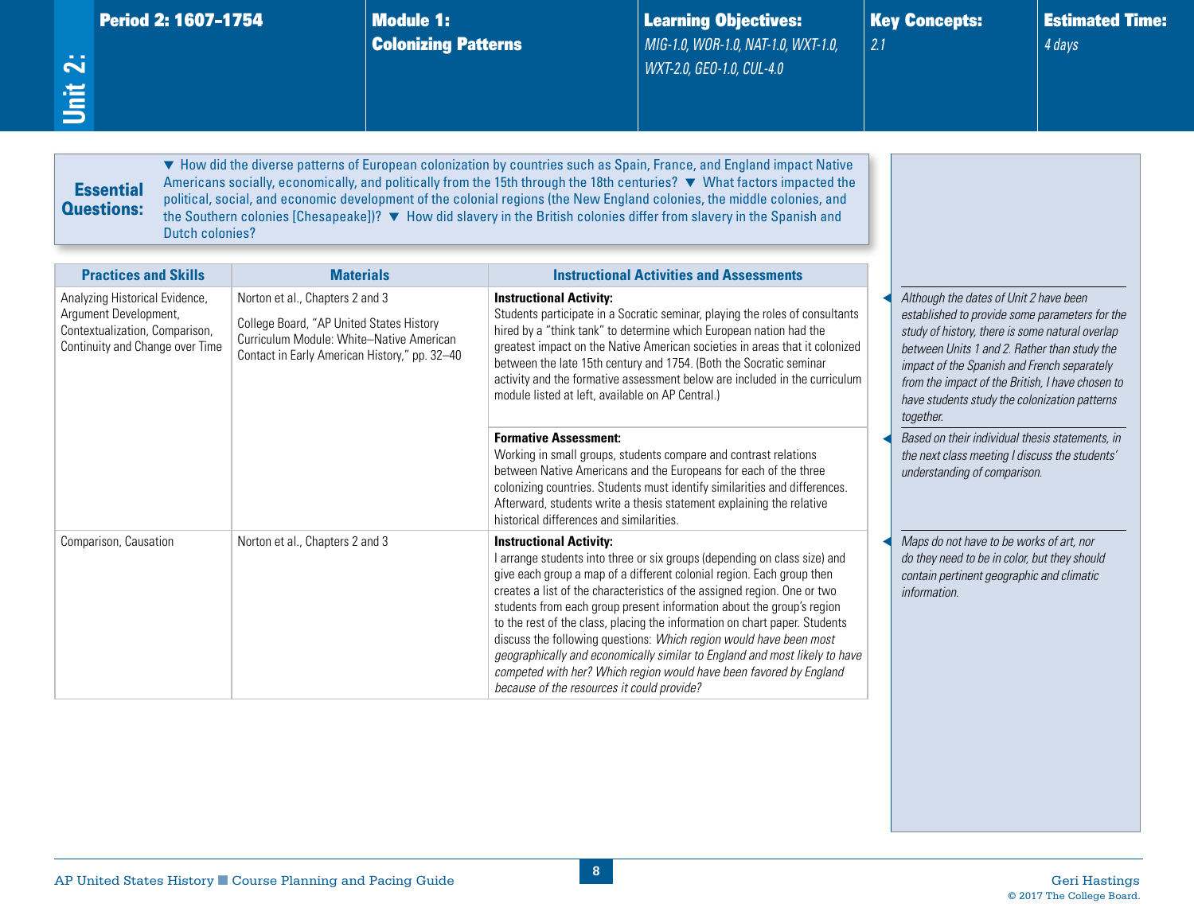# Unit 2: Period 2: 1607–1754

**Module 1: Colonizing Patterns**

**Learning Objectives:** *MIG-1.0, WOR-1.0, NAT-1.0, WXT-1.0, WXT-2.0, GEO-1.0, CUL-4.0*

**Key Concepts:** *2.1*

**Estimated Time:** *4 days*

**Essential Questions:** ▼ How did the diverse patterns of European colonization by countries such as Spain, France, and England impact Native Americans socially, economically, and politically from the 15th through the 18th centuries? ▼ What factors impacted the political, social, and economic development of the colonial regions (the New England colonies, the middle colonies, and the Southern colonies [Chesapeake])? ▼ How did slavery in the British colonies differ from slavery in the Spanish and Dutch colonies?

| Practices and Skills | Materials | Instructional Activities and Assessments |
|---|---|---|
| Analyzing Historical Evidence, Argument Development, Contextualization, Comparison, Continuity and Change over Time | Norton et al., Chapters 2 and 3<br><br>College Board, "AP United States History Curriculum Module: White–Native American Contact in Early American History," pp. 32–40 | **Instructional Activity:**<br>Students participate in a Socratic seminar, playing the roles of consultants hired by a "think tank" to determine which European nation had the greatest impact on the Native American societies in areas that it colonized between the late 15th century and 1754. (Both the Socratic seminar activity and the formative assessment below are included in the curriculum module listed at left, available on AP Central.) |
| | | **Formative Assessment:**<br>Working in small groups, students compare and contrast relations between Native Americans and the Europeans for each of the three colonizing countries. Students must identify similarities and differences. Afterward, students write a thesis statement explaining the relative historical differences and similarities. |
| Comparison, Causation | Norton et al., Chapters 2 and 3 | **Instructional Activity:**<br>I arrange students into three or six groups (depending on class size) and give each group a map of a different colonial region. Each group then creates a list of the characteristics of the assigned region. One or two students from each group present information about the group's region to the rest of the class, placing the information on chart paper. Students discuss the following questions: *Which region would have been most geographically and economically similar to England and most likely to have competed with her? Which region would have been favored by England because of the resources it could provide?* |

*Although the dates of Unit 2 have been established to provide some parameters for the study of history, there is some natural overlap between Units 1 and 2. Rather than study the impact of the Spanish and French separately from the impact of the British, I have chosen to have students study the colonization patterns together.*

*Based on their individual thesis statements, in the next class meeting I discuss the students' understanding of comparison.*

*Maps do not have to be works of art, nor do they need to be in color, but they should contain pertinent geographic and climatic information.*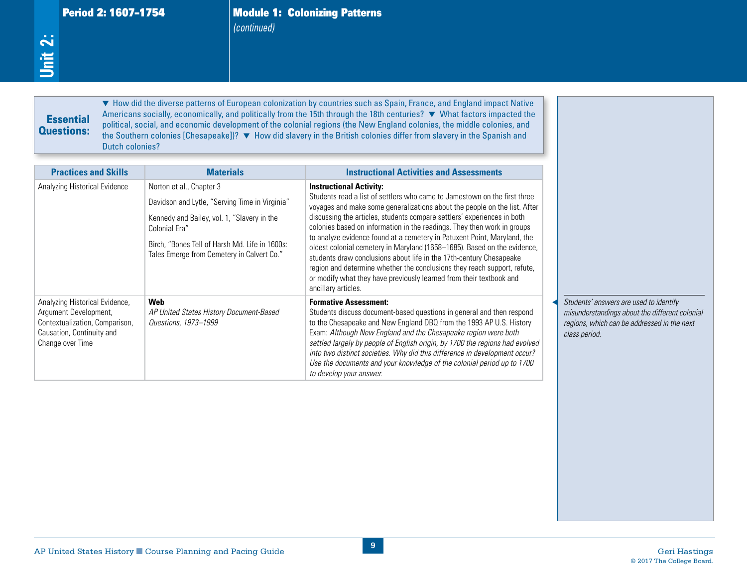## Unit 2: Period 2: 1607–1754

## Module 1: Colonizing Patterns *(continued)*

**Essential Questions:** ▼ How did the diverse patterns of European colonization by countries such as Spain, France, and England impact Native Americans socially, economically, and politically from the 15th through the 18th centuries? ▼ What factors impacted the political, social, and economic development of the colonial regions (the New England colonies, the middle colonies, and the Southern colonies [Chesapeake])? ▼ How did slavery in the British colonies differ from slavery in the Spanish and Dutch colonies?

| Practices and Skills | Materials | Instructional Activities and Assessments |
|---|---|---|
| Analyzing Historical Evidence | Norton et al., Chapter 3<br><br>Davidson and Lytle, "Serving Time in Virginia"<br><br>Kennedy and Bailey, vol. 1, "Slavery in the Colonial Era"<br><br>Birch, "Bones Tell of Harsh Md. Life in 1600s: Tales Emerge from Cemetery in Calvert Co." | **Instructional Activity:**<br>Students read a list of settlers who came to Jamestown on the first three voyages and make some generalizations about the people on the list. After discussing the articles, students compare settlers' experiences in both colonies based on information in the readings. They then work in groups to analyze evidence found at a cemetery in Patuxent Point, Maryland, the oldest colonial cemetery in Maryland (1658–1685). Based on the evidence, students draw conclusions about life in the 17th-century Chesapeake region and determine whether the conclusions they reach support, refute, or modify what they have previously learned from their textbook and ancillary articles. |
| Analyzing Historical Evidence, Argument Development, Contextualization, Comparison, Causation, Continuity and Change over Time | **Web**<br>*AP United States History Document-Based Questions, 1973–1999* | **Formative Assessment:**<br>Students discuss document-based questions in general and then respond to the Chesapeake and New England DBQ from the 1993 AP U.S. History Exam: *Although New England and the Chesapeake region were both settled largely by people of English origin, by 1700 the regions had evolved into two distinct societies. Why did this difference in development occur? Use the documents and your knowledge of the colonial period up to 1700 to develop your answer.* |

*Students' answers are used to identify misunderstandings about the different colonial regions, which can be addressed in the next class period.*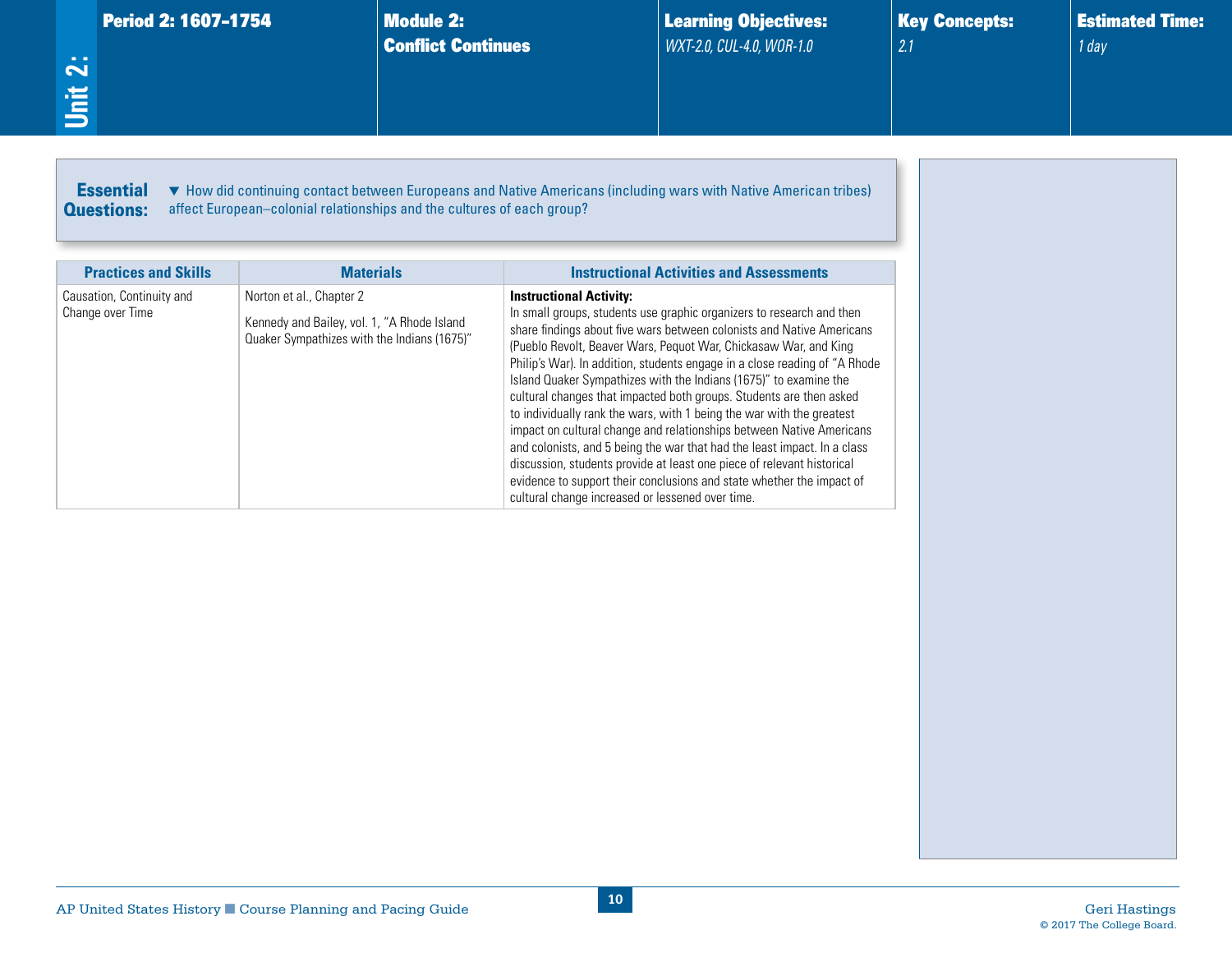| Unit 2: | Period 2: 1607–1754 | Module 2: Conflict Continues | Learning Objectives: | Key Concepts: | Estimated Time: |
|---|---|---|---|---|---|
| | | | *WXT-2.0, CUL-4.0, WOR-1.0* | *2.1* | *1 day* |

**Essential Questions:**

▼ How did continuing contact between Europeans and Native Americans (including wars with Native American tribes) affect European–colonial relationships and the cultures of each group?

| Practices and Skills | Materials | Instructional Activities and Assessments |
|---|---|---|
| Causation, Continuity and Change over Time | Norton et al., Chapter 2<br><br>Kennedy and Bailey, vol. 1, "A Rhode Island Quaker Sympathizes with the Indians (1675)" | **Instructional Activity:**<br>In small groups, students use graphic organizers to research and then share findings about five wars between colonists and Native Americans (Pueblo Revolt, Beaver Wars, Pequot War, Chickasaw War, and King Philip's War). In addition, students engage in a close reading of "A Rhode Island Quaker Sympathizes with the Indians (1675)" to examine the cultural changes that impacted both groups. Students are then asked to individually rank the wars, with 1 being the war with the greatest impact on cultural change and relationships between Native Americans and colonists, and 5 being the war that had the least impact. In a class discussion, students provide at least one piece of relevant historical evidence to support their conclusions and state whether the impact of cultural change increased or lessened over time. |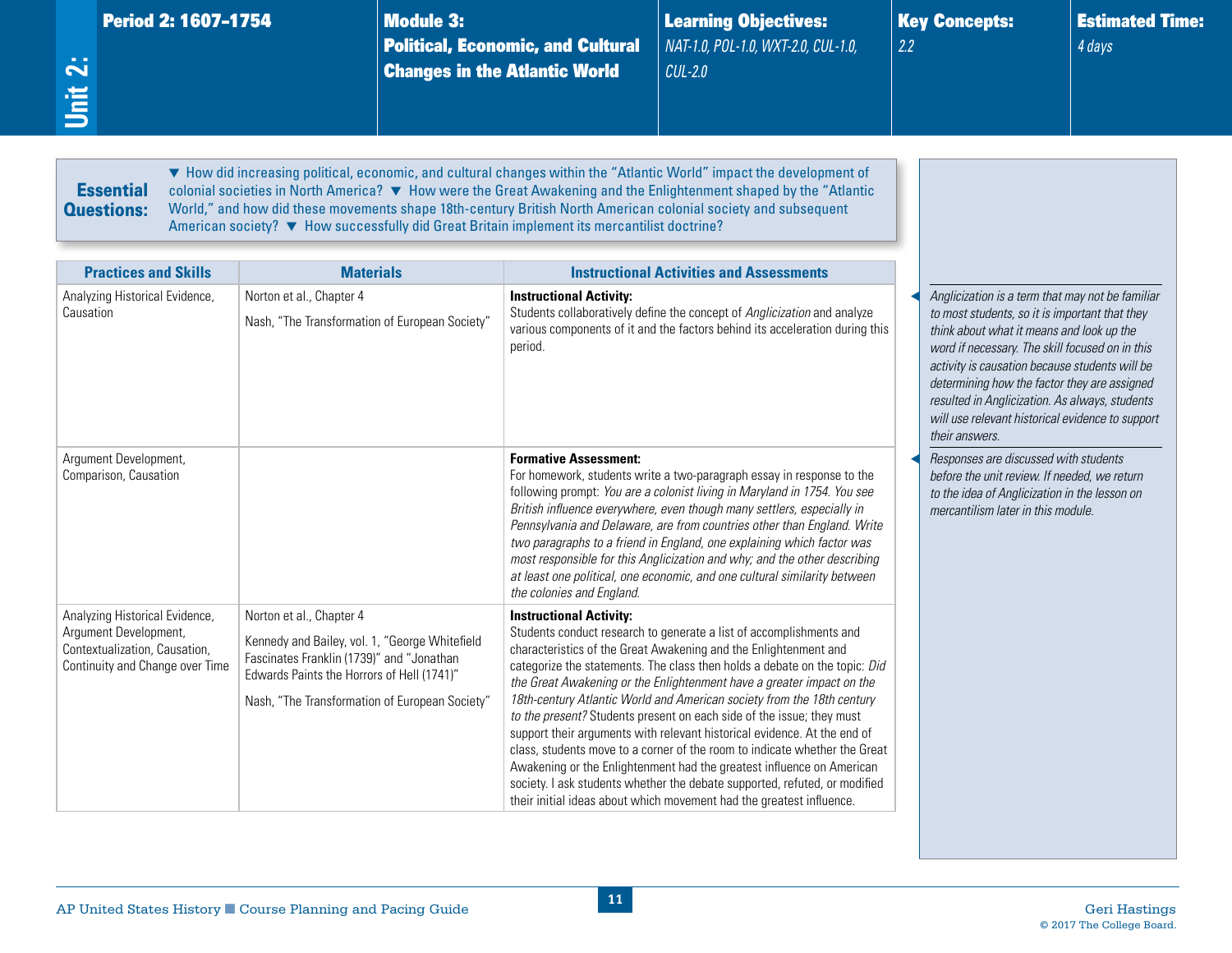**Unit 2:** Period 2: 1607–1754

**Module 3: Political, Economic, and Cultural Changes in the Atlantic World**

**Learning Objectives:** *NAT-1.0, POL-1.0, WXT-2.0, CUL-1.0, CUL-2.0*

**Key Concepts:** *2.2*

**Estimated Time:** *4 days*

**Essential Questions:** ▼ How did increasing political, economic, and cultural changes within the "Atlantic World" impact the development of colonial societies in North America? ▼ How were the Great Awakening and the Enlightenment shaped by the "Atlantic World," and how did these movements shape 18th-century British North American colonial society and subsequent American society? ▼ How successfully did Great Britain implement its mercantilist doctrine?

| Practices and Skills | Materials | Instructional Activities and Assessments |
|---|---|---|
| Analyzing Historical Evidence, Causation | Norton et al., Chapter 4<br><br>Nash, "The Transformation of European Society" | **Instructional Activity:**<br>Students collaboratively define the concept of *Anglicization* and analyze various components of it and the factors behind its acceleration during this period. |
| Argument Development, Comparison, Causation | | **Formative Assessment:**<br>For homework, students write a two-paragraph essay in response to the following prompt: *You are a colonist living in Maryland in 1754. You see British influence everywhere, even though many settlers, especially in Pennsylvania and Delaware, are from countries other than England. Write two paragraphs to a friend in England, one explaining which factor was most responsible for this Anglicization and why; and the other describing at least one political, one economic, and one cultural similarity between the colonies and England.* |
| Analyzing Historical Evidence, Argument Development, Contextualization, Causation, Continuity and Change over Time | Norton et al., Chapter 4<br><br>Kennedy and Bailey, vol. 1, "George Whitefield Fascinates Franklin (1739)" and "Jonathan Edwards Paints the Horrors of Hell (1741)"<br><br>Nash, "The Transformation of European Society" | **Instructional Activity:**<br>Students conduct research to generate a list of accomplishments and characteristics of the Great Awakening and the Enlightenment and categorize the statements. The class then holds a debate on the topic: *Did the Great Awakening or the Enlightenment have a greater impact on the 18th-century Atlantic World and American society from the 18th century to the present?* Students present on each side of the issue; they must support their arguments with relevant historical evidence. At the end of class, students move to a corner of the room to indicate whether the Great Awakening or the Enlightenment had the greatest influence on American society. I ask students whether the debate supported, refuted, or modified their initial ideas about which movement had the greatest influence. |

*Anglicization is a term that may not be familiar to most students, so it is important that they think about what it means and look up the word if necessary. The skill focused on in this activity is causation because students will be determining how the factor they are assigned resulted in Anglicization. As always, students will use relevant historical evidence to support their answers.*

*Responses are discussed with students before the unit review. If needed, we return to the idea of Anglicization in the lesson on mercantilism later in this module.*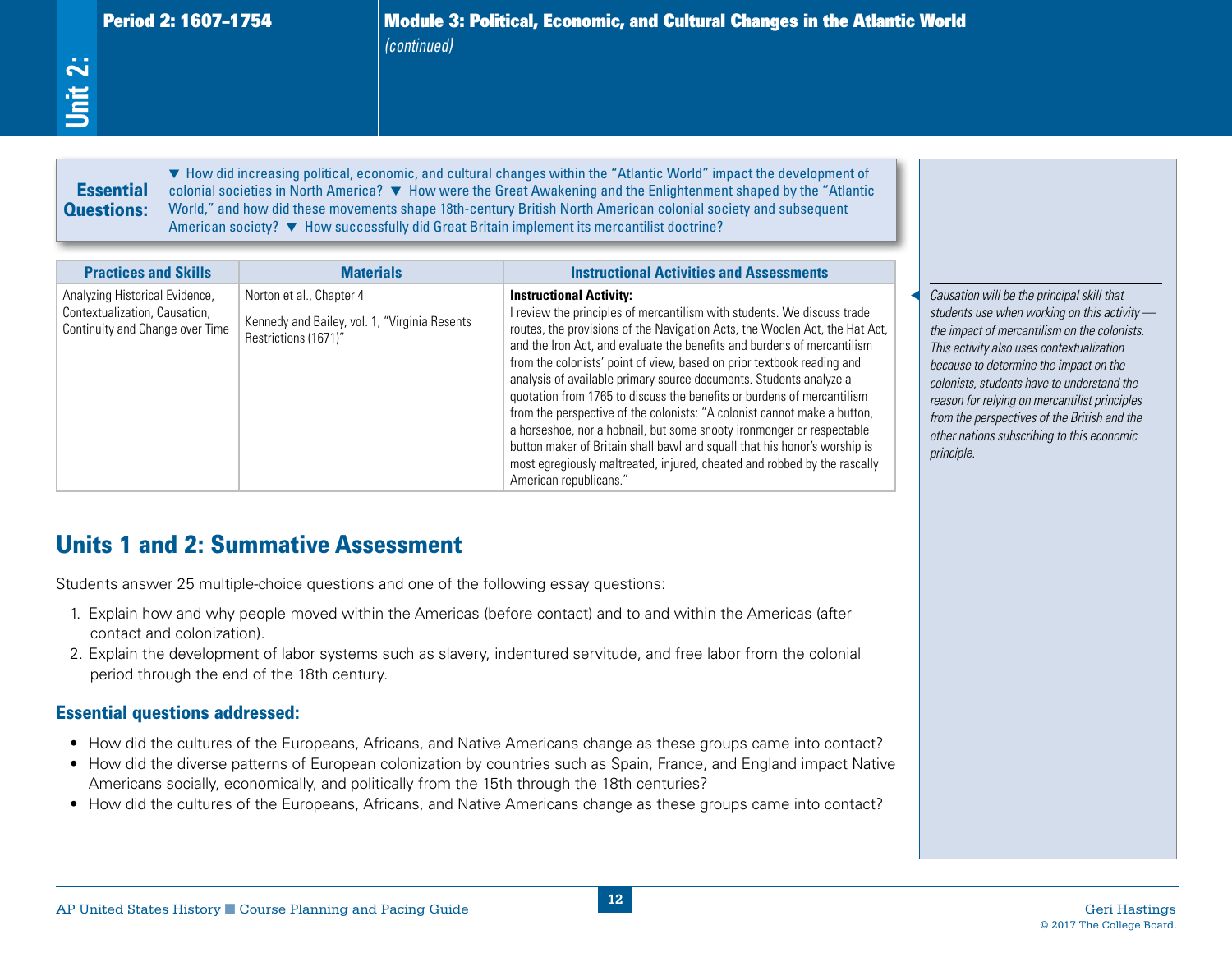## Module 3: Political, Economic, and Cultural Changes in the Atlantic World *(continued)*

**Essential Questions:** ▼ How did increasing political, economic, and cultural changes within the "Atlantic World" impact the development of colonial societies in North America? ▼ How were the Great Awakening and the Enlightenment shaped by the "Atlantic World," and how did these movements shape 18th-century British North American colonial society and subsequent American society? ▼ How successfully did Great Britain implement its mercantilist doctrine?

| Practices and Skills | Materials | Instructional Activities and Assessments |
|---|---|---|
| Analyzing Historical Evidence, Contextualization, Causation, Continuity and Change over Time | Norton et al., Chapter 4<br><br>Kennedy and Bailey, vol. 1, "Virginia Resents Restrictions (1671)" | **Instructional Activity:**<br>I review the principles of mercantilism with students. We discuss trade routes, the provisions of the Navigation Acts, the Woolen Act, the Hat Act, and the Iron Act, and evaluate the benefits and burdens of mercantilism from the colonists' point of view, based on prior textbook reading and analysis of available primary source documents. Students analyze a quotation from 1765 to discuss the benefits or burdens of mercantilism from the perspective of the colonists: "A colonist cannot make a button, a horseshoe, nor a hobnail, but some snooty ironmonger or respectable button maker of Britain shall bawl and squall that his honor's worship is most egregiously maltreated, injured, cheated and robbed by the rascally American republicans." |

*Causation will be the principal skill that students use when working on this activity — the impact of mercantilism on the colonists. This activity also uses contextualization because to determine the impact on the colonists, students have to understand the reason for relying on mercantilist principles from the perspectives of the British and the other nations subscribing to this economic principle.*

## Units 1 and 2: Summative Assessment

Students answer 25 multiple-choice questions and one of the following essay questions:

1. Explain how and why people moved within the Americas (before contact) and to and within the Americas (after contact and colonization).
2. Explain the development of labor systems such as slavery, indentured servitude, and free labor from the colonial period through the end of the 18th century.

### Essential questions addressed:

- How did the cultures of the Europeans, Africans, and Native Americans change as these groups came into contact?
- How did the diverse patterns of European colonization by countries such as Spain, France, and England impact Native Americans socially, economically, and politically from the 15th through the 18th centuries?
- How did the cultures of the Europeans, Africans, and Native Americans change as these groups came into contact?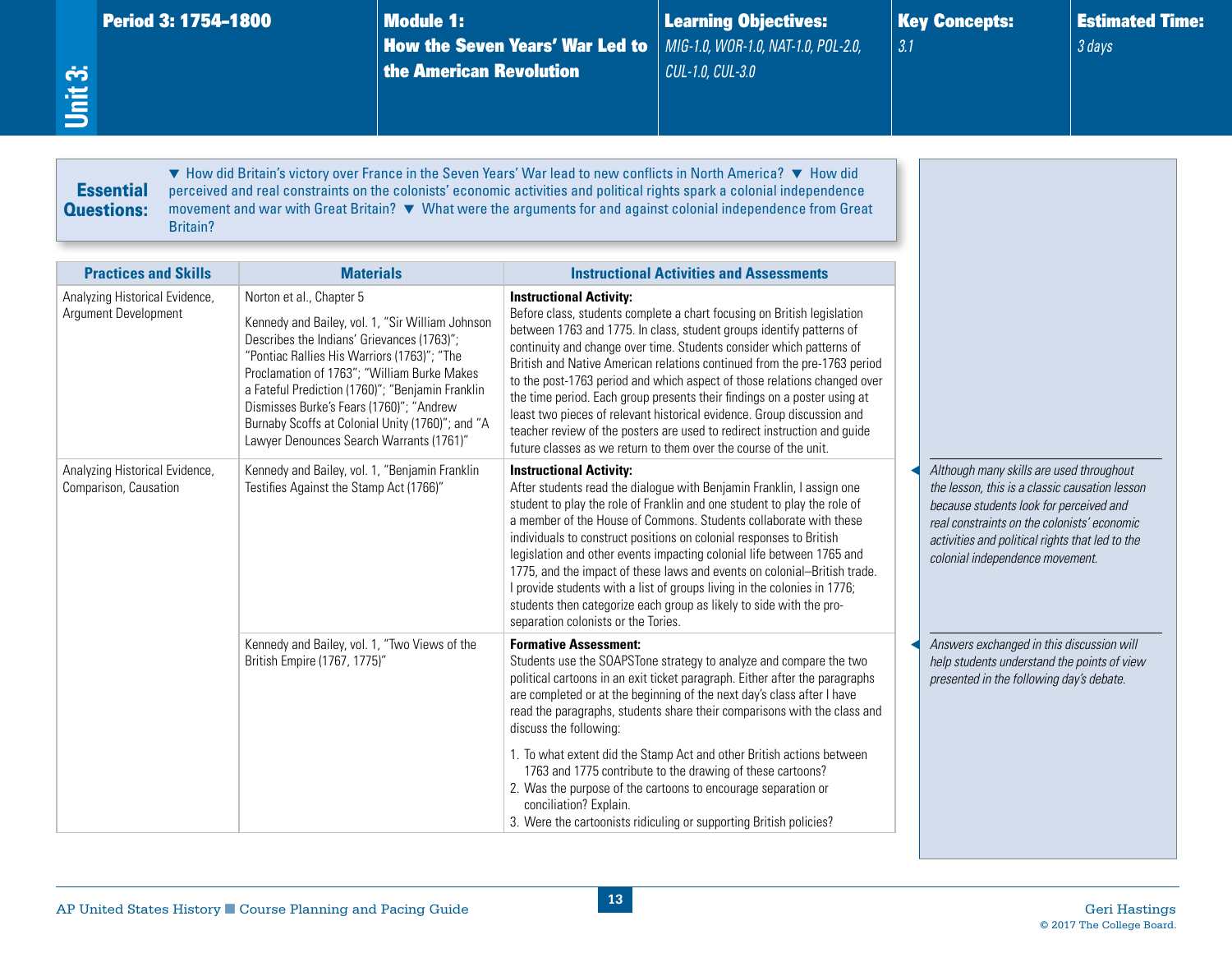# Unit 3:

| Period 3: 1754–1800 | Module 1: How the Seven Years' War Led to the American Revolution | Learning Objectives: | Key Concepts: | Estimated Time: |
|---|---|---|---|---|
| | | *MIG-1.0, WOR-1.0, NAT-1.0, POL-2.0, CUL-1.0, CUL-3.0* | *3.1* | *3 days* |

**Essential Questions:** ▼ How did Britain's victory over France in the Seven Years' War lead to new conflicts in North America? ▼ How did perceived and real constraints on the colonists' economic activities and political rights spark a colonial independence movement and war with Great Britain? ▼ What were the arguments for and against colonial independence from Great Britain?

| Practices and Skills | Materials | Instructional Activities and Assessments |
|---|---|---|
| Analyzing Historical Evidence, Argument Development | Norton et al., Chapter 5<br><br>Kennedy and Bailey, vol. 1, "Sir William Johnson Describes the Indians' Grievances (1763)"; "Pontiac Rallies His Warriors (1763)"; "The Proclamation of 1763"; "William Burke Makes a Fateful Prediction (1760)"; "Benjamin Franklin Dismisses Burke's Fears (1760)"; "Andrew Burnaby Scoffs at Colonial Unity (1760)"; and "A Lawyer Denounces Search Warrants (1761)" | **Instructional Activity:**<br>Before class, students complete a chart focusing on British legislation between 1763 and 1775. In class, student groups identify patterns of continuity and change over time. Students consider which patterns of British and Native American relations continued from the pre-1763 period to the post-1763 period and which aspect of those relations changed over the time period. Each group presents their findings on a poster using at least two pieces of relevant historical evidence. Group discussion and teacher review of the posters are used to redirect instruction and guide future classes as we return to them over the course of the unit. |
| Analyzing Historical Evidence, Comparison, Causation | Kennedy and Bailey, vol. 1, "Benjamin Franklin Testifies Against the Stamp Act (1766)" | **Instructional Activity:**<br>After students read the dialogue with Benjamin Franklin, I assign one student to play the role of Franklin and one student to play the role of a member of the House of Commons. Students collaborate with these individuals to construct positions on colonial responses to British legislation and other events impacting colonial life between 1765 and 1775, and the impact of these laws and events on colonial–British trade. I provide students with a list of groups living in the colonies in 1776; students then categorize each group as likely to side with the pro-separation colonists or the Tories. |
| | Kennedy and Bailey, vol. 1, "Two Views of the British Empire (1767, 1775)" | **Formative Assessment:**<br>Students use the SOAPSTone strategy to analyze and compare the two political cartoons in an exit ticket paragraph. Either after the paragraphs are completed or at the beginning of the next day's class after I have read the paragraphs, students share their comparisons with the class and discuss the following:<br><br>1. To what extent did the Stamp Act and other British actions between 1763 and 1775 contribute to the drawing of these cartoons?<br>2. Was the purpose of the cartoons to encourage separation or conciliation? Explain.<br>3. Were the cartoonists ridiculing or supporting British policies? |

*Although many skills are used throughout the lesson, this is a classic causation lesson because students look for perceived and real constraints on the colonists' economic activities and political rights that led to the colonial independence movement.*

*Answers exchanged in this discussion will help students understand the points of view presented in the following day's debate.*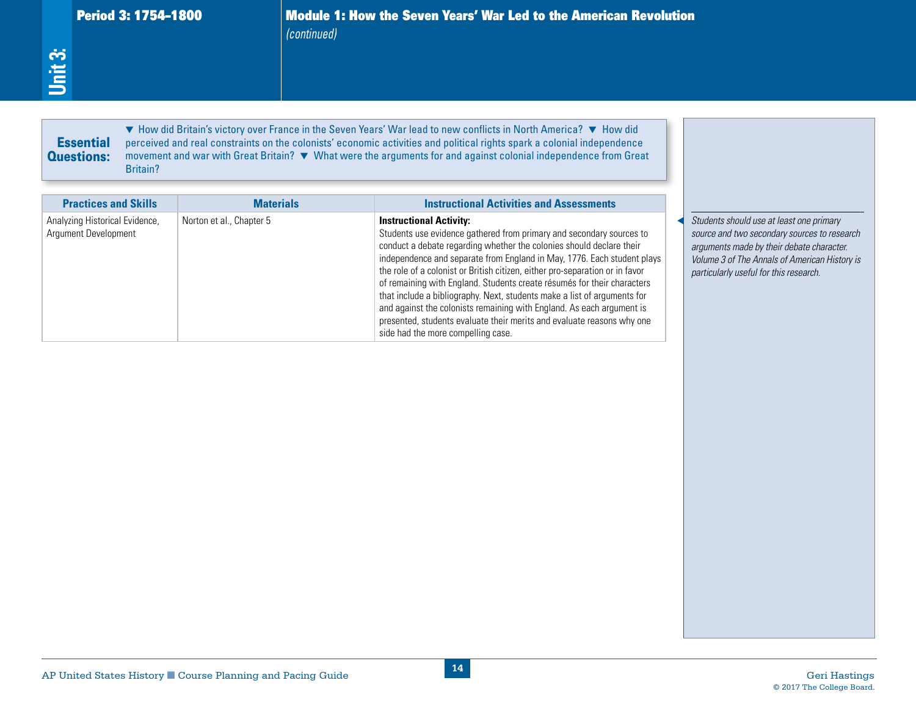## Period 3: 1754–1800

## Module 1: How the Seven Years' War Led to the American Revolution

*(continued)*

**Essential Questions:** ▼ How did Britain's victory over France in the Seven Years' War lead to new conflicts in North America? ▼ How did perceived and real constraints on the colonists' economic activities and political rights spark a colonial independence movement and war with Great Britain? ▼ What were the arguments for and against colonial independence from Great Britain?

| Practices and Skills | Materials | Instructional Activities and Assessments |
|---|---|---|
| Analyzing Historical Evidence, Argument Development | Norton et al., Chapter 5 | **Instructional Activity:** Students use evidence gathered from primary and secondary sources to conduct a debate regarding whether the colonies should declare their independence and separate from England in May, 1776. Each student plays the role of a colonist or British citizen, either pro-separation or in favor of remaining with England. Students create résumés for their characters that include a bibliography. Next, students make a list of arguments for and against the colonists remaining with England. As each argument is presented, students evaluate their merits and evaluate reasons why one side had the more compelling case. |

*Students should use at least one primary source and two secondary sources to research arguments made by their debate character. Volume 3 of The Annals of American History is particularly useful for this research.*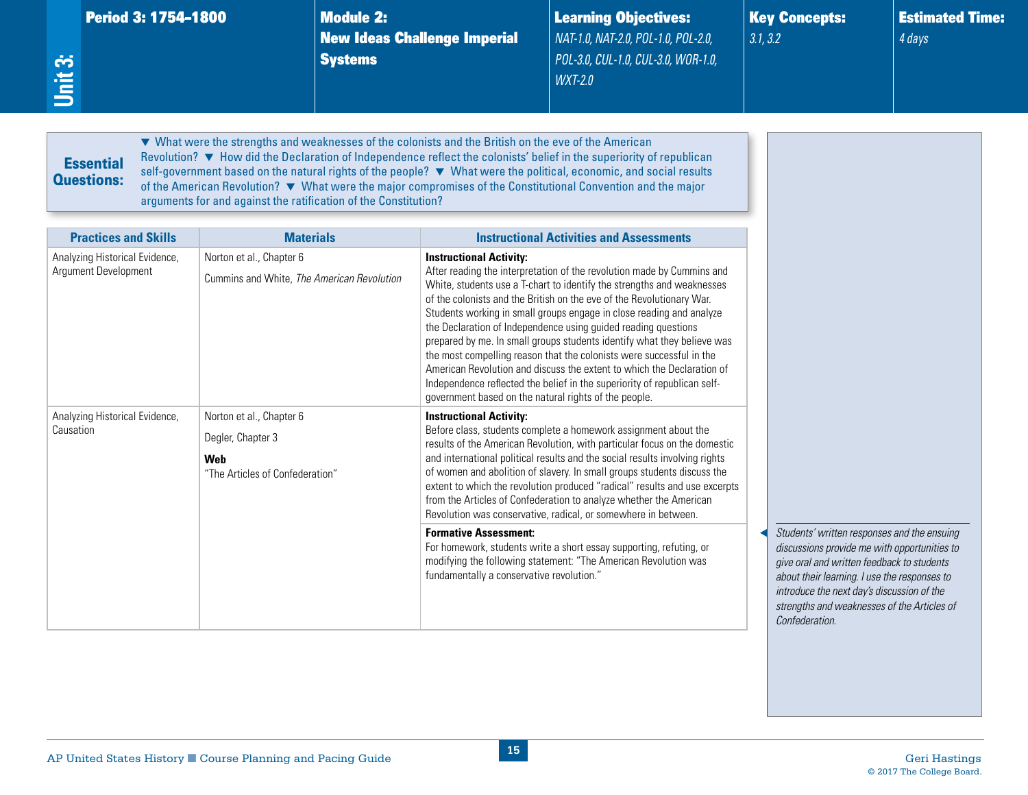| Unit 3: | Period 3: 1754–1800 | Module 2: New Ideas Challenge Imperial Systems | Learning Objectives: NAT-1.0, NAT-2.0, POL-1.0, POL-2.0, POL-3.0, CUL-1.0, CUL-3.0, WOR-1.0, WXT-2.0 | Key Concepts: 3.1, 3.2 | Estimated Time: 4 days |
|---|---|---|---|---|---|

**Essential Questions:** ▼ What were the strengths and weaknesses of the colonists and the British on the eve of the American Revolution? ▼ How did the Declaration of Independence reflect the colonists' belief in the superiority of republican self-government based on the natural rights of the people? ▼ What were the political, economic, and social results of the American Revolution? ▼ What were the major compromises of the Constitutional Convention and the major arguments for and against the ratification of the Constitution?

| Practices and Skills | Materials | Instructional Activities and Assessments |
|---|---|---|
| Analyzing Historical Evidence, Argument Development | Norton et al., Chapter 6<br><br>Cummins and White, *The American Revolution* | **Instructional Activity:**<br>After reading the interpretation of the revolution made by Cummins and White, students use a T-chart to identify the strengths and weaknesses of the colonists and the British on the eve of the Revolutionary War. Students working in small groups engage in close reading and analyze the Declaration of Independence using guided reading questions prepared by me. In small groups students identify what they believe was the most compelling reason that the colonists were successful in the American Revolution and discuss the extent to which the Declaration of Independence reflected the belief in the superiority of republican self-government based on the natural rights of the people. |
| Analyzing Historical Evidence, Causation | Norton et al., Chapter 6<br><br>Degler, Chapter 3<br><br>**Web**<br>"The Articles of Confederation" | **Instructional Activity:**<br>Before class, students complete a homework assignment about the results of the American Revolution, with particular focus on the domestic and international political results and the social results involving rights of women and abolition of slavery. In small groups students discuss the extent to which the revolution produced "radical" results and use excerpts from the Articles of Confederation to analyze whether the American Revolution was conservative, radical, or somewhere in between. |
| | | **Formative Assessment:**<br>For homework, students write a short essay supporting, refuting, or modifying the following statement: "The American Revolution was fundamentally a conservative revolution." |

*Students' written responses and the ensuing discussions provide me with opportunities to give oral and written feedback to students about their learning. I use the responses to introduce the next day's discussion of the strengths and weaknesses of the Articles of Confederation.*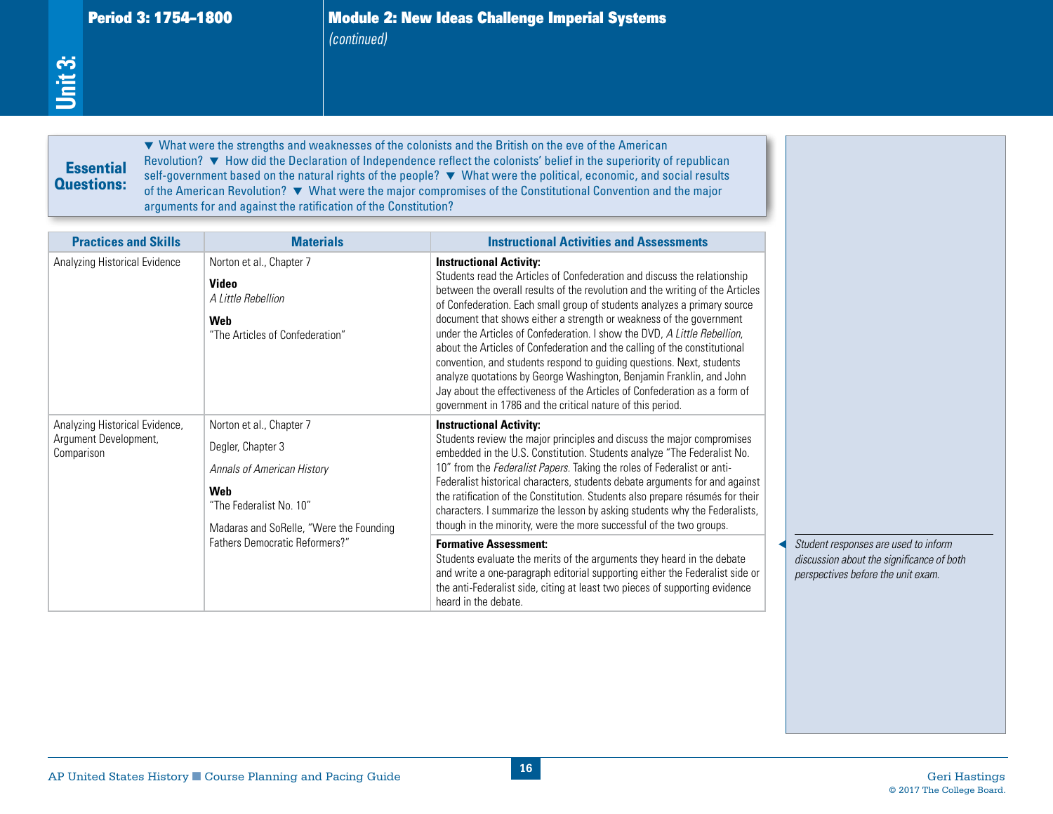## Period 3: 1754–1800

## Module 2: New Ideas Challenge Imperial Systems

*(continued)*

**Essential Questions:** ▼ What were the strengths and weaknesses of the colonists and the British on the eve of the American Revolution? ▼ How did the Declaration of Independence reflect the colonists' belief in the superiority of republican self-government based on the natural rights of the people? ▼ What were the political, economic, and social results of the American Revolution? ▼ What were the major compromises of the Constitutional Convention and the major arguments for and against the ratification of the Constitution?

| Practices and Skills | Materials | Instructional Activities and Assessments |
|---|---|---|
| Analyzing Historical Evidence | Norton et al., Chapter 7<br><br>**Video**<br>*A Little Rebellion*<br><br>**Web**<br>"The Articles of Confederation" | **Instructional Activity:**<br>Students read the Articles of Confederation and discuss the relationship between the overall results of the revolution and the writing of the Articles of Confederation. Each small group of students analyzes a primary source document that shows either a strength or weakness of the government under the Articles of Confederation. I show the DVD, *A Little Rebellion*, about the Articles of Confederation and the calling of the constitutional convention, and students respond to guiding questions. Next, students analyze quotations by George Washington, Benjamin Franklin, and John Jay about the effectiveness of the Articles of Confederation as a form of government in 1786 and the critical nature of this period. |
| Analyzing Historical Evidence, Argument Development, Comparison | Norton et al., Chapter 7<br><br>Degler, Chapter 3<br><br>*Annals of American History*<br><br>**Web**<br>"The Federalist No. 10"<br><br>Madaras and SoRelle, "Were the Founding Fathers Democratic Reformers?" | **Instructional Activity:**<br>Students review the major principles and discuss the major compromises embedded in the U.S. Constitution. Students analyze "The Federalist No. 10" from the *Federalist Papers*. Taking the roles of Federalist or anti-Federalist historical characters, students debate arguments for and against the ratification of the Constitution. Students also prepare résumés for their characters. I summarize the lesson by asking students why the Federalists, though in the minority, were the more successful of the two groups.<br><br>**Formative Assessment:**<br>Students evaluate the merits of the arguments they heard in the debate and write a one-paragraph editorial supporting either the Federalist side or the anti-Federalist side, citing at least two pieces of supporting evidence heard in the debate. |

*Student responses are used to inform discussion about the significance of both perspectives before the unit exam.*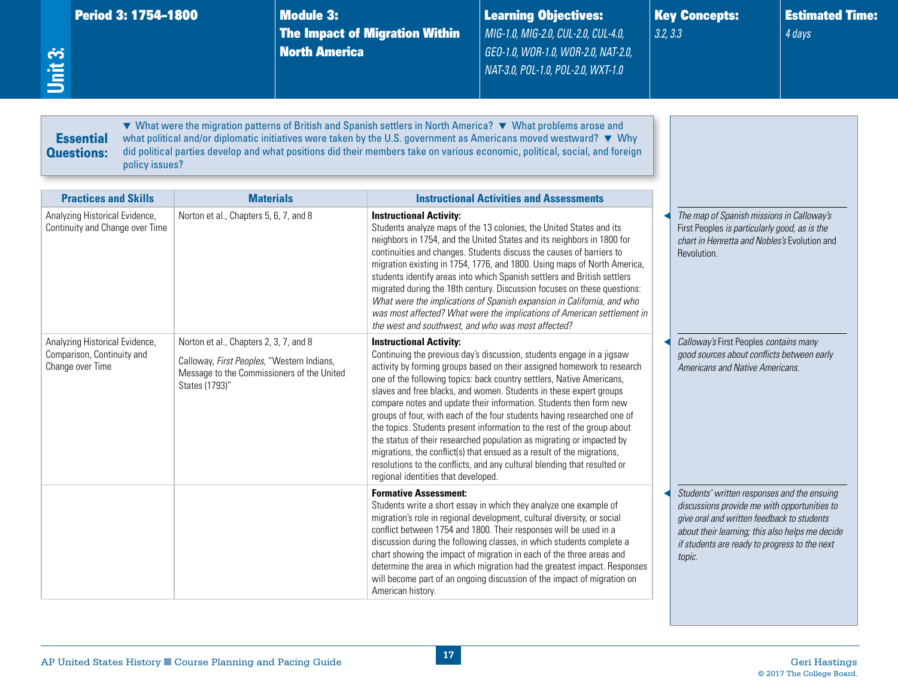**Unit 3:**

| Period 3: 1754–1800 | Module 3: The Impact of Migration Within North America | Learning Objectives: | Key Concepts: | Estimated Time: |
|---|---|---|---|---|
| | | *MIG-1.0, MIG-2.0, CUL-2.0, CUL-4.0, GEO-1.0, WOR-1.0, WOR-2.0, NAT-2.0, NAT-3.0, POL-1.0, POL-2.0, WXT-1.0* | *3.2, 3.3* | *4 days* |

**Essential Questions:** ▼ What were the migration patterns of British and Spanish settlers in North America? ▼ What problems arose and what political and/or diplomatic initiatives were taken by the U.S. government as Americans moved westward? ▼ Why did political parties develop and what positions did their members take on various economic, political, social, and foreign policy issues?

| Practices and Skills | Materials | Instructional Activities and Assessments |
|---|---|---|
| Analyzing Historical Evidence, Continuity and Change over Time | Norton et al., Chapters 5, 6, 7, and 8 | **Instructional Activity:** Students analyze maps of the 13 colonies, the United States and its neighbors in 1754, and the United States and its neighbors in 1800 for continuities and changes. Students discuss the causes of barriers to migration existing in 1754, 1776, and 1800. Using maps of North America, students identify areas into which Spanish settlers and British settlers migrated during the 18th century. Discussion focuses on these questions: *What were the implications of Spanish expansion in California, and who was most affected? What were the implications of American settlement in the west and southwest, and who was most affected?* |
| Analyzing Historical Evidence, Comparison, Continuity and Change over Time | Norton et al., Chapters 2, 3, 7, and 8<br><br>Calloway, *First Peoples*, "Western Indians, Message to the Commissioners of the United States (1793)" | **Instructional Activity:** Continuing the previous day's discussion, students engage in a jigsaw activity by forming groups based on their assigned homework to research one of the following topics: back country settlers, Native Americans, slaves and free blacks, and women. Students in these expert groups compare notes and update their information. Students then form new groups of four, with each of the four students having researched one of the topics. Students present information to the rest of the group about the status of their researched population as migrating or impacted by migrations, the conflict(s) that ensued as a result of the migrations, resolutions to the conflicts, and any cultural blending that resulted or regional identities that developed. |
| | | **Formative Assessment:** Students write a short essay in which they analyze one example of migration's role in regional development, cultural diversity, or social conflict between 1754 and 1800. Their responses will be used in a discussion during the following classes, in which students complete a chart showing the impact of migration in each of the three areas and determine the area in which migration had the greatest impact. Responses will become part of an ongoing discussion of the impact of migration on American history. |

*The map of Spanish missions in Calloway's* First Peoples *is particularly good, as is the chart in Henretta and Nobles's* Evolution and Revolution.

*Calloway's* First Peoples *contains many good sources about conflicts between early Americans and Native Americans.*

*Students' written responses and the ensuing discussions provide me with opportunities to give oral and written feedback to students about their learning; this also helps me decide if students are ready to progress to the next topic.*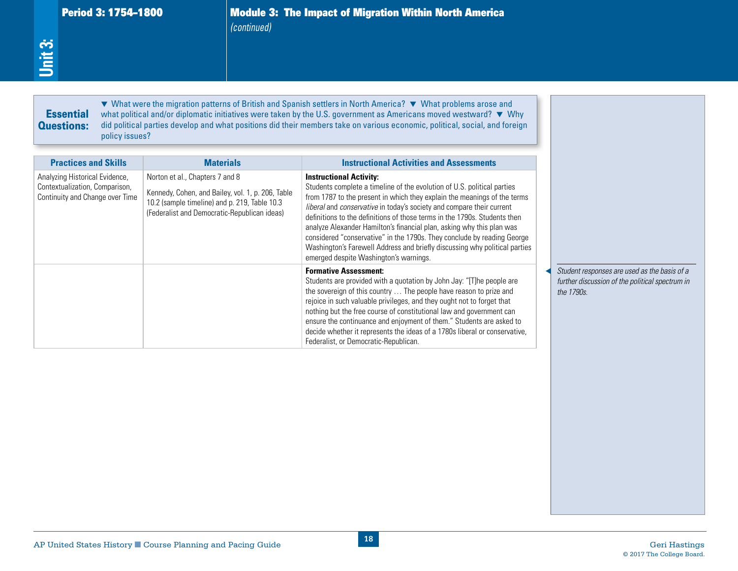Unit 3: Period 3: 1754–1800

## Module 3: The Impact of Migration Within North America *(continued)*

**Essential Questions:** ▼ What were the migration patterns of British and Spanish settlers in North America? ▼ What problems arose and what political and/or diplomatic initiatives were taken by the U.S. government as Americans moved westward? ▼ Why did political parties develop and what positions did their members take on various economic, political, social, and foreign policy issues?

| Practices and Skills | Materials | Instructional Activities and Assessments |
|---|---|---|
| Analyzing Historical Evidence, Contextualization, Comparison, Continuity and Change over Time | Norton et al., Chapters 7 and 8<br><br>Kennedy, Cohen, and Bailey, vol. 1, p. 206, Table 10.2 (sample timeline) and p. 219, Table 10.3 (Federalist and Democratic-Republican ideas) | **Instructional Activity:**<br>Students complete a timeline of the evolution of U.S. political parties from 1787 to the present in which they explain the meanings of the terms *liberal* and *conservative* in today's society and compare their current definitions to the definitions of those terms in the 1790s. Students then analyze Alexander Hamilton's financial plan, asking why this plan was considered "conservative" in the 1790s. They conclude by reading George Washington's Farewell Address and briefly discussing why political parties emerged despite Washington's warnings. |
| | | **Formative Assessment:**<br>Students are provided with a quotation by John Jay: "[T]he people are the sovereign of this country … The people have reason to prize and rejoice in such valuable privileges, and they ought not to forget that nothing but the free course of constitutional law and government can ensure the continuance and enjoyment of them." Students are asked to decide whether it represents the ideas of a 1780s liberal or conservative, Federalist, or Democratic-Republican. |

*Student responses are used as the basis of a further discussion of the political spectrum in the 1790s.*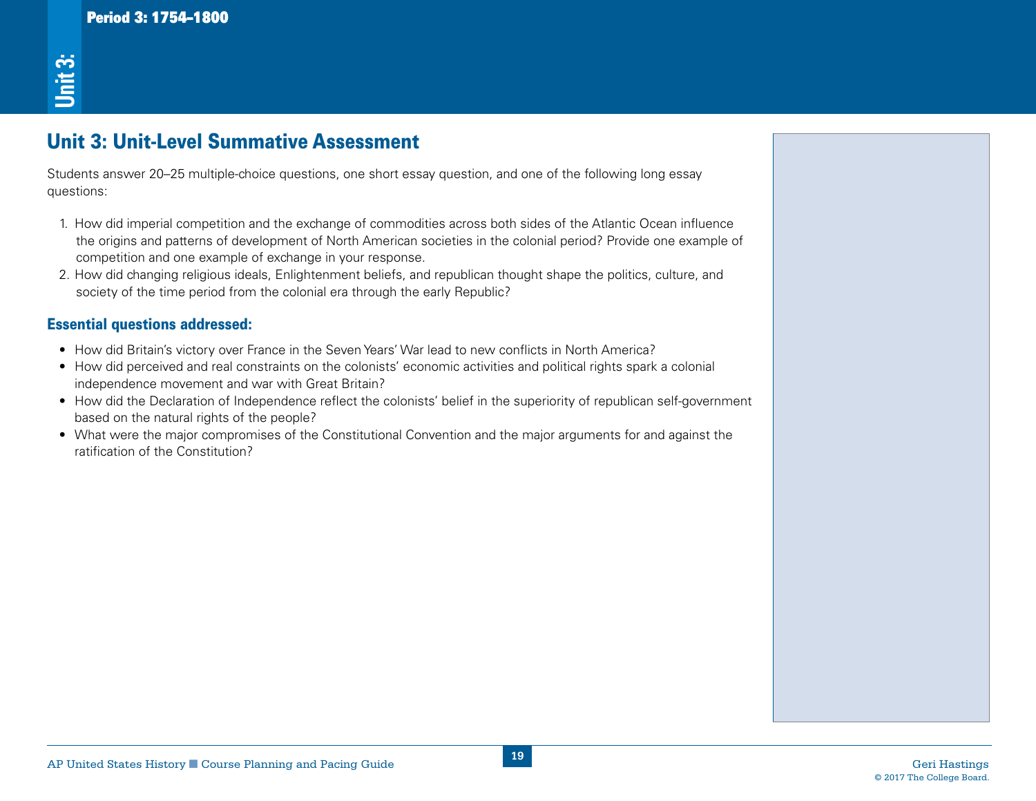## Unit 3: Unit-Level Summative Assessment

Students answer 20–25 multiple-choice questions, one short essay question, and one of the following long essay questions:

1. How did imperial competition and the exchange of commodities across both sides of the Atlantic Ocean influence the origins and patterns of development of North American societies in the colonial period? Provide one example of competition and one example of exchange in your response.
2. How did changing religious ideals, Enlightenment beliefs, and republican thought shape the politics, culture, and society of the time period from the colonial era through the early Republic?

### Essential questions addressed:

- How did Britain's victory over France in the Seven Years' War lead to new conflicts in North America?
- How did perceived and real constraints on the colonists' economic activities and political rights spark a colonial independence movement and war with Great Britain?
- How did the Declaration of Independence reflect the colonists' belief in the superiority of republican self-government based on the natural rights of the people?
- What were the major compromises of the Constitutional Convention and the major arguments for and against the ratification of the Constitution?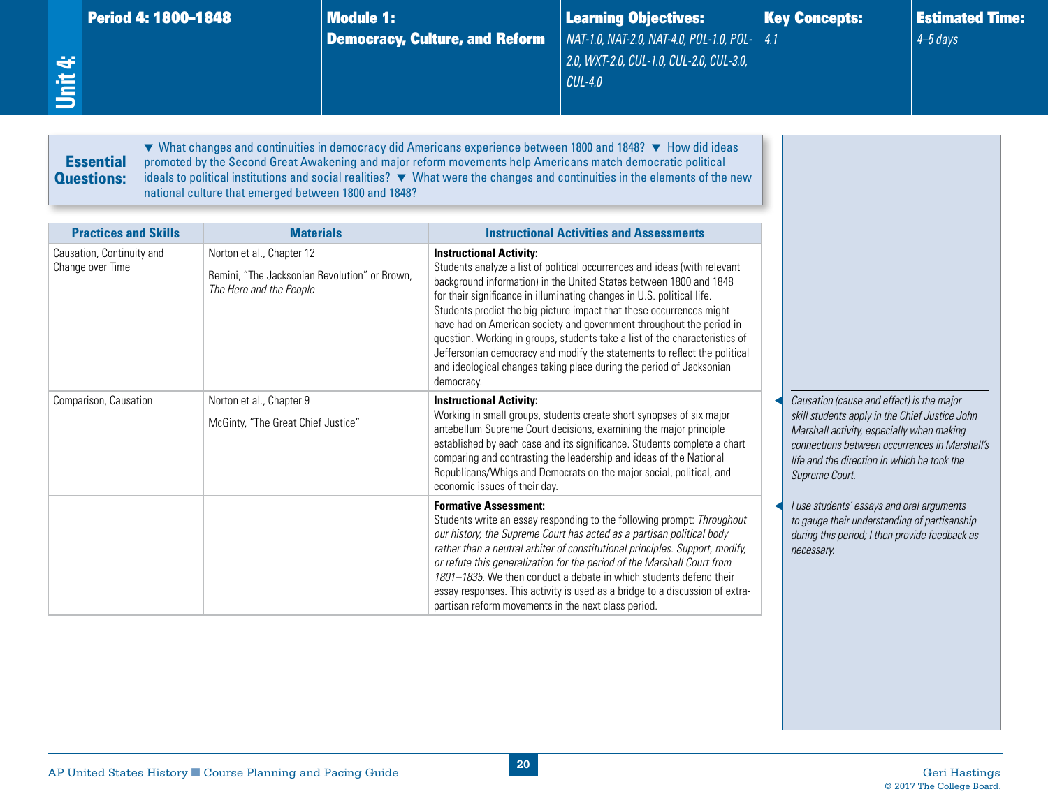# Unit 4: Period 4: 1800–1848

**Module 1: Democracy, Culture, and Reform**

**Learning Objectives:** *NAT-1.0, NAT-2.0, NAT-4.0, POL-1.0, POL-2.0, WXT-2.0, CUL-1.0, CUL-2.0, CUL-3.0, CUL-4.0*

**Key Concepts:** *4.1*

**Estimated Time:** *4–5 days*

**Essential Questions:** ▼ What changes and continuities in democracy did Americans experience between 1800 and 1848? ▼ How did ideas promoted by the Second Great Awakening and major reform movements help Americans match democratic political ideals to political institutions and social realities? ▼ What were the changes and continuities in the elements of the new national culture that emerged between 1800 and 1848?

| Practices and Skills | Materials | Instructional Activities and Assessments |
|---|---|---|
| Causation, Continuity and Change over Time | Norton et al., Chapter 12<br><br>Remini, "The Jacksonian Revolution" or Brown, *The Hero and the People* | **Instructional Activity:**<br>Students analyze a list of political occurrences and ideas (with relevant background information) in the United States between 1800 and 1848 for their significance in illuminating changes in U.S. political life. Students predict the big-picture impact that these occurrences might have had on American society and government throughout the period in question. Working in groups, students take a list of the characteristics of Jeffersonian democracy and modify the statements to reflect the political and ideological changes taking place during the period of Jacksonian democracy. |
| Comparison, Causation | Norton et al., Chapter 9<br><br>McGinty, "The Great Chief Justice" | **Instructional Activity:**<br>Working in small groups, students create short synopses of six major antebellum Supreme Court decisions, examining the major principle established by each case and its significance. Students complete a chart comparing and contrasting the leadership and ideas of the National Republicans/Whigs and Democrats on the major social, political, and economic issues of their day. |
| | | **Formative Assessment:**<br>Students write an essay responding to the following prompt: *Throughout our history, the Supreme Court has acted as a partisan political body rather than a neutral arbiter of constitutional principles. Support, modify, or refute this generalization for the period of the Marshall Court from 1801–1835.* We then conduct a debate in which students defend their essay responses. This activity is used as a bridge to a discussion of extra-partisan reform movements in the next class period. |

◀ *Causation (cause and effect) is the major skill students apply in the Chief Justice John Marshall activity, especially when making connections between occurrences in Marshall's life and the direction in which he took the Supreme Court.*

◀ *I use students' essays and oral arguments to gauge their understanding of partisanship during this period; I then provide feedback as necessary.*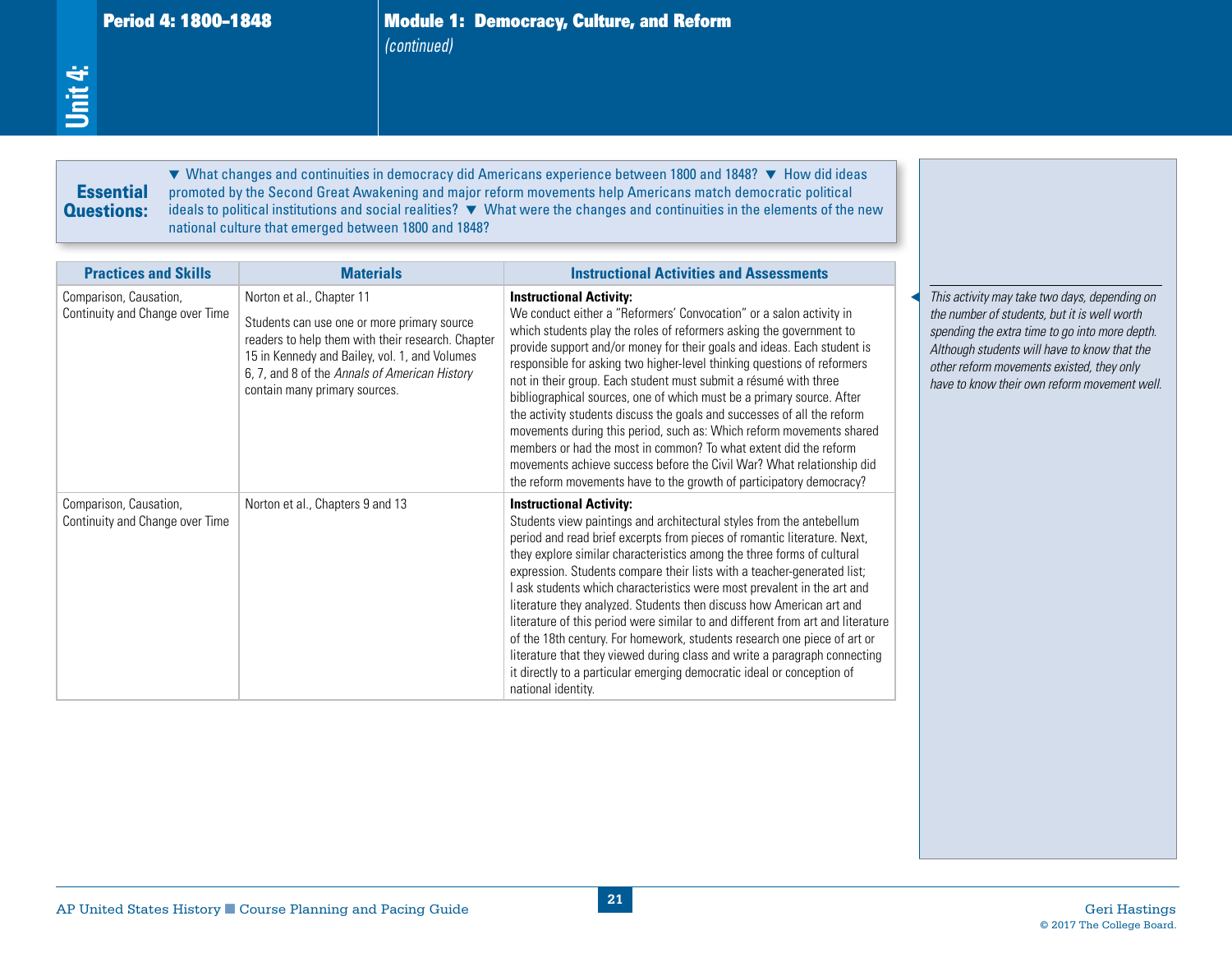## Module 1: Democracy, Culture, and Reform

*(continued)*

**Essential Questions:** ▼ What changes and continuities in democracy did Americans experience between 1800 and 1848? ▼ How did ideas promoted by the Second Great Awakening and major reform movements help Americans match democratic political ideals to political institutions and social realities? ▼ What were the changes and continuities in the elements of the new national culture that emerged between 1800 and 1848?

| Practices and Skills | Materials | Instructional Activities and Assessments |
|---|---|---|
| Comparison, Causation, Continuity and Change over Time | Norton et al., Chapter 11<br><br>Students can use one or more primary source readers to help them with their research. Chapter 15 in Kennedy and Bailey, vol. 1, and Volumes 6, 7, and 8 of the *Annals of American History* contain many primary sources. | **Instructional Activity:**<br>We conduct either a "Reformers' Convocation" or a salon activity in which students play the roles of reformers asking the government to provide support and/or money for their goals and ideas. Each student is responsible for asking two higher-level thinking questions of reformers not in their group. Each student must submit a résumé with three bibliographical sources, one of which must be a primary source. After the activity students discuss the goals and successes of all the reform movements during this period, such as: Which reform movements shared members or had the most in common? To what extent did the reform movements achieve success before the Civil War? What relationship did the reform movements have to the growth of participatory democracy? |
| Comparison, Causation, Continuity and Change over Time | Norton et al., Chapters 9 and 13 | **Instructional Activity:**<br>Students view paintings and architectural styles from the antebellum period and read brief excerpts from pieces of romantic literature. Next, they explore similar characteristics among the three forms of cultural expression. Students compare their lists with a teacher-generated list; I ask students which characteristics were most prevalent in the art and literature they analyzed. Students then discuss how American art and literature of this period were similar to and different from art and literature of the 18th century. For homework, students research one piece of art or literature that they viewed during class and write a paragraph connecting it directly to a particular emerging democratic ideal or conception of national identity. |

*This activity may take two days, depending on the number of students, but it is well worth spending the extra time to go into more depth. Although students will have to know that the other reform movements existed, they only have to know their own reform movement well.*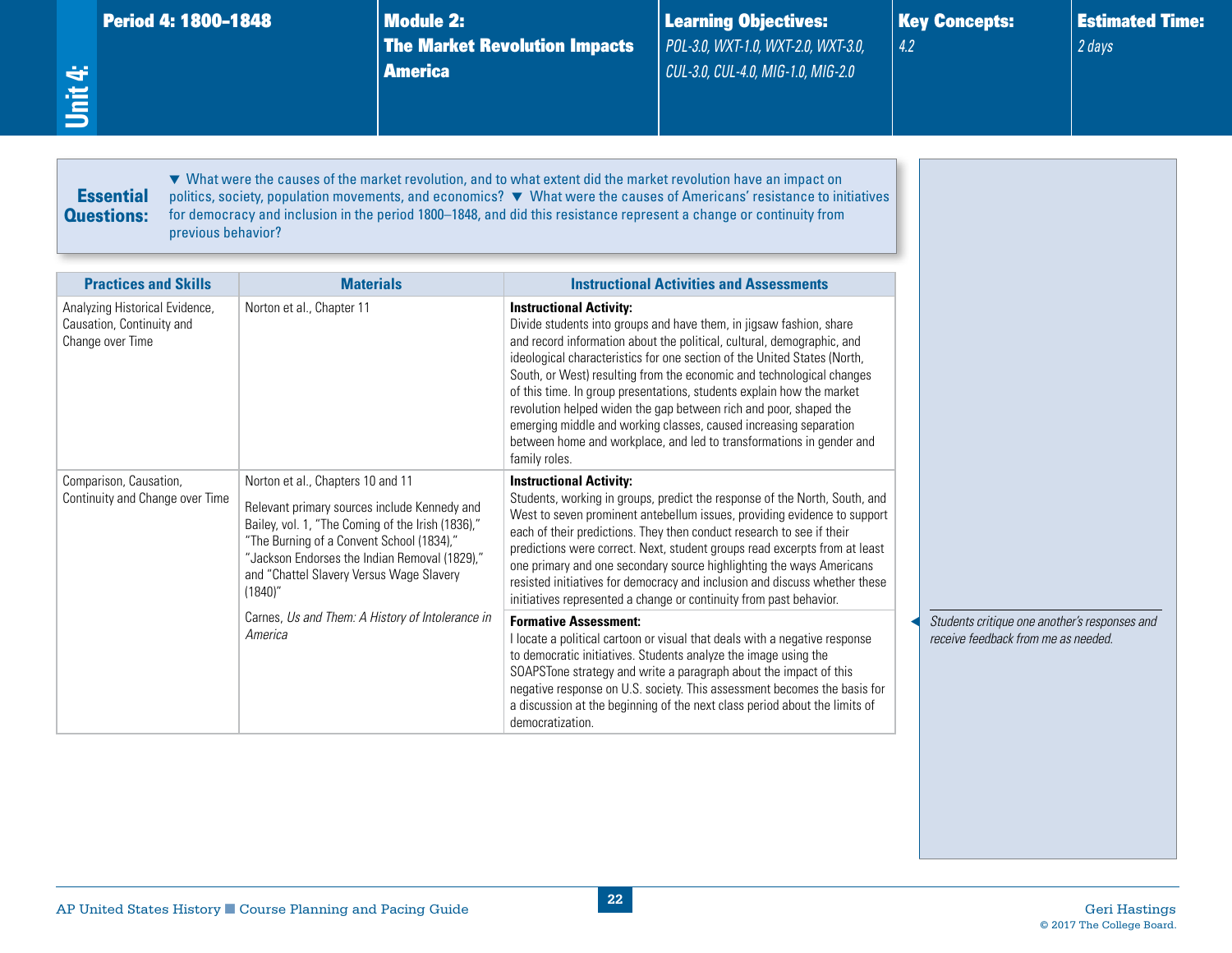| Unit 4: | Period 4: 1800–1848 | Module 2: The Market Revolution Impacts America | Learning Objectives: POL-3.0, WXT-1.0, WXT-2.0, WXT-3.0, CUL-3.0, CUL-4.0, MIG-1.0, MIG-2.0 | Key Concepts: 4.2 | Estimated Time: 2 days |
|---|---|---|---|---|---|

**Essential Questions:** ▼ What were the causes of the market revolution, and to what extent did the market revolution have an impact on politics, society, population movements, and economics? ▼ What were the causes of Americans' resistance to initiatives for democracy and inclusion in the period 1800–1848, and did this resistance represent a change or continuity from previous behavior?

| Practices and Skills | Materials | Instructional Activities and Assessments |
|---|---|---|
| Analyzing Historical Evidence, Causation, Continuity and Change over Time | Norton et al., Chapter 11 | **Instructional Activity:** Divide students into groups and have them, in jigsaw fashion, share and record information about the political, cultural, demographic, and ideological characteristics for one section of the United States (North, South, or West) resulting from the economic and technological changes of this time. In group presentations, students explain how the market revolution helped widen the gap between rich and poor, shaped the emerging middle and working classes, caused increasing separation between home and workplace, and led to transformations in gender and family roles. |
| Comparison, Causation, Continuity and Change over Time | Norton et al., Chapters 10 and 11<br><br>Relevant primary sources include Kennedy and Bailey, vol. 1, "The Coming of the Irish (1836)," "The Burning of a Convent School (1834)," "Jackson Endorses the Indian Removal (1829)," and "Chattel Slavery Versus Wage Slavery (1840)"<br><br>Carnes, *Us and Them: A History of Intolerance in America* | **Instructional Activity:** Students, working in groups, predict the response of the North, South, and West to seven prominent antebellum issues, providing evidence to support each of their predictions. They then conduct research to see if their predictions were correct. Next, student groups read excerpts from at least one primary and one secondary source highlighting the ways Americans resisted initiatives for democracy and inclusion and discuss whether these initiatives represented a change or continuity from past behavior. |
| | | **Formative Assessment:** I locate a political cartoon or visual that deals with a negative response to democratic initiatives. Students analyze the image using the SOAPSTone strategy and write a paragraph about the impact of this negative response on U.S. society. This assessment becomes the basis for a discussion at the beginning of the next class period about the limits of democratization. |

*Students critique one another's responses and receive feedback from me as needed.*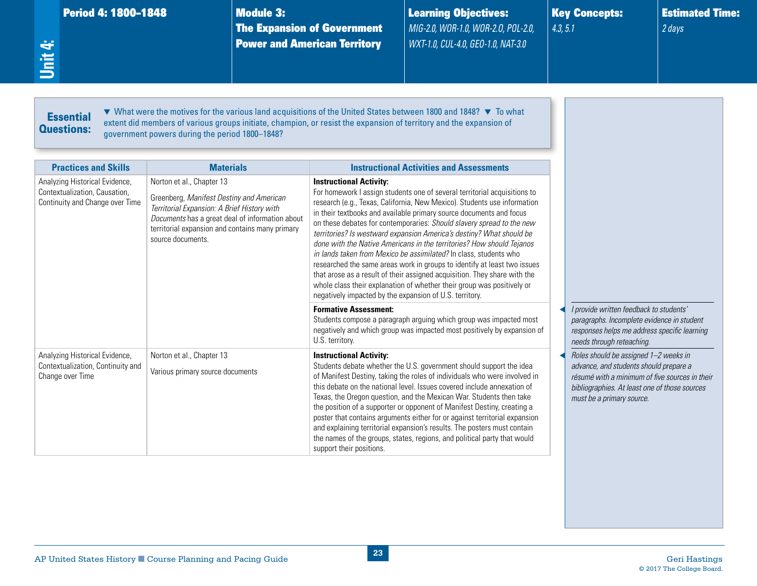**Unit 4:**

| Period 4: 1800–1848 | Module 3: The Expansion of Government Power and American Territory | Learning Objectives: | Key Concepts: | Estimated Time: |
|---|---|---|---|---|
| | | *MIG-2.0, WOR-1.0, WOR-2.0, POL-2.0, WXT-1.0, CUL-4.0, GEO-1.0, NAT-3.0* | *4.3, 5.1* | *2 days* |

**Essential Questions:** ▼ What were the motives for the various land acquisitions of the United States between 1800 and 1848? ▼ To what extent did members of various groups initiate, champion, or resist the expansion of territory and the expansion of government powers during the period 1800–1848?

| Practices and Skills | Materials | Instructional Activities and Assessments |
|---|---|---|
| Analyzing Historical Evidence, Contextualization, Causation, Continuity and Change over Time | Norton et al., Chapter 13<br><br>Greenberg, *Manifest Destiny and American Territorial Expansion: A Brief History with Documents* has a great deal of information about territorial expansion and contains many primary source documents. | **Instructional Activity:**<br>For homework I assign students one of several territorial acquisitions to research (e.g., Texas, California, New Mexico). Students use information in their textbooks and available primary source documents and focus on these debates for contemporaries: *Should slavery spread to the new territories? Is westward expansion America's destiny? What should be done with the Native Americans in the territories? How should Tejanos in lands taken from Mexico be assimilated?* In class, students who researched the same areas work in groups to identify at least two issues that arose as a result of their assigned acquisition. They share with the whole class their explanation of whether their group was positively or negatively impacted by the expansion of U.S. territory. |
| | | **Formative Assessment:**<br>Students compose a paragraph arguing which group was impacted most negatively and which group was impacted most positively by expansion of U.S. territory. |
| Analyzing Historical Evidence, Contextualization, Continuity and Change over Time | Norton et al., Chapter 13<br><br>Various primary source documents | **Instructional Activity:**<br>Students debate whether the U.S. government should support the idea of Manifest Destiny, taking the roles of individuals who were involved in this debate on the national level. Issues covered include annexation of Texas, the Oregon question, and the Mexican War. Students then take the position of a supporter or opponent of Manifest Destiny, creating a poster that contains arguments either for or against territorial expansion and explaining territorial expansion's results. The posters must contain the names of the groups, states, regions, and political party that would support their positions. |

◀ *I provide written feedback to students' paragraphs. Incomplete evidence in student responses helps me address specific learning needs through reteaching.*

◀ *Roles should be assigned 1–2 weeks in advance, and students should prepare a résumé with a minimum of five sources in their bibliographies. At least one of those sources must be a primary source.*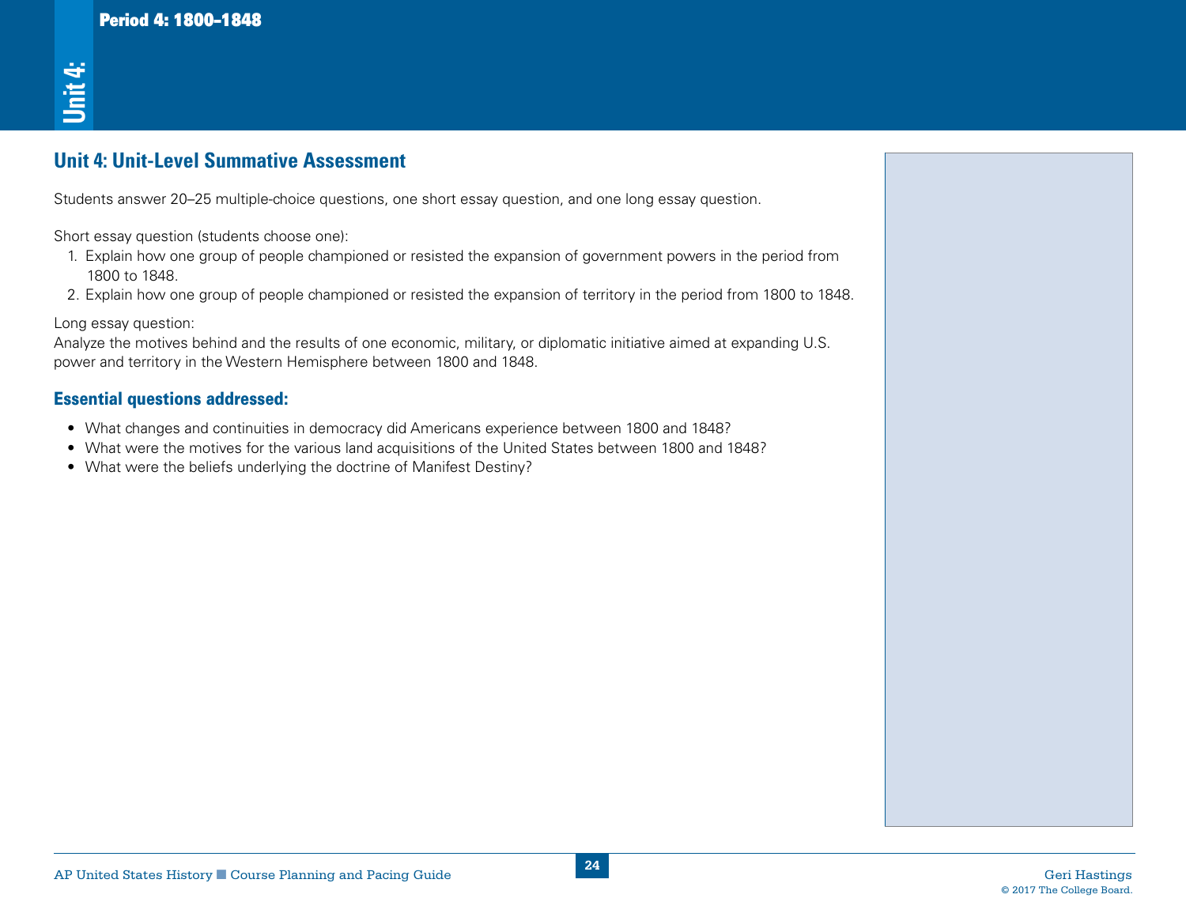## Unit 4: Unit-Level Summative Assessment

Students answer 20–25 multiple-choice questions, one short essay question, and one long essay question.

Short essay question (students choose one):

1. Explain how one group of people championed or resisted the expansion of government powers in the period from 1800 to 1848.
2. Explain how one group of people championed or resisted the expansion of territory in the period from 1800 to 1848.

Long essay question:
Analyze the motives behind and the results of one economic, military, or diplomatic initiative aimed at expanding U.S. power and territory in the Western Hemisphere between 1800 and 1848.

### Essential questions addressed:

- What changes and continuities in democracy did Americans experience between 1800 and 1848?
- What were the motives for the various land acquisitions of the United States between 1800 and 1848?
- What were the beliefs underlying the doctrine of Manifest Destiny?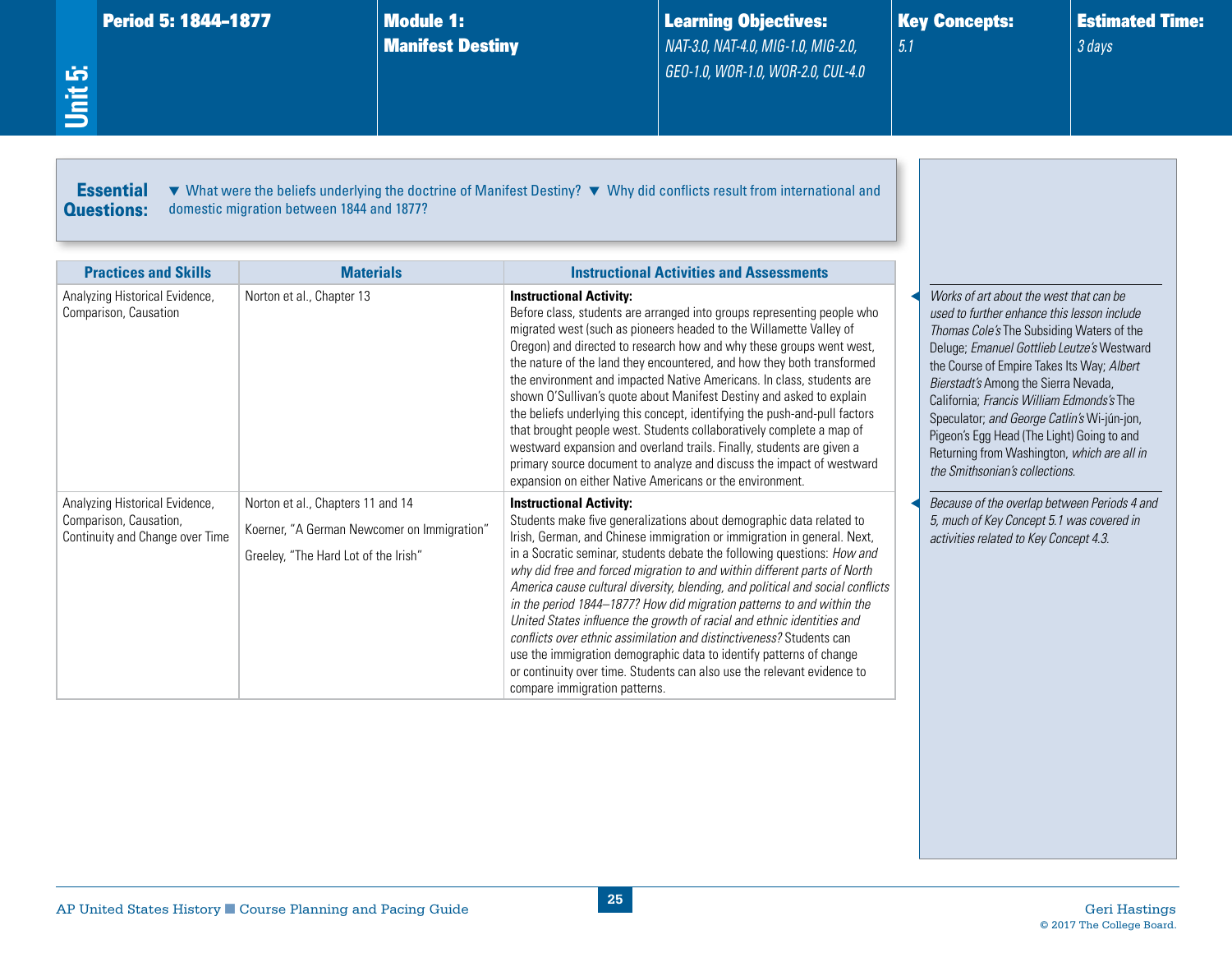# Unit 5:

| Period 5: 1844–1877 | Module 1: Manifest Destiny | Learning Objectives: | Key Concepts: | Estimated Time: |
|---|---|---|---|---|
| | | *NAT-3.0, NAT-4.0, MIG-1.0, MIG-2.0, GEO-1.0, WOR-1.0, WOR-2.0, CUL-4.0* | *5.1* | *3 days* |

**Essential Questions:** ▼ What were the beliefs underlying the doctrine of Manifest Destiny? ▼ Why did conflicts result from international and domestic migration between 1844 and 1877?

| Practices and Skills | Materials | Instructional Activities and Assessments |
|---|---|---|
| Analyzing Historical Evidence, Comparison, Causation | Norton et al., Chapter 13 | **Instructional Activity:** Before class, students are arranged into groups representing people who migrated west (such as pioneers headed to the Willamette Valley of Oregon) and directed to research how and why these groups went west, the nature of the land they encountered, and how they both transformed the environment and impacted Native Americans. In class, students are shown O'Sullivan's quote about Manifest Destiny and asked to explain the beliefs underlying this concept, identifying the push-and-pull factors that brought people west. Students collaboratively complete a map of westward expansion and overland trails. Finally, students are given a primary source document to analyze and discuss the impact of westward expansion on either Native Americans or the environment. |
| Analyzing Historical Evidence, Comparison, Causation, Continuity and Change over Time | Norton et al., Chapters 11 and 14<br><br>Koerner, "A German Newcomer on Immigration"<br><br>Greeley, "The Hard Lot of the Irish" | **Instructional Activity:** Students make five generalizations about demographic data related to Irish, German, and Chinese immigration or immigration in general. Next, in a Socratic seminar, students debate the following questions: *How and why did free and forced migration to and within different parts of North America cause cultural diversity, blending, and political and social conflicts in the period 1844–1877? How did migration patterns to and within the United States influence the growth of racial and ethnic identities and conflicts over ethnic assimilation and distinctiveness?* Students can use the immigration demographic data to identify patterns of change or continuity over time. Students can also use the relevant evidence to compare immigration patterns. |

◀ *Works of art about the west that can be used to further enhance this lesson include Thomas Cole's* The Subsiding Waters of the Deluge; *Emanuel Gottlieb Leutze's* Westward the Course of Empire Takes Its Way; *Albert Bierstadt's* Among the Sierra Nevada, California; *Francis William Edmonds's* The Speculator; *and George Catlin's* Wi-jún-jon, Pigeon's Egg Head (The Light) Going to and Returning from Washington, *which are all in the Smithsonian's collections.*

◀ *Because of the overlap between Periods 4 and 5, much of Key Concept 5.1 was covered in activities related to Key Concept 4.3.*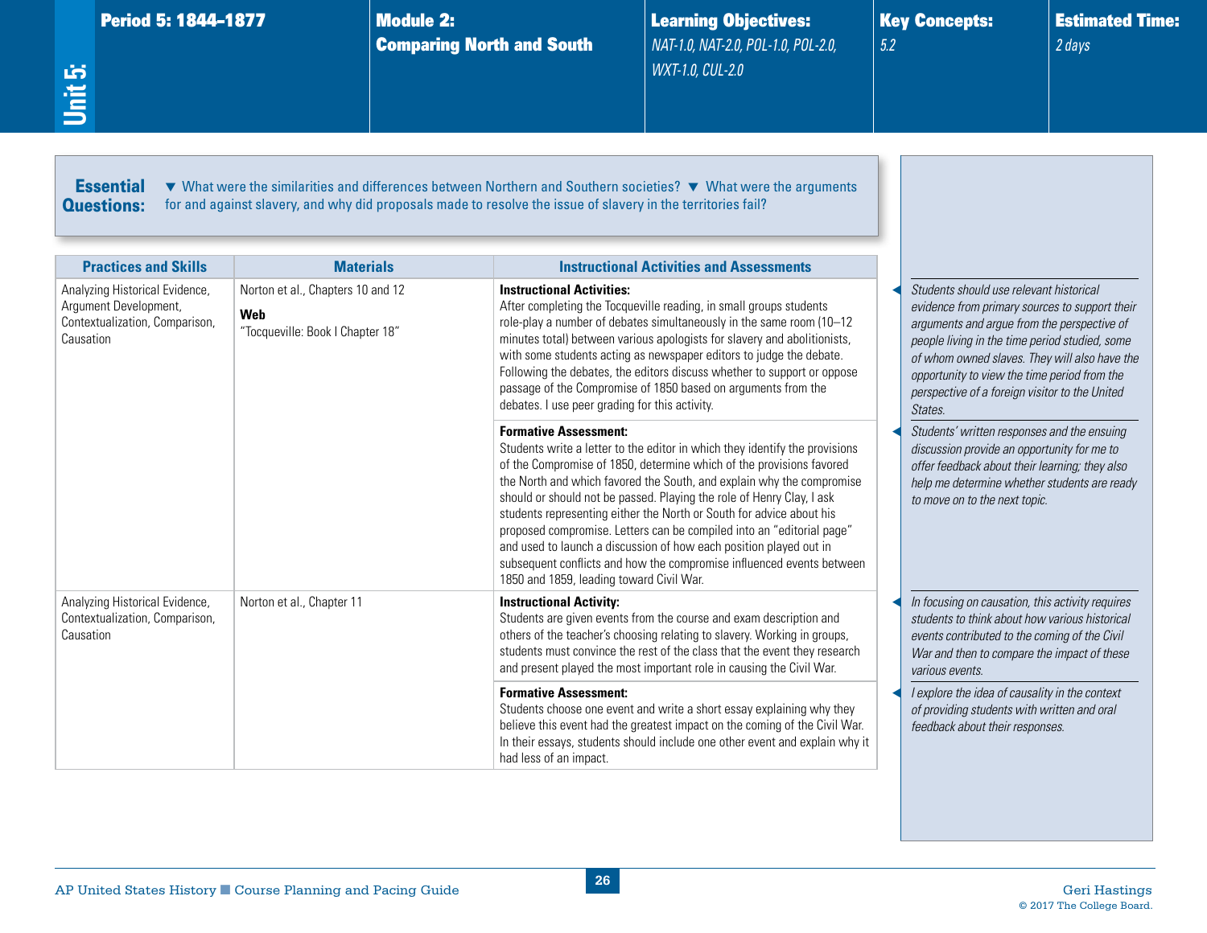**Unit 5:**

| Period 5: 1844–1877 | Module 2: Comparing North and South | Learning Objectives: | Key Concepts: | Estimated Time: |
|---|---|---|---|---|
| | | *NAT-1.0, NAT-2.0, POL-1.0, POL-2.0, WXT-1.0, CUL-2.0* | *5.2* | *2 days* |

**Essential Questions:** ▼ What were the similarities and differences between Northern and Southern societies? ▼ What were the arguments for and against slavery, and why did proposals made to resolve the issue of slavery in the territories fail?

| Practices and Skills | Materials | Instructional Activities and Assessments | |
|---|---|---|---|
| Analyzing Historical Evidence, Argument Development, Contextualization, Comparison, Causation | Norton et al., Chapters 10 and 12<br><br>**Web**<br>"Tocqueville: Book I Chapter 18" | **Instructional Activities:**<br>After completing the Tocqueville reading, in small groups students role-play a number of debates simultaneously in the same room (10–12 minutes total) between various apologists for slavery and abolitionists, with some students acting as newspaper editors to judge the debate. Following the debates, the editors discuss whether to support or oppose passage of the Compromise of 1850 based on arguments from the debates. I use peer grading for this activity. | *Students should use relevant historical evidence from primary sources to support their arguments and argue from the perspective of people living in the time period studied, some of whom owned slaves. They will also have the opportunity to view the time period from the perspective of a foreign visitor to the United States.* |
| | | **Formative Assessment:**<br>Students write a letter to the editor in which they identify the provisions of the Compromise of 1850, determine which of the provisions favored the North and which favored the South, and explain why the compromise should or should not be passed. Playing the role of Henry Clay, I ask students representing either the North or South for advice about his proposed compromise. Letters can be compiled into an "editorial page" and used to launch a discussion of how each position played out in subsequent conflicts and how the compromise influenced events between 1850 and 1859, leading toward Civil War. | *Students' written responses and the ensuing discussion provide an opportunity for me to offer feedback about their learning; they also help me determine whether students are ready to move on to the next topic.* |
| Analyzing Historical Evidence, Contextualization, Comparison, Causation | Norton et al., Chapter 11 | **Instructional Activity:**<br>Students are given events from the course and exam description and others of the teacher's choosing relating to slavery. Working in groups, students must convince the rest of the class that the event they research and present played the most important role in causing the Civil War. | *In focusing on causation, this activity requires students to think about how various historical events contributed to the coming of the Civil War and then to compare the impact of these various events.* |
| | | **Formative Assessment:**<br>Students choose one event and write a short essay explaining why they believe this event had the greatest impact on the coming of the Civil War. In their essays, students should include one other event and explain why it had less of an impact. | *I explore the idea of causality in the context of providing students with written and oral feedback about their responses.* |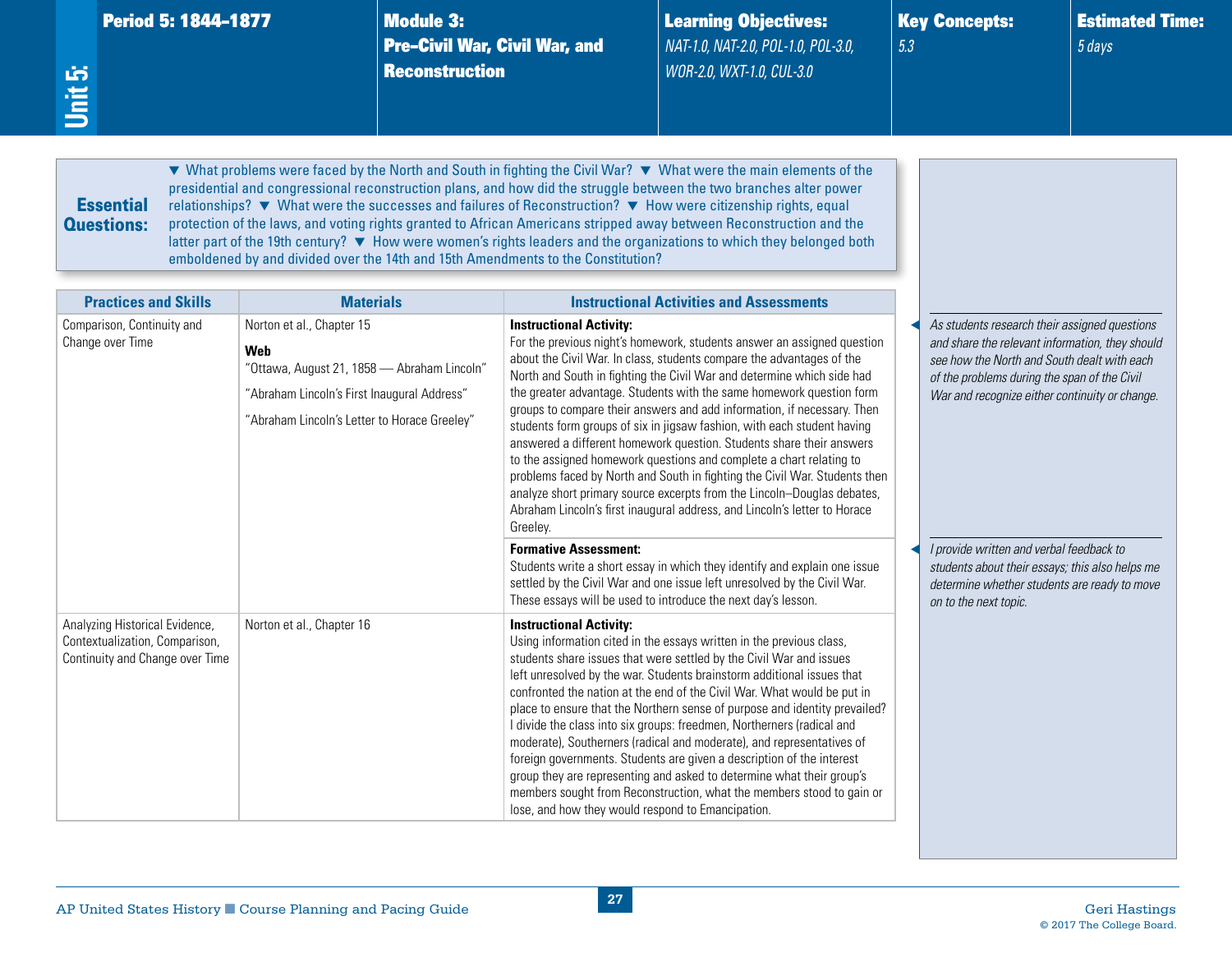## Unit 5:

| Period 5: 1844–1877 | Module 3: Pre-Civil War, Civil War, and Reconstruction | Learning Objectives: | Key Concepts: | Estimated Time: |
|---|---|---|---|---|
| | | *NAT-1.0, NAT-2.0, POL-1.0, POL-3.0, WOR-2.0, WXT-1.0, CUL-3.0* | *5.3* | *5 days* |

**Essential Questions:** ▼ What problems were faced by the North and South in fighting the Civil War? ▼ What were the main elements of the presidential and congressional reconstruction plans, and how did the struggle between the two branches alter power relationships? ▼ What were the successes and failures of Reconstruction? ▼ How were citizenship rights, equal protection of the laws, and voting rights granted to African Americans stripped away between Reconstruction and the latter part of the 19th century? ▼ How were women's rights leaders and the organizations to which they belonged both emboldened by and divided over the 14th and 15th Amendments to the Constitution?

| Practices and Skills | Materials | Instructional Activities and Assessments |
|---|---|---|
| Comparison, Continuity and Change over Time | Norton et al., Chapter 15<br><br>**Web**<br>"Ottawa, August 21, 1858 — Abraham Lincoln"<br><br>"Abraham Lincoln's First Inaugural Address"<br><br>"Abraham Lincoln's Letter to Horace Greeley" | **Instructional Activity:**<br>For the previous night's homework, students answer an assigned question about the Civil War. In class, students compare the advantages of the North and South in fighting the Civil War and determine which side had the greater advantage. Students with the same homework question form groups to compare their answers and add information, if necessary. Then students form groups of six in jigsaw fashion, with each student having answered a different homework question. Students share their answers to the assigned homework questions and complete a chart relating to problems faced by North and South in fighting the Civil War. Students then analyze short primary source excerpts from the Lincoln–Douglas debates, Abraham Lincoln's first inaugural address, and Lincoln's letter to Horace Greeley. |
| | | **Formative Assessment:**<br>Students write a short essay in which they identify and explain one issue settled by the Civil War and one issue left unresolved by the Civil War. These essays will be used to introduce the next day's lesson. |
| Analyzing Historical Evidence, Contextualization, Comparison, Continuity and Change over Time | Norton et al., Chapter 16 | **Instructional Activity:**<br>Using information cited in the essays written in the previous class, students share issues that were settled by the Civil War and issues left unresolved by the war. Students brainstorm additional issues that confronted the nation at the end of the Civil War. What would be put in place to ensure that the Northern sense of purpose and identity prevailed? I divide the class into six groups: freedmen, Northerners (radical and moderate), Southerners (radical and moderate), and representatives of foreign governments. Students are given a description of the interest group they are representing and asked to determine what their group's members sought from Reconstruction, what the members stood to gain or lose, and how they would respond to Emancipation. |

*As students research their assigned questions and share the relevant information, they should see how the North and South dealt with each of the problems during the span of the Civil War and recognize either continuity or change.*

*I provide written and verbal feedback to students about their essays; this also helps me determine whether students are ready to move on to the next topic.*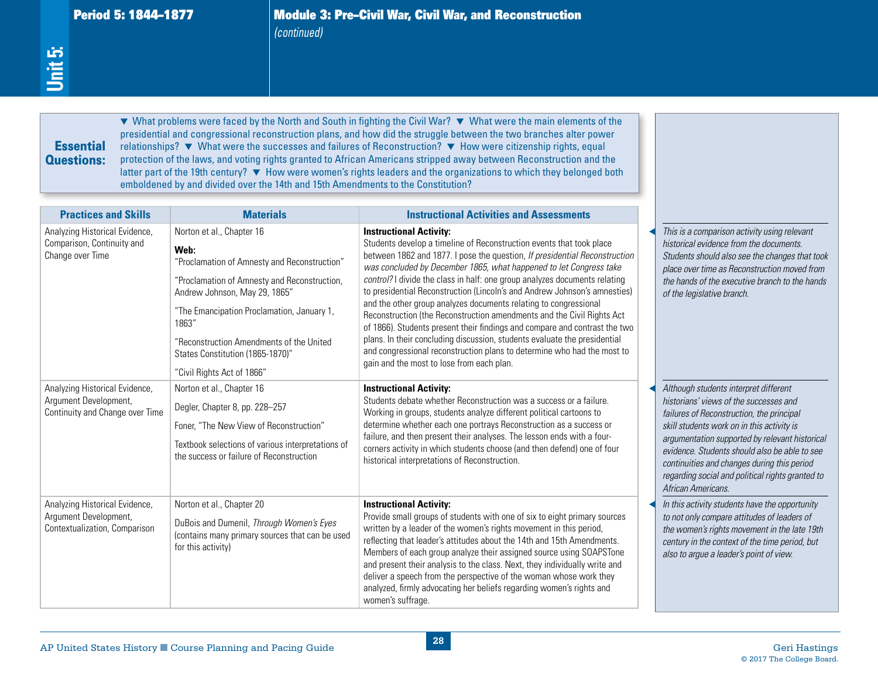## Period 5: 1844–1877

## Module 3: Pre-Civil War, Civil War, and Reconstruction *(continued)*

**Essential Questions:** ▼ What problems were faced by the North and South in fighting the Civil War? ▼ What were the main elements of the presidential and congressional reconstruction plans, and how did the struggle between the two branches alter power relationships? ▼ What were the successes and failures of Reconstruction? ▼ How were citizenship rights, equal protection of the laws, and voting rights granted to African Americans stripped away between Reconstruction and the latter part of the 19th century? ▼ How were women's rights leaders and the organizations to which they belonged both emboldened by and divided over the 14th and 15th Amendments to the Constitution?

| Practices and Skills | Materials | Instructional Activities and Assessments | |
|---|---|---|---|
| Analyzing Historical Evidence, Comparison, Continuity and Change over Time | Norton et al., Chapter 16<br><br>**Web:**<br>"Proclamation of Amnesty and Reconstruction"<br><br>"Proclamation of Amnesty and Reconstruction, Andrew Johnson, May 29, 1865"<br><br>"The Emancipation Proclamation, January 1, 1863"<br><br>"Reconstruction Amendments of the United States Constitution (1865-1870)"<br><br>"Civil Rights Act of 1866" | **Instructional Activity:**<br>Students develop a timeline of Reconstruction events that took place between 1862 and 1877. I pose the question, *If presidential Reconstruction was concluded by December 1865, what happened to let Congress take control?* I divide the class in half: one group analyzes documents relating to presidential Reconstruction (Lincoln's and Andrew Johnson's amnesties) and the other group analyzes documents relating to congressional Reconstruction (the Reconstruction amendments and the Civil Rights Act of 1866). Students present their findings and compare and contrast the two plans. In their concluding discussion, students evaluate the presidential and congressional reconstruction plans to determine who had the most to gain and the most to lose from each plan. | *This is a comparison activity using relevant historical evidence from the documents. Students should also see the changes that took place over time as Reconstruction moved from the hands of the executive branch to the hands of the legislative branch.* |
| Analyzing Historical Evidence, Argument Development, Continuity and Change over Time | Norton et al., Chapter 16<br><br>Degler, Chapter 8, pp. 228–257<br><br>Foner, "The New View of Reconstruction"<br><br>Textbook selections of various interpretations of the success or failure of Reconstruction | **Instructional Activity:**<br>Students debate whether Reconstruction was a success or a failure. Working in groups, students analyze different political cartoons to determine whether each one portrays Reconstruction as a success or failure, and then present their analyses. The lesson ends with a four-corners activity in which students choose (and then defend) one of four historical interpretations of Reconstruction. | *Although students interpret different historians' views of the successes and failures of Reconstruction, the principal skill students work on in this activity is argumentation supported by relevant historical evidence. Students should also be able to see continuities and changes during this period regarding social and political rights granted to African Americans.* |
| Analyzing Historical Evidence, Argument Development, Contextualization, Comparison | Norton et al., Chapter 20<br><br>DuBois and Dumenil, *Through Women's Eyes* (contains many primary sources that can be used for this activity) | **Instructional Activity:**<br>Provide small groups of students with one of six to eight primary sources written by a leader of the women's rights movement in this period, reflecting that leader's attitudes about the 14th and 15th Amendments. Members of each group analyze their assigned source using SOAPSTone and present their analysis to the class. Next, they individually write and deliver a speech from the perspective of the woman whose work they analyzed, firmly advocating her beliefs regarding women's rights and women's suffrage. | *In this activity students have the opportunity to not only compare attitudes of leaders of the women's rights movement in the late 19th century in the context of the time period, but also to argue a leader's point of view.* |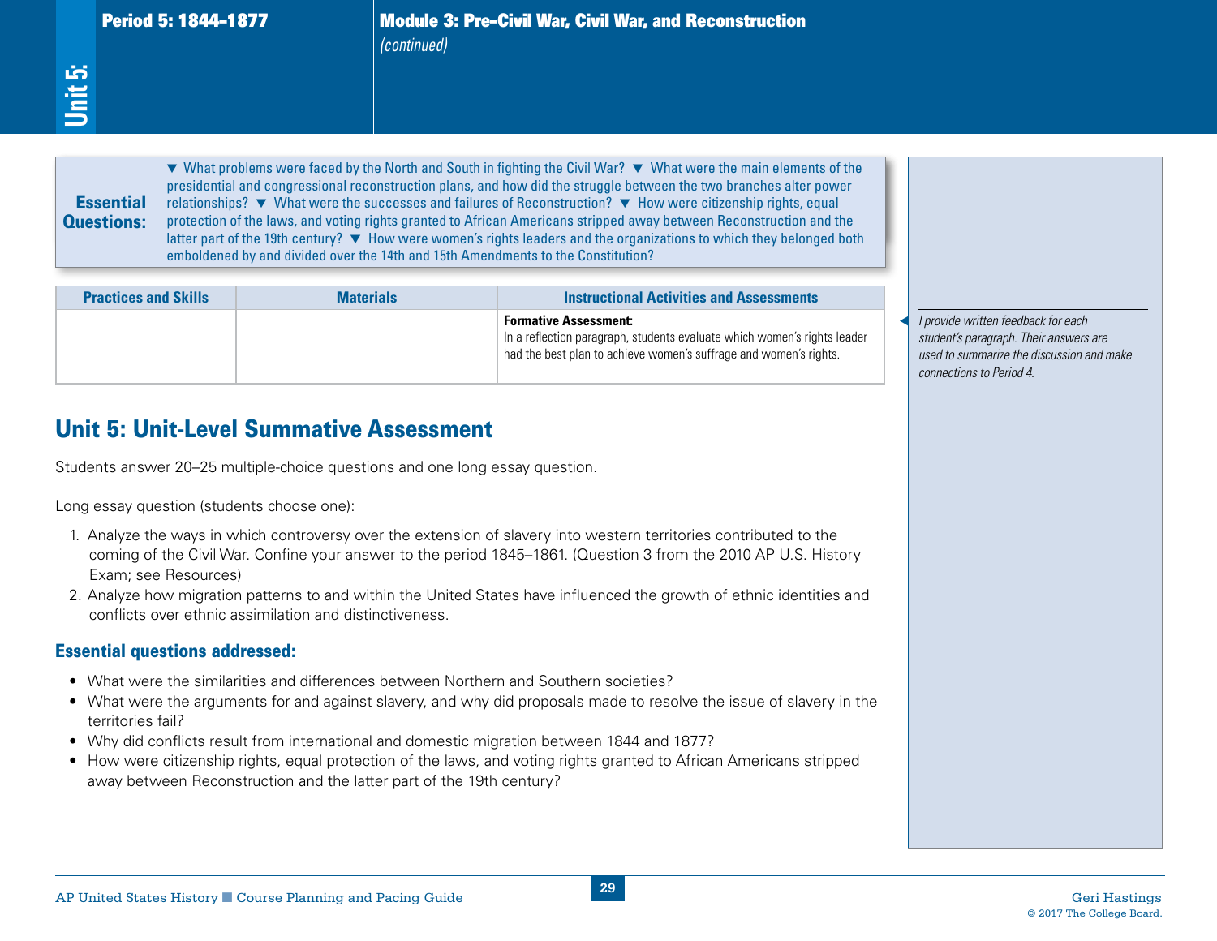**Essential Questions:** ▼ What problems were faced by the North and South in fighting the Civil War? ▼ What were the main elements of the presidential and congressional reconstruction plans, and how did the struggle between the two branches alter power relationships? ▼ What were the successes and failures of Reconstruction? ▼ How were citizenship rights, equal protection of the laws, and voting rights granted to African Americans stripped away between Reconstruction and the latter part of the 19th century? ▼ How were women's rights leaders and the organizations to which they belonged both emboldened by and divided over the 14th and 15th Amendments to the Constitution?

| Practices and Skills | Materials | Instructional Activities and Assessments |
|---|---|---|
| | | **Formative Assessment:** In a reflection paragraph, students evaluate which women's rights leader had the best plan to achieve women's suffrage and women's rights. |

*I provide written feedback for each student's paragraph. Their answers are used to summarize the discussion and make connections to Period 4.*

## Unit 5: Unit-Level Summative Assessment

Students answer 20–25 multiple-choice questions and one long essay question.

Long essay question (students choose one):

1. Analyze the ways in which controversy over the extension of slavery into western territories contributed to the coming of the Civil War. Confine your answer to the period 1845–1861. (Question 3 from the 2010 AP U.S. History Exam; see Resources)
2. Analyze how migration patterns to and within the United States have influenced the growth of ethnic identities and conflicts over ethnic assimilation and distinctiveness.

### Essential questions addressed:

- What were the similarities and differences between Northern and Southern societies?
- What were the arguments for and against slavery, and why did proposals made to resolve the issue of slavery in the territories fail?
- Why did conflicts result from international and domestic migration between 1844 and 1877?
- How were citizenship rights, equal protection of the laws, and voting rights granted to African Americans stripped away between Reconstruction and the latter part of the 19th century?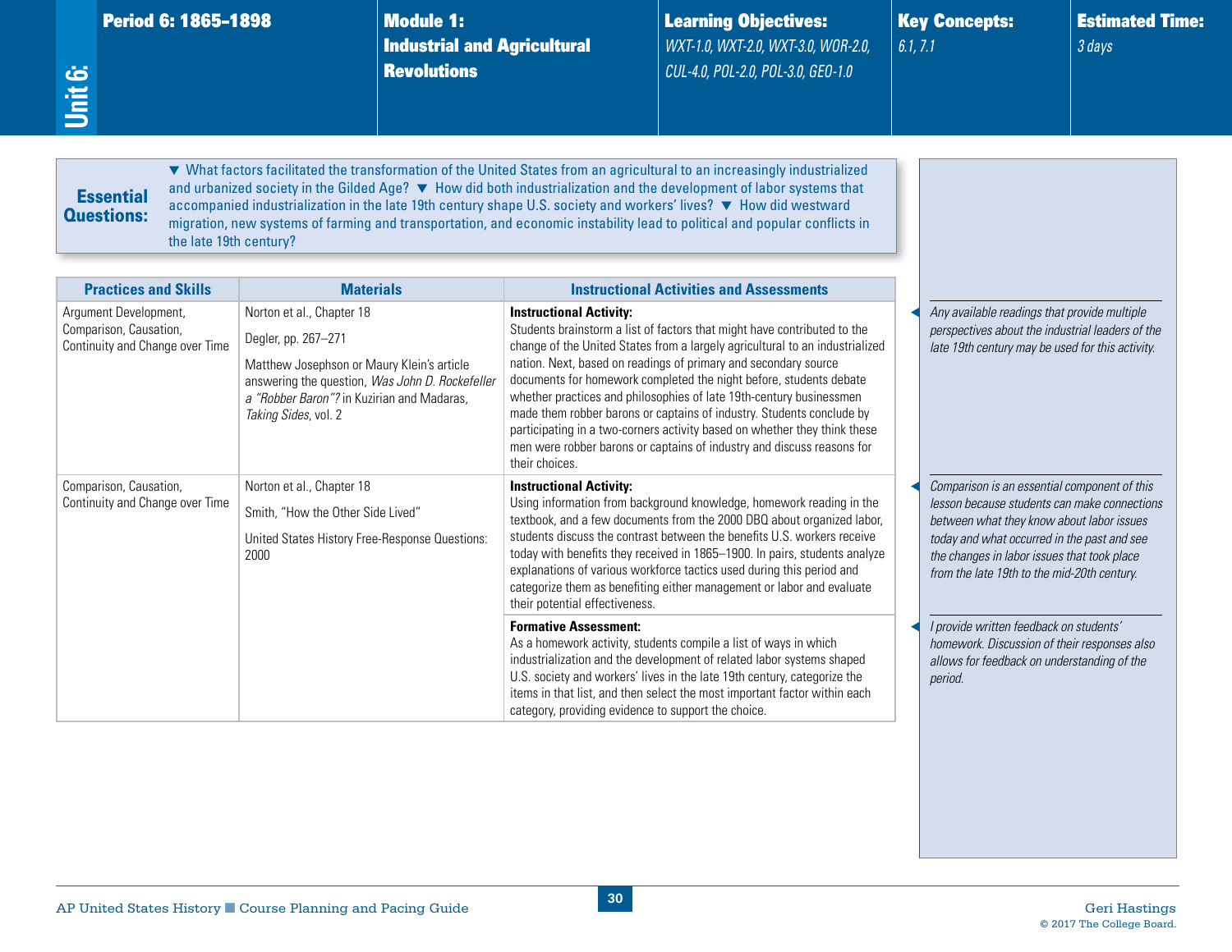## Unit 6:

| Period 6: 1865–1898 | Module 1: Industrial and Agricultural Revolutions | Learning Objectives: | Key Concepts: | Estimated Time: |
|---|---|---|---|---|
| | | *WXT-1.0, WXT-2.0, WXT-3.0, WOR-2.0, CUL-4.0, POL-2.0, POL-3.0, GEO-1.0* | *6.1, 7.1* | *3 days* |

**Essential Questions:** ▼ What factors facilitated the transformation of the United States from an agricultural to an increasingly industrialized and urbanized society in the Gilded Age? ▼ How did both industrialization and the development of labor systems that accompanied industrialization in the late 19th century shape U.S. society and workers' lives? ▼ How did westward migration, new systems of farming and transportation, and economic instability lead to political and popular conflicts in the late 19th century?

| Practices and Skills | Materials | Instructional Activities and Assessments | |
|---|---|---|---|
| Argument Development, Comparison, Causation, Continuity and Change over Time | Norton et al., Chapter 18<br><br>Degler, pp. 267–271<br><br>Matthew Josephson or Maury Klein's article answering the question, *Was John D. Rockefeller a "Robber Baron"?* in Kuzirian and Madaras, *Taking Sides*, vol. 2 | **Instructional Activity:**<br>Students brainstorm a list of factors that might have contributed to the change of the United States from a largely agricultural to an industrialized nation. Next, based on readings of primary and secondary source documents for homework completed the night before, students debate whether practices and philosophies of late 19th-century businessmen made them robber barons or captains of industry. Students conclude by participating in a two-corners activity based on whether they think these men were robber barons or captains of industry and discuss reasons for their choices. | *Any available readings that provide multiple perspectives about the industrial leaders of the late 19th century may be used for this activity.* |
| Comparison, Causation, Continuity and Change over Time | Norton et al., Chapter 18<br><br>Smith, "How the Other Side Lived"<br><br>United States History Free-Response Questions: 2000 | **Instructional Activity:**<br>Using information from background knowledge, homework reading in the textbook, and a few documents from the 2000 DBQ about organized labor, students discuss the contrast between the benefits U.S. workers receive today with benefits they received in 1865–1900. In pairs, students analyze explanations of various workforce tactics used during this period and categorize them as benefiting either management or labor and evaluate their potential effectiveness. | *Comparison is an essential component of this lesson because students can make connections between what they know about labor issues today and what occurred in the past and see the changes in labor issues that took place from the late 19th to the mid-20th century.* |
| | | **Formative Assessment:**<br>As a homework activity, students compile a list of ways in which industrialization and the development of related labor systems shaped U.S. society and workers' lives in the late 19th century, categorize the items in that list, and then select the most important factor within each category, providing evidence to support the choice. | *I provide written feedback on students' homework. Discussion of their responses also allows for feedback on understanding of the period.* |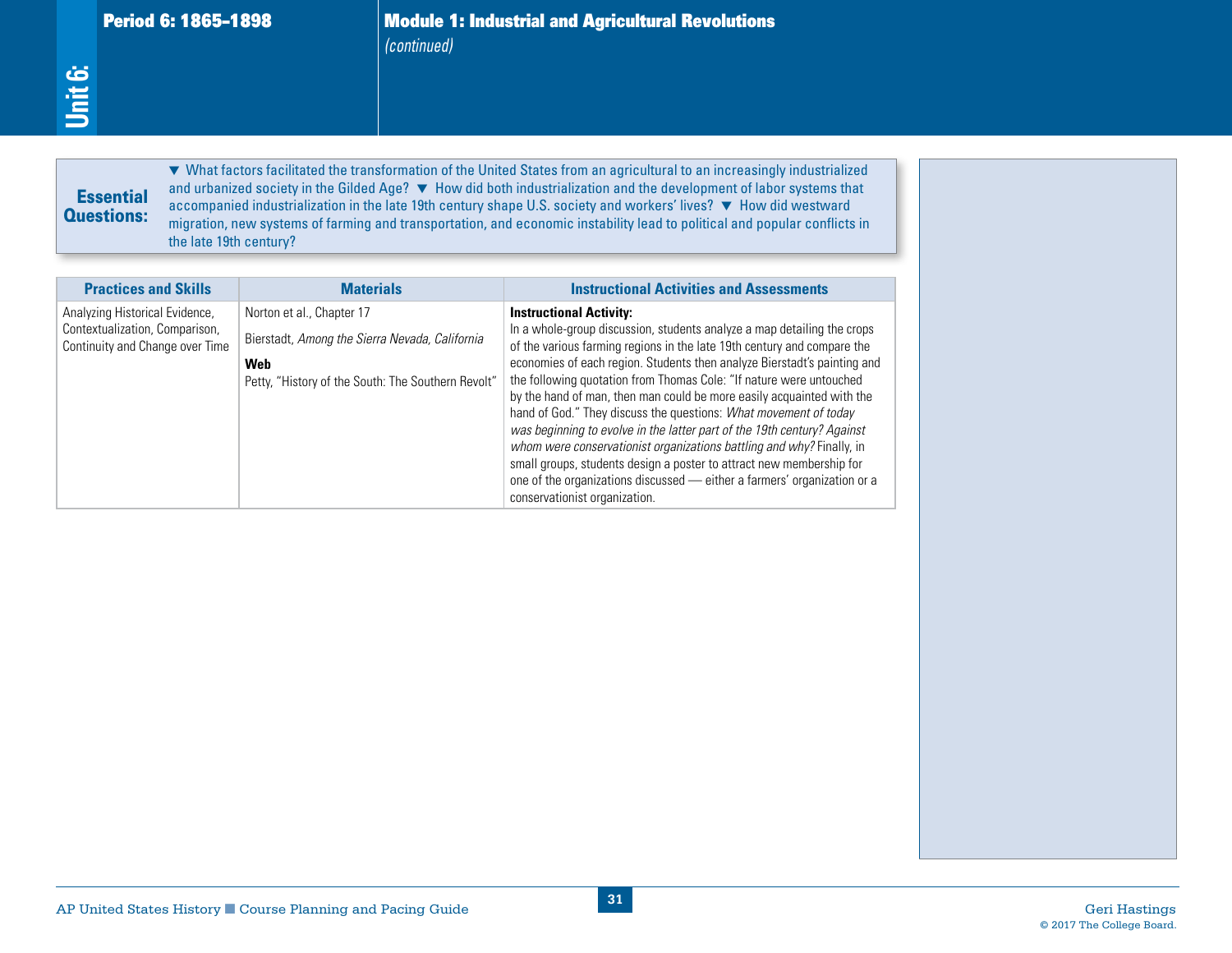## Period 6: 1865–1898

## Module 1: Industrial and Agricultural Revolutions

*(continued)*

**Essential Questions:** ▼ What factors facilitated the transformation of the United States from an agricultural to an increasingly industrialized and urbanized society in the Gilded Age? ▼ How did both industrialization and the development of labor systems that accompanied industrialization in the late 19th century shape U.S. society and workers' lives? ▼ How did westward migration, new systems of farming and transportation, and economic instability lead to political and popular conflicts in the late 19th century?

| Practices and Skills | Materials | Instructional Activities and Assessments |
|---|---|---|
| Analyzing Historical Evidence, Contextualization, Comparison, Continuity and Change over Time | Norton et al., Chapter 17<br><br>Bierstadt, *Among the Sierra Nevada, California*<br><br>**Web**<br>Petty, "History of the South: The Southern Revolt" | **Instructional Activity:**<br>In a whole-group discussion, students analyze a map detailing the crops of the various farming regions in the late 19th century and compare the economies of each region. Students then analyze Bierstadt's painting and the following quotation from Thomas Cole: "If nature were untouched by the hand of man, then man could be more easily acquainted with the hand of God." They discuss the questions: *What movement of today was beginning to evolve in the latter part of the 19th century? Against whom were conservationist organizations battling and why?* Finally, in small groups, students design a poster to attract new membership for one of the organizations discussed — either a farmers' organization or a conservationist organization. |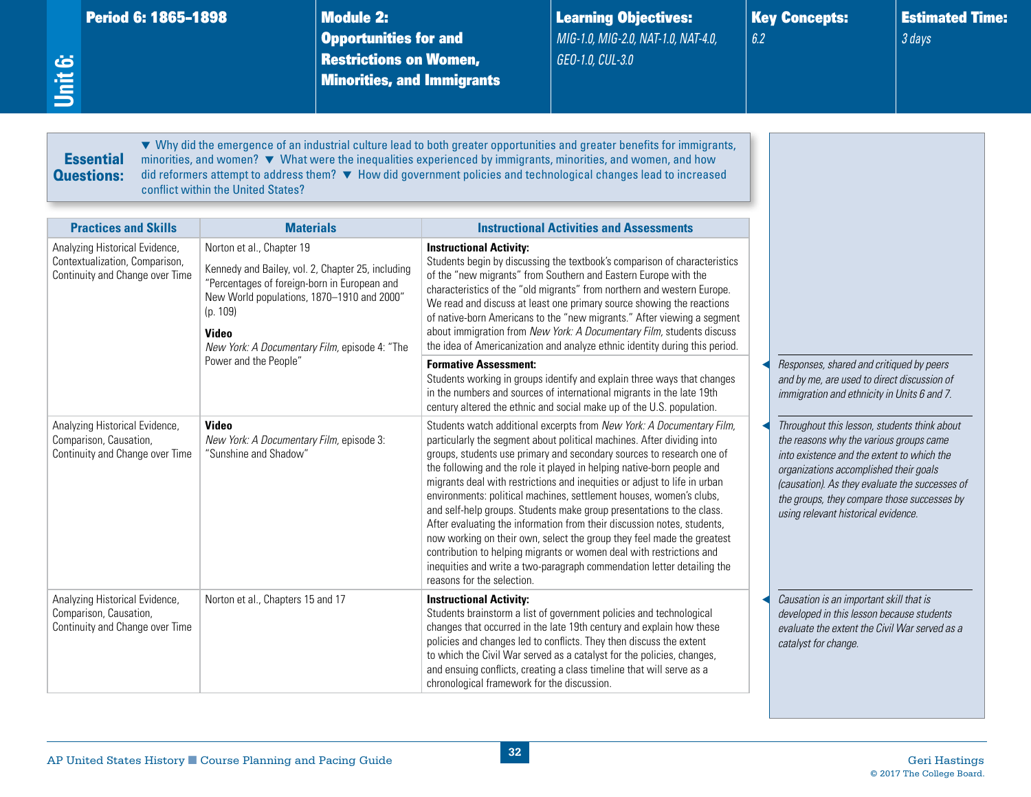**Unit 6:** Period 6: 1865–1898

| Module 2: | Learning Objectives: | Key Concepts: | Estimated Time: |
|---|---|---|---|
| **Opportunities for and Restrictions on Women, Minorities, and Immigrants** | *MIG-1.0, MIG-2.0, NAT-1.0, NAT-4.0, GEO-1.0, CUL-3.0* | *6.2* | *3 days* |

**Essential Questions:** ▼ Why did the emergence of an industrial culture lead to both greater opportunities and greater benefits for immigrants, minorities, and women? ▼ What were the inequalities experienced by immigrants, minorities, and women, and how did reformers attempt to address them? ▼ How did government policies and technological changes lead to increased conflict within the United States?

| Practices and Skills | Materials | Instructional Activities and Assessments |
|---|---|---|
| Analyzing Historical Evidence, Contextualization, Comparison, Continuity and Change over Time | Norton et al., Chapter 19<br><br>Kennedy and Bailey, vol. 2, Chapter 25, including "Percentages of foreign-born in European and New World populations, 1870–1910 and 2000" (p. 109)<br><br>**Video**<br>*New York: A Documentary Film*, episode 4: "The Power and the People" | **Instructional Activity:**<br>Students begin by discussing the textbook's comparison of characteristics of the "new migrants" from Southern and Eastern Europe with the characteristics of the "old migrants" from northern and western Europe. We read and discuss at least one primary source showing the reactions of native-born Americans to the "new migrants." After viewing a segment about immigration from *New York: A Documentary Film*, students discuss the idea of Americanization and analyze ethnic identity during this period.<br><br>**Formative Assessment:**<br>Students working in groups identify and explain three ways that changes in the numbers and sources of international migrants in the late 19th century altered the ethnic and social make up of the U.S. population. |
| Analyzing Historical Evidence, Comparison, Causation, Continuity and Change over Time | **Video**<br>*New York: A Documentary Film*, episode 3: "Sunshine and Shadow" | Students watch additional excerpts from *New York: A Documentary Film*, particularly the segment about political machines. After dividing into groups, students use primary and secondary sources to research one of the following and the role it played in helping native-born people and migrants deal with restrictions and inequities or adjust to life in urban environments: political machines, settlement houses, women's clubs, and self-help groups. Students make group presentations to the class. After evaluating the information from their discussion notes, students, now working on their own, select the group they feel made the greatest contribution to helping migrants or women deal with restrictions and inequities and write a two-paragraph commendation letter detailing the reasons for the selection. |
| Analyzing Historical Evidence, Comparison, Causation, Continuity and Change over Time | Norton et al., Chapters 15 and 17 | **Instructional Activity:**<br>Students brainstorm a list of government policies and technological changes that occurred in the late 19th century and explain how these policies and changes led to conflicts. They then discuss the extent to which the Civil War served as a catalyst for the policies, changes, and ensuing conflicts, creating a class timeline that will serve as a chronological framework for the discussion. |

*Responses, shared and critiqued by peers and by me, are used to direct discussion of immigration and ethnicity in Units 6 and 7.*

*Throughout this lesson, students think about the reasons why the various groups came into existence and the extent to which the organizations accomplished their goals (causation). As they evaluate the successes of the groups, they compare those successes by using relevant historical evidence.*

*Causation is an important skill that is developed in this lesson because students evaluate the extent the Civil War served as a catalyst for change.*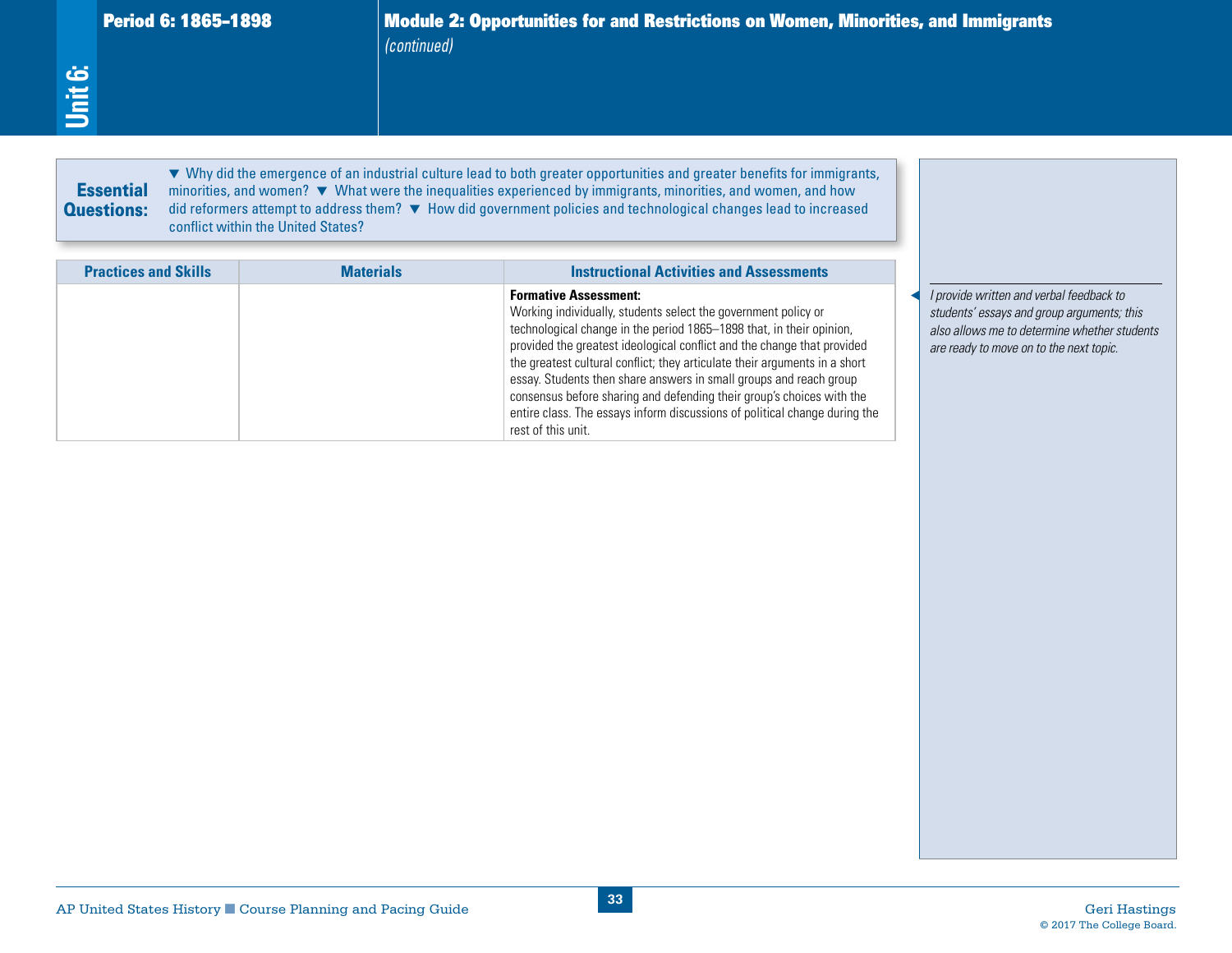## Period 6: 1865–1898

## Unit 6:

## Module 2: Opportunities for and Restrictions on Women, Minorities, and Immigrants *(continued)*

**Essential Questions:** ▼ Why did the emergence of an industrial culture lead to both greater opportunities and greater benefits for immigrants, minorities, and women? ▼ What were the inequalities experienced by immigrants, minorities, and women, and how did reformers attempt to address them? ▼ How did government policies and technological changes lead to increased conflict within the United States?

| Practices and Skills | Materials | Instructional Activities and Assessments |
|---|---|---|
| | | **Formative Assessment:** Working individually, students select the government policy or technological change in the period 1865–1898 that, in their opinion, provided the greatest ideological conflict and the change that provided the greatest cultural conflict; they articulate their arguments in a short essay. Students then share answers in small groups and reach group consensus before sharing and defending their group's choices with the entire class. The essays inform discussions of political change during the rest of this unit. |

*I provide written and verbal feedback to students' essays and group arguments; this also allows me to determine whether students are ready to move on to the next topic.*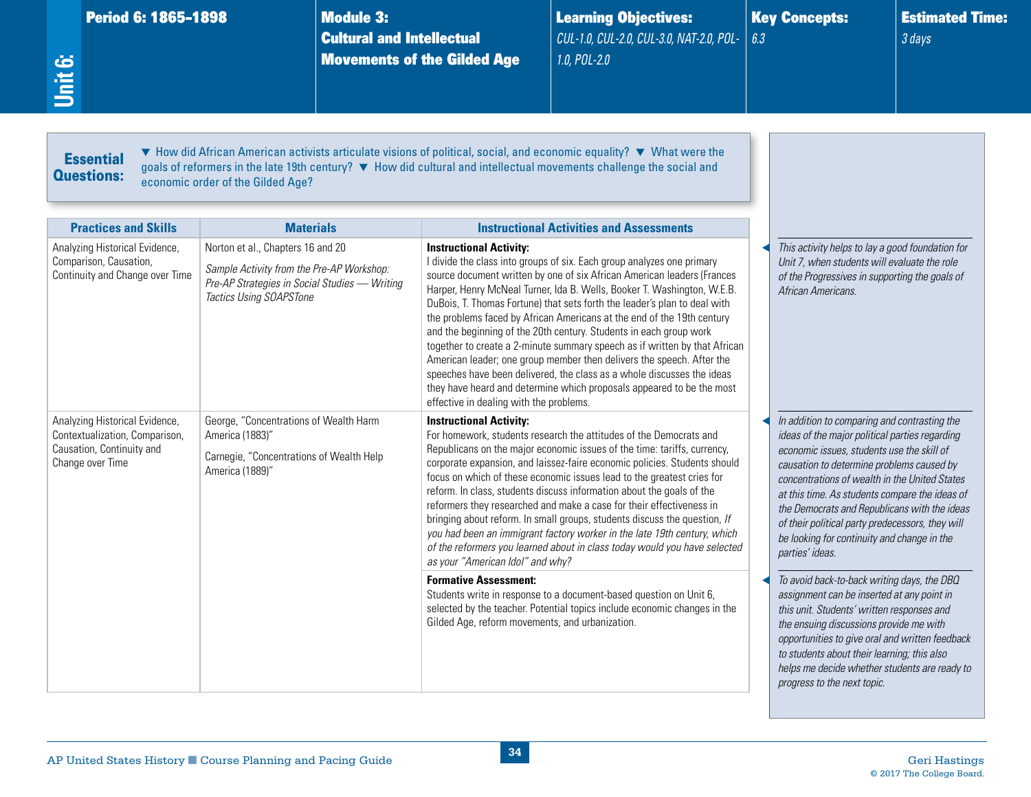**Unit 6:**

| Period 6: 1865–1898 | Module 3: Cultural and Intellectual Movements of the Gilded Age | Learning Objectives: | Key Concepts: | Estimated Time: |
|---|---|---|---|---|
| | | *CUL-1.0, CUL-2.0, CUL-3.0, NAT-2.0, POL-1.0, POL-2.0* | *6.3* | *3 days* |

**Essential Questions:** ▼ How did African American activists articulate visions of political, social, and economic equality? ▼ What were the goals of reformers in the late 19th century? ▼ How did cultural and intellectual movements challenge the social and economic order of the Gilded Age?

| Practices and Skills | Materials | Instructional Activities and Assessments |
|---|---|---|
| Analyzing Historical Evidence, Comparison, Causation, Continuity and Change over Time | Norton et al., Chapters 16 and 20<br><br>*Sample Activity from the Pre-AP Workshop: Pre-AP Strategies in Social Studies — Writing Tactics Using SOAPSTone* | **Instructional Activity:**<br>I divide the class into groups of six. Each group analyzes one primary source document written by one of six African American leaders (Frances Harper, Henry McNeal Turner, Ida B. Wells, Booker T. Washington, W.E.B. DuBois, T. Thomas Fortune) that sets forth the leader's plan to deal with the problems faced by African Americans at the end of the 19th century and the beginning of the 20th century. Students in each group work together to create a 2-minute summary speech as if written by that African American leader; one group member then delivers the speech. After the speeches have been delivered, the class as a whole discusses the ideas they have heard and determine which proposals appeared to be the most effective in dealing with the problems. |
| Analyzing Historical Evidence, Contextualization, Comparison, Causation, Continuity and Change over Time | George, "Concentrations of Wealth Harm America (1883)"<br><br>Carnegie, "Concentrations of Wealth Help America (1889)" | **Instructional Activity:**<br>For homework, students research the attitudes of the Democrats and Republicans on the major economic issues of the time: tariffs, currency, corporate expansion, and laissez-faire economic policies. Students should focus on which of these economic issues lead to the greatest cries for reform. In class, students discuss information about the goals of the reformers they researched and make a case for their effectiveness in bringing about reform. In small groups, students discuss the question, *If you had been an immigrant factory worker in the late 19th century, which of the reformers you learned about in class today would you have selected as your "American Idol" and why?* |
| | | **Formative Assessment:**<br>Students write in response to a document-based question on Unit 6, selected by the teacher. Potential topics include economic changes in the Gilded Age, reform movements, and urbanization. |

*This activity helps to lay a good foundation for Unit 7, when students will evaluate the role of the Progressives in supporting the goals of African Americans.*

*In addition to comparing and contrasting the ideas of the major political parties regarding economic issues, students use the skill of causation to determine problems caused by concentrations of wealth in the United States at this time. As students compare the ideas of the Democrats and Republicans with the ideas of their political party predecessors, they will be looking for continuity and change in the parties' ideas.*

*To avoid back-to-back writing days, the DBQ assignment can be inserted at any point in this unit. Students' written responses and the ensuing discussions provide me with opportunities to give oral and written feedback to students about their learning; this also helps me decide whether students are ready to progress to the next topic.*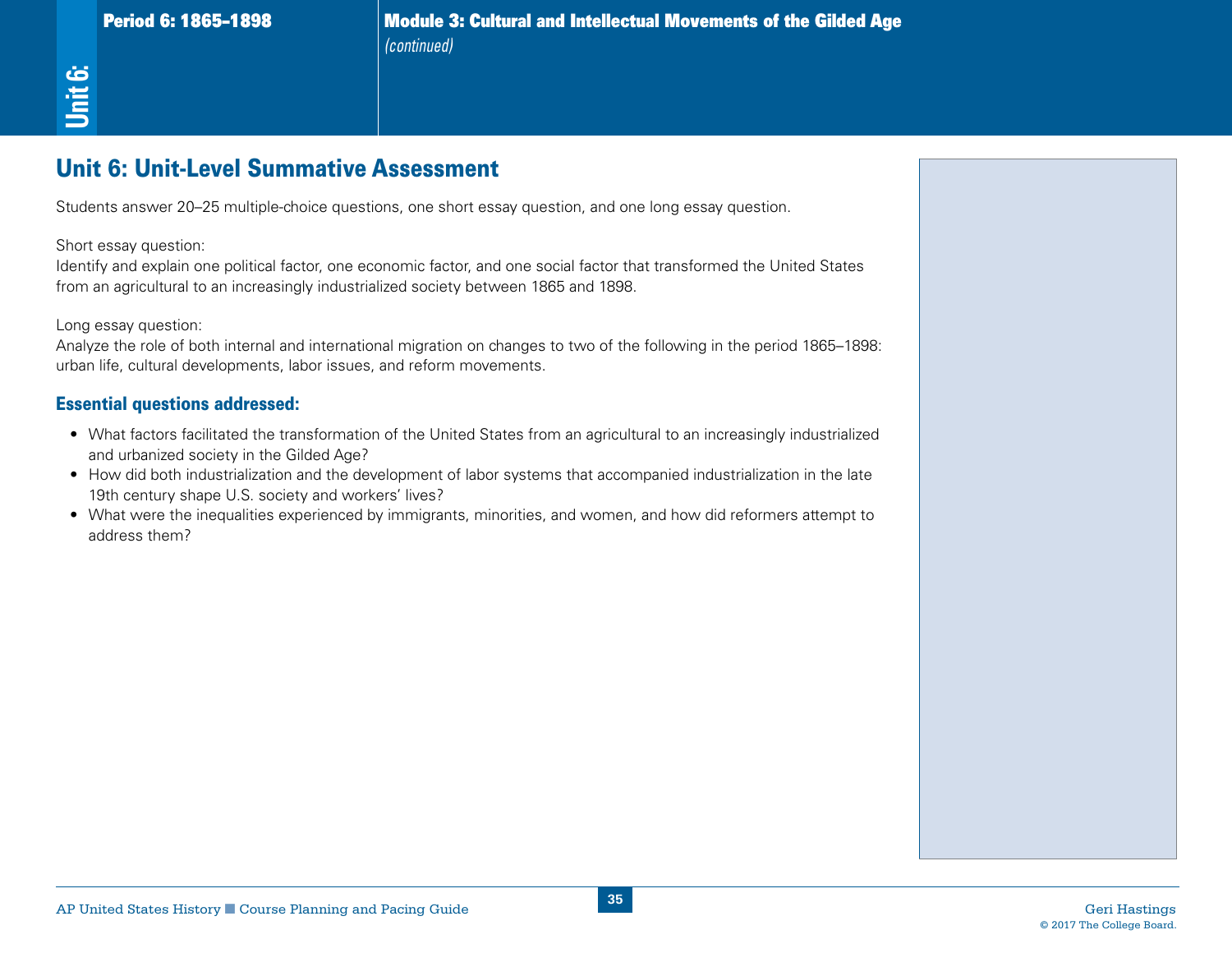## Unit 6: Unit-Level Summative Assessment

Students answer 20–25 multiple-choice questions, one short essay question, and one long essay question.

Short essay question:
Identify and explain one political factor, one economic factor, and one social factor that transformed the United States from an agricultural to an increasingly industrialized society between 1865 and 1898.

Long essay question:
Analyze the role of both internal and international migration on changes to two of the following in the period 1865–1898: urban life, cultural developments, labor issues, and reform movements.

### Essential questions addressed:

- What factors facilitated the transformation of the United States from an agricultural to an increasingly industrialized and urbanized society in the Gilded Age?
- How did both industrialization and the development of labor systems that accompanied industrialization in the late 19th century shape U.S. society and workers' lives?
- What were the inequalities experienced by immigrants, minorities, and women, and how did reformers attempt to address them?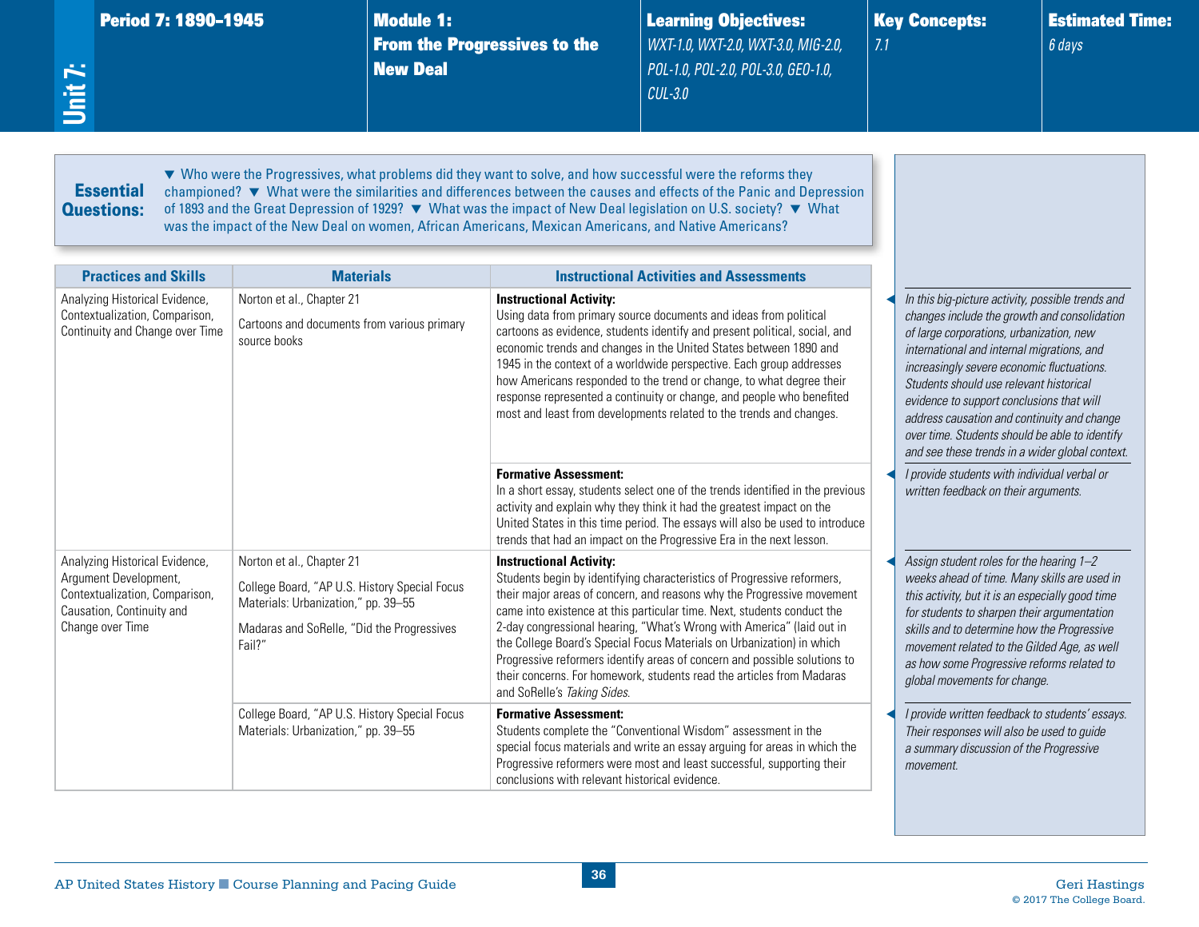# Unit 7:

| Period 7: 1890–1945 | Module 1: From the Progressives to the New Deal | Learning Objectives: | Key Concepts: | Estimated Time: |
|---|---|---|---|---|
| | | *WXT-1.0, WXT-2.0, WXT-3.0, MIG-2.0, POL-1.0, POL-2.0, POL-3.0, GEO-1.0, CUL-3.0* | *7.1* | *6 days* |

**Essential Questions:** ▼ Who were the Progressives, what problems did they want to solve, and how successful were the reforms they championed? ▼ What were the similarities and differences between the causes and effects of the Panic and Depression of 1893 and the Great Depression of 1929? ▼ What was the impact of New Deal legislation on U.S. society? ▼ What was the impact of the New Deal on women, African Americans, Mexican Americans, and Native Americans?

| Practices and Skills | Materials | Instructional Activities and Assessments | |
|---|---|---|---|
| Analyzing Historical Evidence, Contextualization, Comparison, Continuity and Change over Time | Norton et al., Chapter 21<br><br>Cartoons and documents from various primary source books | **Instructional Activity:**<br>Using data from primary source documents and ideas from political cartoons as evidence, students identify and present political, social, and economic trends and changes in the United States between 1890 and 1945 in the context of a worldwide perspective. Each group addresses how Americans responded to the trend or change, to what degree their response represented a continuity or change, and people who benefited most and least from developments related to the trends and changes. | *In this big-picture activity, possible trends and changes include the growth and consolidation of large corporations, urbanization, new international and internal migrations, and increasingly severe economic fluctuations. Students should use relevant historical evidence to support conclusions that will address causation and continuity and change over time. Students should be able to identify and see these trends in a wider global context.* |
| | | **Formative Assessment:**<br>In a short essay, students select one of the trends identified in the previous activity and explain why they think it had the greatest impact on the United States in this time period. The essays will also be used to introduce trends that had an impact on the Progressive Era in the next lesson. | *I provide students with individual verbal or written feedback on their arguments.* |
| Analyzing Historical Evidence, Argument Development, Contextualization, Comparison, Causation, Continuity and Change over Time | Norton et al., Chapter 21<br><br>College Board, "AP U.S. History Special Focus Materials: Urbanization," pp. 39–55<br><br>Madaras and SoRelle, "Did the Progressives Fail?" | **Instructional Activity:**<br>Students begin by identifying characteristics of Progressive reformers, their major areas of concern, and reasons why the Progressive movement came into existence at this particular time. Next, students conduct the 2-day congressional hearing, "What's Wrong with America" (laid out in the College Board's Special Focus Materials on Urbanization) in which Progressive reformers identify areas of concern and possible solutions to their concerns. For homework, students read the articles from Madaras and SoRelle's *Taking Sides*. | *Assign student roles for the hearing 1–2 weeks ahead of time. Many skills are used in this activity, but it is an especially good time for students to sharpen their argumentation skills and to determine how the Progressive movement related to the Gilded Age, as well as how some Progressive reforms related to global movements for change.* |
| | College Board, "AP U.S. History Special Focus Materials: Urbanization," pp. 39–55 | **Formative Assessment:**<br>Students complete the "Conventional Wisdom" assessment in the special focus materials and write an essay arguing for areas in which the Progressive reformers were most and least successful, supporting their conclusions with relevant historical evidence. | *I provide written feedback to students' essays. Their responses will also be used to guide a summary discussion of the Progressive movement.* |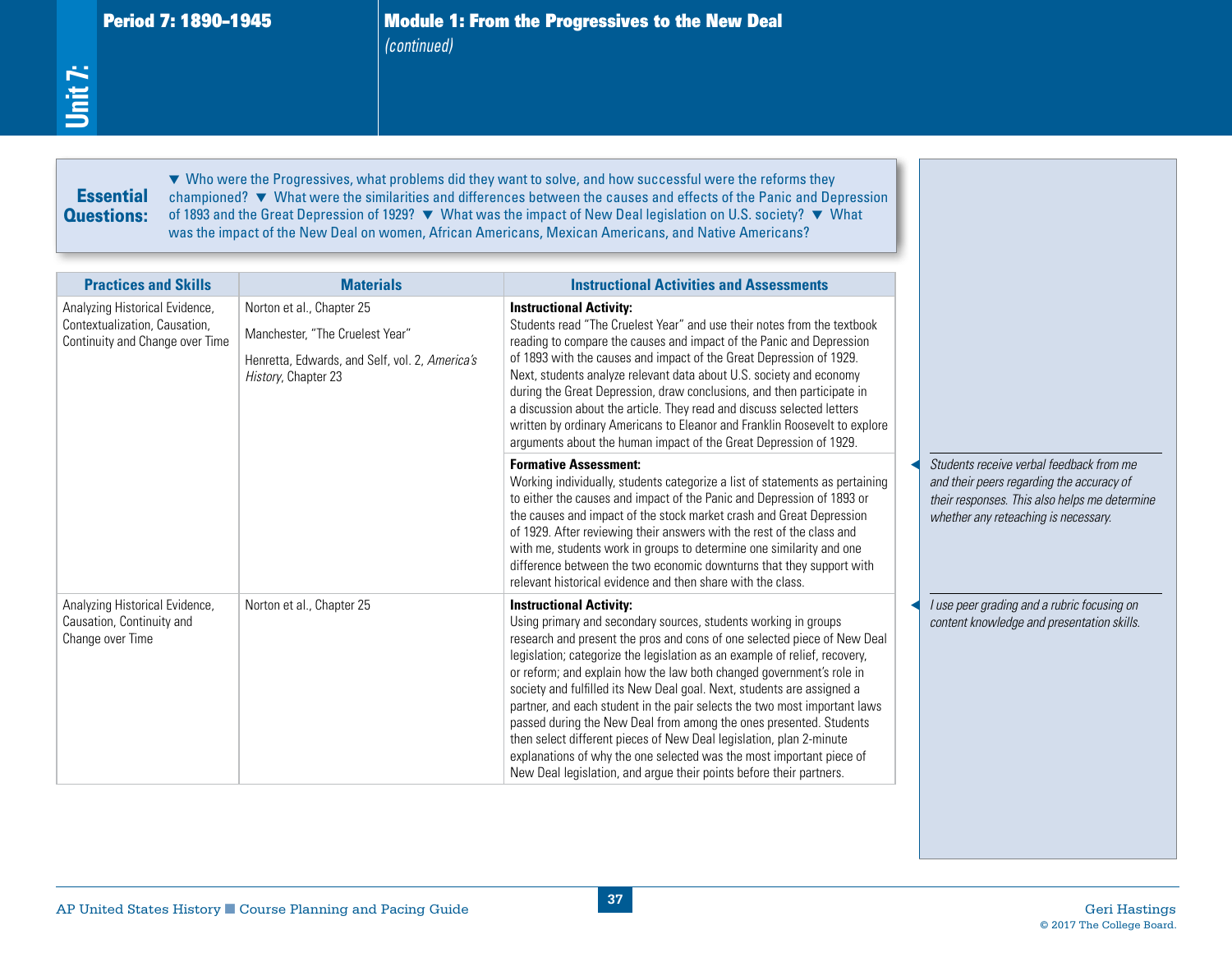## Module 1: From the Progressives to the New Deal

*(continued)*

**Essential Questions:** ▼ Who were the Progressives, what problems did they want to solve, and how successful were the reforms they championed? ▼ What were the similarities and differences between the causes and effects of the Panic and Depression of 1893 and the Great Depression of 1929? ▼ What was the impact of New Deal legislation on U.S. society? ▼ What was the impact of the New Deal on women, African Americans, Mexican Americans, and Native Americans?

| Practices and Skills | Materials | Instructional Activities and Assessments | |
|---|---|---|---|
| Analyzing Historical Evidence, Contextualization, Causation, Continuity and Change over Time | Norton et al., Chapter 25<br><br>Manchester, "The Cruelest Year"<br><br>Henretta, Edwards, and Self, vol. 2, *America's History*, Chapter 23 | **Instructional Activity:**<br>Students read "The Cruelest Year" and use their notes from the textbook reading to compare the causes and impact of the Panic and Depression of 1893 with the causes and impact of the Great Depression of 1929. Next, students analyze relevant data about U.S. society and economy during the Great Depression, draw conclusions, and then participate in a discussion about the article. They read and discuss selected letters written by ordinary Americans to Eleanor and Franklin Roosevelt to explore arguments about the human impact of the Great Depression of 1929. | |
| | | **Formative Assessment:**<br>Working individually, students categorize a list of statements as pertaining to either the causes and impact of the Panic and Depression of 1893 or the causes and impact of the stock market crash and Great Depression of 1929. After reviewing their answers with the rest of the class and with me, students work in groups to determine one similarity and one difference between the two economic downturns that they support with relevant historical evidence and then share with the class. | *Students receive verbal feedback from me and their peers regarding the accuracy of their responses. This also helps me determine whether any reteaching is necessary.* |
| Analyzing Historical Evidence, Causation, Continuity and Change over Time | Norton et al., Chapter 25 | **Instructional Activity:**<br>Using primary and secondary sources, students working in groups research and present the pros and cons of one selected piece of New Deal legislation; categorize the legislation as an example of relief, recovery, or reform; and explain how the law both changed government's role in society and fulfilled its New Deal goal. Next, students are assigned a partner, and each student in the pair selects the two most important laws passed during the New Deal from among the ones presented. Students then select different pieces of New Deal legislation, plan 2-minute explanations of why the one selected was the most important piece of New Deal legislation, and argue their points before their partners. | *I use peer grading and a rubric focusing on content knowledge and presentation skills.* |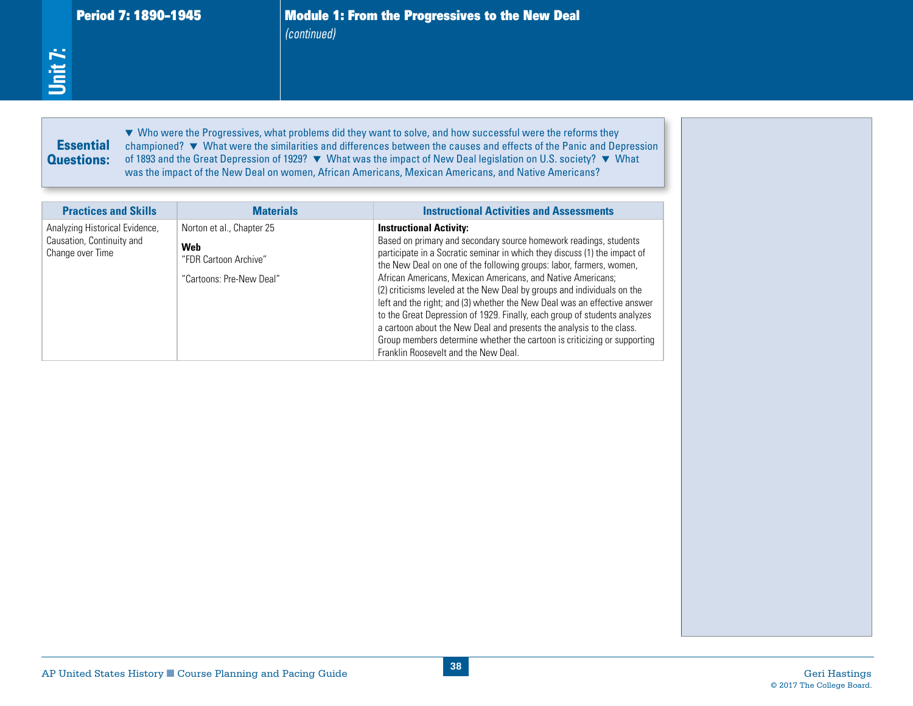## Unit 7: Period 7: 1890–1945

### Module 1: From the Progressives to the New Deal

*(continued)*

**Essential Questions:** ▼ Who were the Progressives, what problems did they want to solve, and how successful were the reforms they championed? ▼ What were the similarities and differences between the causes and effects of the Panic and Depression of 1893 and the Great Depression of 1929? ▼ What was the impact of New Deal legislation on U.S. society? ▼ What was the impact of the New Deal on women, African Americans, Mexican Americans, and Native Americans?

| Practices and Skills | Materials | Instructional Activities and Assessments |
| --- | --- | --- |
| Analyzing Historical Evidence, Causation, Continuity and Change over Time | Norton et al., Chapter 25<br><br>**Web**<br>"FDR Cartoon Archive"<br><br>"Cartoons: Pre-New Deal" | **Instructional Activity:**<br>Based on primary and secondary source homework readings, students participate in a Socratic seminar in which they discuss (1) the impact of the New Deal on one of the following groups: labor, farmers, women, African Americans, Mexican Americans, and Native Americans; (2) criticisms leveled at the New Deal by groups and individuals on the left and the right; and (3) whether the New Deal was an effective answer to the Great Depression of 1929. Finally, each group of students analyzes a cartoon about the New Deal and presents the analysis to the class. Group members determine whether the cartoon is criticizing or supporting Franklin Roosevelt and the New Deal. |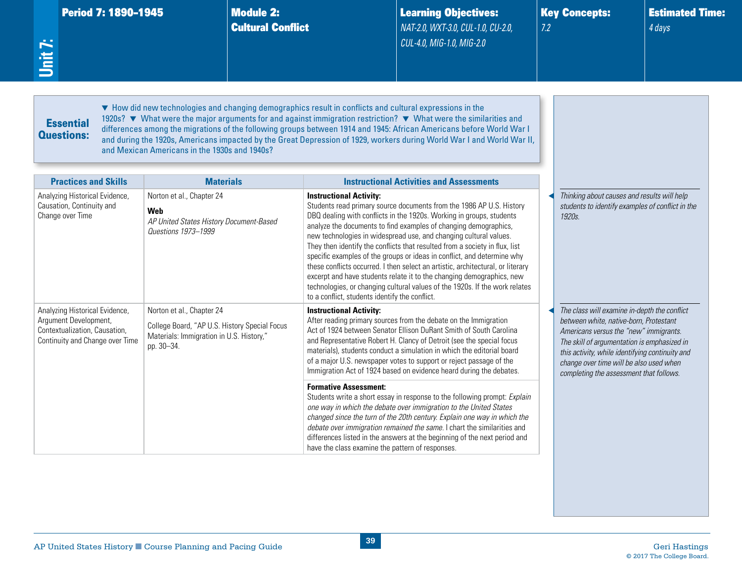| Unit 7: | Period 7: 1890–1945 | Module 2: Cultural Conflict | Learning Objectives: | Key Concepts: | Estimated Time: |
|---|---|---|---|---|---|
| | | | *NAT-2.0, WXT-3.0, CUL-1.0, CU-2.0, CUL-4.0, MIG-1.0, MIG-2.0* | *7.2* | *4 days* |

**Essential Questions:** ▼ How did new technologies and changing demographics result in conflicts and cultural expressions in the 1920s? ▼ What were the major arguments for and against immigration restriction? ▼ What were the similarities and differences among the migrations of the following groups between 1914 and 1945: African Americans before World War I and during the 1920s, Americans impacted by the Great Depression of 1929, workers during World War I and World War II, and Mexican Americans in the 1930s and 1940s?

| Practices and Skills | Materials | Instructional Activities and Assessments |
|---|---|---|
| Analyzing Historical Evidence, Causation, Continuity and Change over Time | Norton et al., Chapter 24<br><br>**Web**<br>*AP United States History Document-Based Questions 1973–1999* | **Instructional Activity:**<br>Students read primary source documents from the 1986 AP U.S. History DBQ dealing with conflicts in the 1920s. Working in groups, students analyze the documents to find examples of changing demographics, new technologies in widespread use, and changing cultural values. They then identify the conflicts that resulted from a society in flux, list specific examples of the groups or ideas in conflict, and determine why these conflicts occurred. I then select an artistic, architectural, or literary excerpt and have students relate it to the changing demographics, new technologies, or changing cultural values of the 1920s. If the work relates to a conflict, students identify the conflict. |
| Analyzing Historical Evidence, Argument Development, Contextualization, Causation, Continuity and Change over Time | Norton et al., Chapter 24<br><br>College Board, "AP U.S. History Special Focus Materials: Immigration in U.S. History," pp. 30–34. | **Instructional Activity:**<br>After reading primary sources from the debate on the Immigration Act of 1924 between Senator Ellison DuRant Smith of South Carolina and Representative Robert H. Clancy of Detroit (see the special focus materials), students conduct a simulation in which the editorial board of a major U.S. newspaper votes to support or reject passage of the Immigration Act of 1924 based on evidence heard during the debates. |
| | | **Formative Assessment:**<br>Students write a short essay in response to the following prompt: *Explain one way in which the debate over immigration to the United States changed since the turn of the 20th century. Explain one way in which the debate over immigration remained the same.* I chart the similarities and differences listed in the answers at the beginning of the next period and have the class examine the pattern of responses. |

*Thinking about causes and results will help students to identify examples of conflict in the 1920s.*

*The class will examine in-depth the conflict between white, native-born, Protestant Americans versus the "new" immigrants. The skill of argumentation is emphasized in this activity, while identifying continuity and change over time will be also used when completing the assessment that follows.*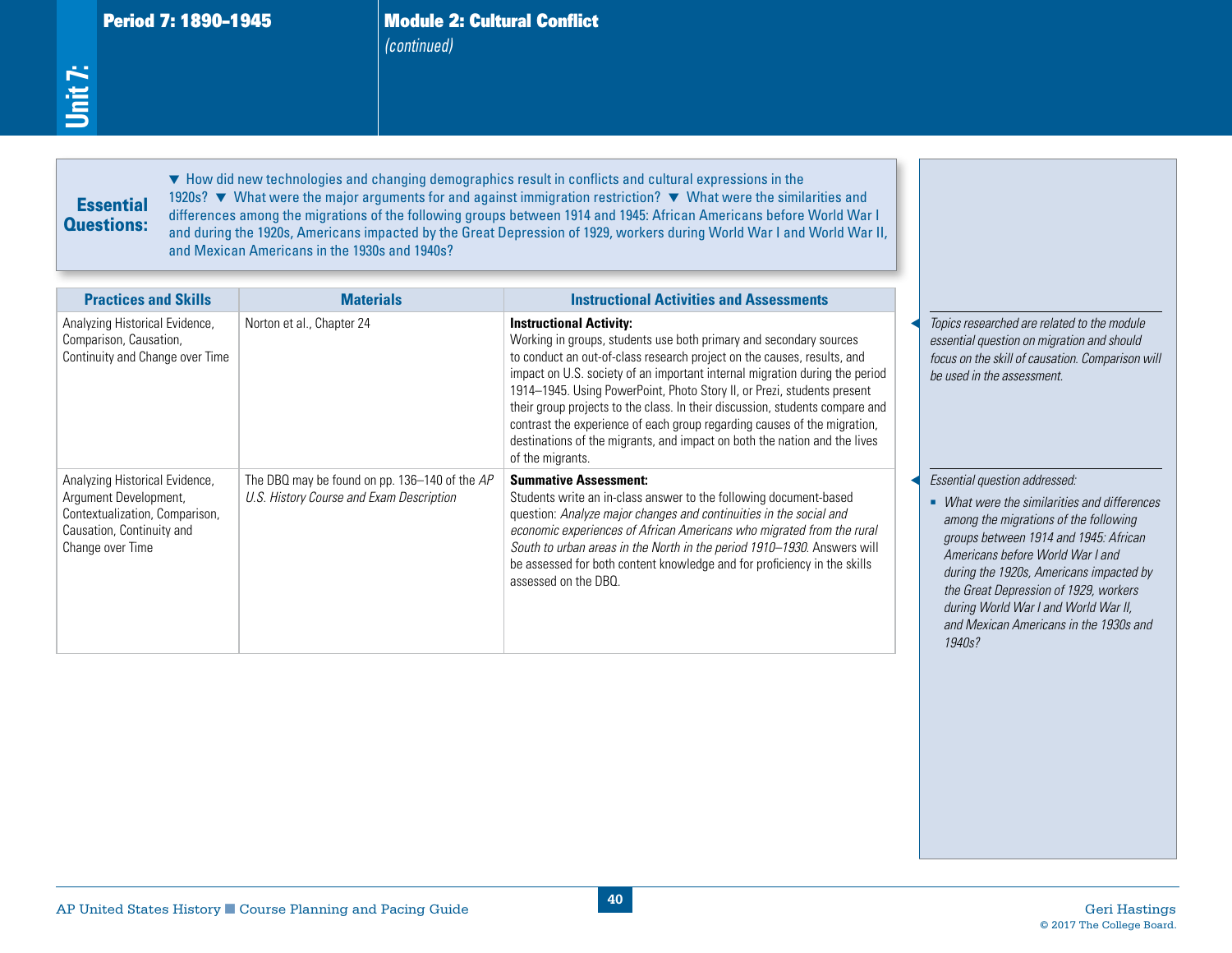## Module 2: Cultural Conflict

*(continued)*

**Essential Questions:** ▼ How did new technologies and changing demographics result in conflicts and cultural expressions in the 1920s? ▼ What were the major arguments for and against immigration restriction? ▼ What were the similarities and differences among the migrations of the following groups between 1914 and 1945: African Americans before World War I and during the 1920s, Americans impacted by the Great Depression of 1929, workers during World War I and World War II, and Mexican Americans in the 1930s and 1940s?

| Practices and Skills | Materials | Instructional Activities and Assessments |
|---|---|---|
| Analyzing Historical Evidence, Comparison, Causation, Continuity and Change over Time | Norton et al., Chapter 24 | **Instructional Activity:** Working in groups, students use both primary and secondary sources to conduct an out-of-class research project on the causes, results, and impact on U.S. society of an important internal migration during the period 1914–1945. Using PowerPoint, Photo Story II, or Prezi, students present their group projects to the class. In their discussion, students compare and contrast the experience of each group regarding causes of the migration, destinations of the migrants, and impact on both the nation and the lives of the migrants. |
| Analyzing Historical Evidence, Argument Development, Contextualization, Comparison, Causation, Continuity and Change over Time | The DBQ may be found on pp. 136–140 of the *AP U.S. History Course and Exam Description* | **Summative Assessment:** Students write an in-class answer to the following document-based question: *Analyze major changes and continuities in the social and economic experiences of African Americans who migrated from the rural South to urban areas in the North in the period 1910–1930.* Answers will be assessed for both content knowledge and for proficiency in the skills assessed on the DBQ. |

*Topics researched are related to the module essential question on migration and should focus on the skill of causation. Comparison will be used in the assessment.*

*Essential question addressed:*

- *What were the similarities and differences among the migrations of the following groups between 1914 and 1945: African Americans before World War I and during the 1920s, Americans impacted by the Great Depression of 1929, workers during World War I and World War II, and Mexican Americans in the 1930s and 1940s?*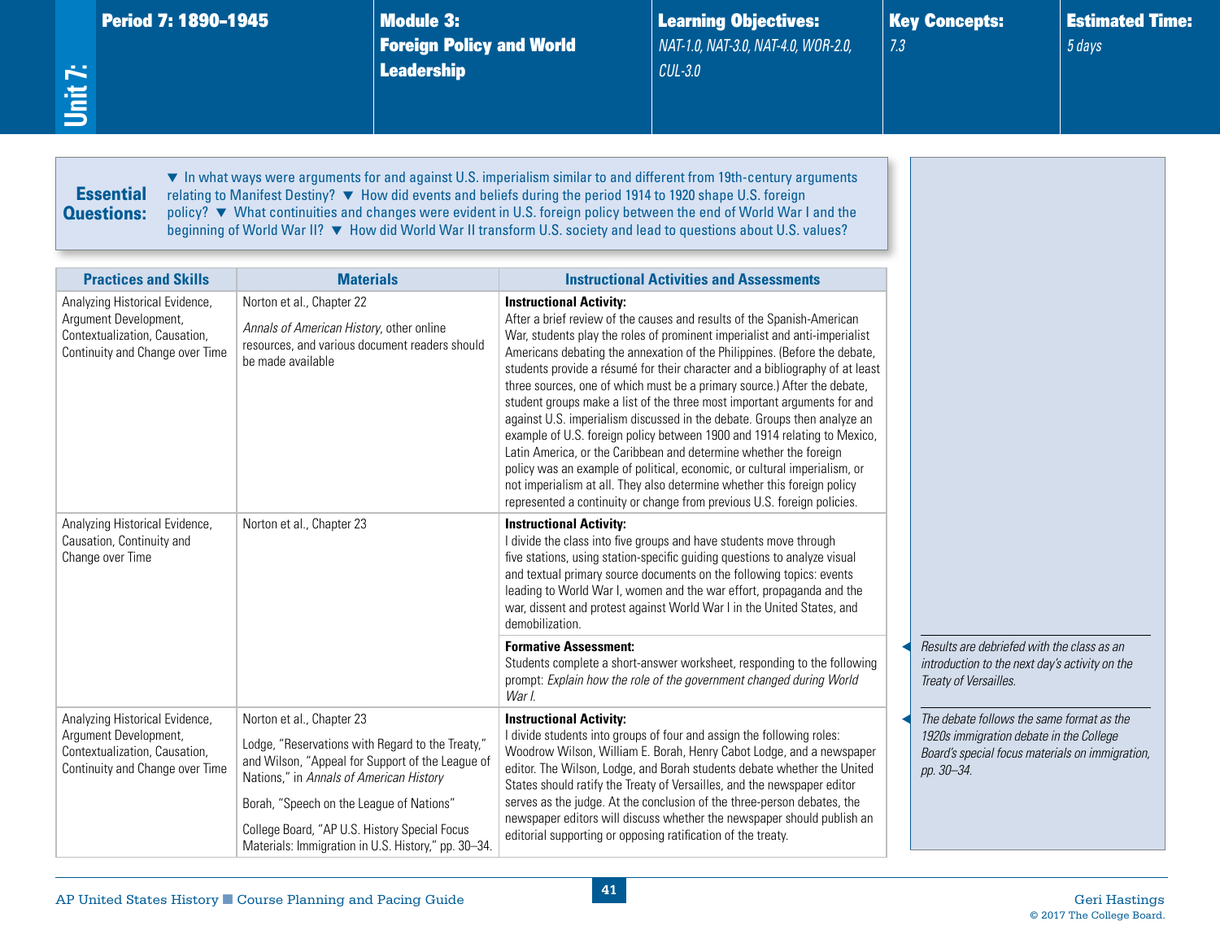**Unit 7:** **Period 7: 1890–1945**

**Module 3: Foreign Policy and World Leadership**

**Learning Objectives:** *NAT-1.0, NAT-3.0, NAT-4.0, WOR-2.0, CUL-3.0*

**Key Concepts:** *7.3*

**Estimated Time:** *5 days*

**Essential Questions:** ▼ In what ways were arguments for and against U.S. imperialism similar to and different from 19th-century arguments relating to Manifest Destiny? ▼ How did events and beliefs during the period 1914 to 1920 shape U.S. foreign policy? ▼ What continuities and changes were evident in U.S. foreign policy between the end of World War I and the beginning of World War II? ▼ How did World War II transform U.S. society and lead to questions about U.S. values?

| Practices and Skills | Materials | Instructional Activities and Assessments |
|---|---|---|
| Analyzing Historical Evidence, Argument Development, Contextualization, Causation, Continuity and Change over Time | Norton et al., Chapter 22<br><br>*Annals of American History*, other online resources, and various document readers should be made available | **Instructional Activity:**<br>After a brief review of the causes and results of the Spanish-American War, students play the roles of prominent imperialist and anti-imperialist Americans debating the annexation of the Philippines. (Before the debate, students provide a résumé for their character and a bibliography of at least three sources, one of which must be a primary source.) After the debate, student groups make a list of the three most important arguments for and against U.S. imperialism discussed in the debate. Groups then analyze an example of U.S. foreign policy between 1900 and 1914 relating to Mexico, Latin America, or the Caribbean and determine whether the foreign policy was an example of political, economic, or cultural imperialism, or not imperialism at all. They also determine whether this foreign policy represented a continuity or change from previous U.S. foreign policies. |
| Analyzing Historical Evidence, Causation, Continuity and Change over Time | Norton et al., Chapter 23 | **Instructional Activity:**<br>I divide the class into five groups and have students move through five stations, using station-specific guiding questions to analyze visual and textual primary source documents on the following topics: events leading to World War I, women and the war effort, propaganda and the war, dissent and protest against World War I in the United States, and demobilization.<br><br>**Formative Assessment:**<br>Students complete a short-answer worksheet, responding to the following prompt: *Explain how the role of the government changed during World War I.* |
| Analyzing Historical Evidence, Argument Development, Contextualization, Causation, Continuity and Change over Time | Norton et al., Chapter 23<br><br>Lodge, "Reservations with Regard to the Treaty," and Wilson, "Appeal for Support of the League of Nations," in *Annals of American History*<br><br>Borah, "Speech on the League of Nations"<br><br>College Board, "AP U.S. History Special Focus Materials: Immigration in U.S. History," pp. 30–34. | **Instructional Activity:**<br>I divide students into groups of four and assign the following roles: Woodrow Wilson, William E. Borah, Henry Cabot Lodge, and a newspaper editor. The Wilson, Lodge, and Borah students debate whether the United States should ratify the Treaty of Versailles, and the newspaper editor serves as the judge. At the conclusion of the three-person debates, the newspaper editors will discuss whether the newspaper should publish an editorial supporting or opposing ratification of the treaty. |

◄ *Results are debriefed with the class as an introduction to the next day's activity on the Treaty of Versailles.*

◄ *The debate follows the same format as the 1920s immigration debate in the College Board's special focus materials on immigration, pp. 30–34.*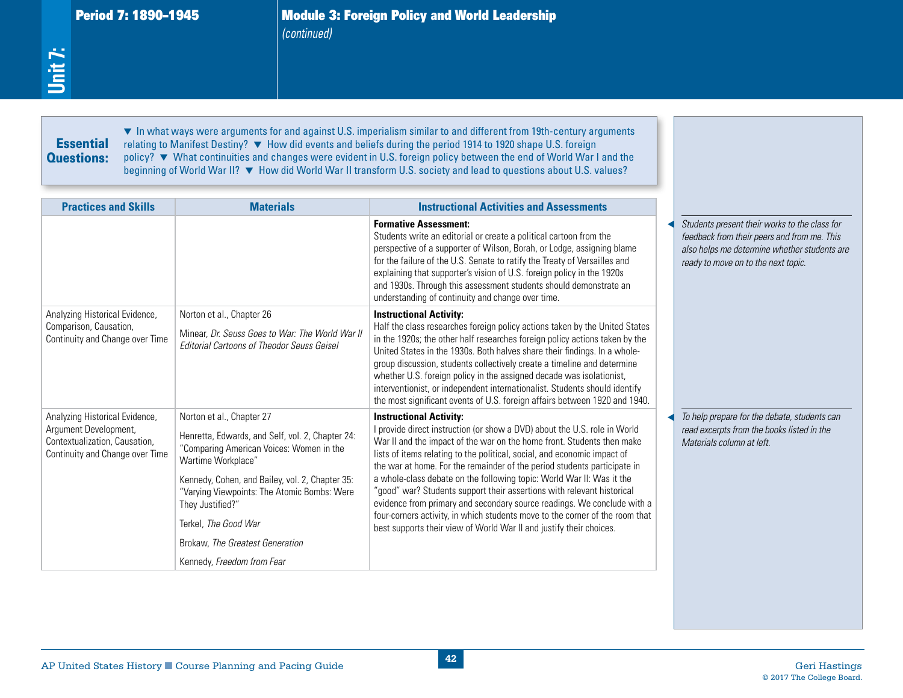## Module 3: Foreign Policy and World Leadership *(continued)*

**Essential Questions:** ▼ In what ways were arguments for and against U.S. imperialism similar to and different from 19th-century arguments relating to Manifest Destiny? ▼ How did events and beliefs during the period 1914 to 1920 shape U.S. foreign policy? ▼ What continuities and changes were evident in U.S. foreign policy between the end of World War I and the beginning of World War II? ▼ How did World War II transform U.S. society and lead to questions about U.S. values?

| Practices and Skills | Materials | Instructional Activities and Assessments |
|---|---|---|
| | | **Formative Assessment:** Students write an editorial or create a political cartoon from the perspective of a supporter of Wilson, Borah, or Lodge, assigning blame for the failure of the U.S. Senate to ratify the Treaty of Versailles and explaining that supporter's vision of U.S. foreign policy in the 1920s and 1930s. Through this assessment students should demonstrate an understanding of continuity and change over time. |
| Analyzing Historical Evidence, Comparison, Causation, Continuity and Change over Time | Norton et al., Chapter 26<br><br>Minear, *Dr. Seuss Goes to War: The World War II Editorial Cartoons of Theodor Seuss Geisel* | **Instructional Activity:** Half the class researches foreign policy actions taken by the United States in the 1920s; the other half researches foreign policy actions taken by the United States in the 1930s. Both halves share their findings. In a whole-group discussion, students collectively create a timeline and determine whether U.S. foreign policy in the assigned decade was isolationist, interventionist, or independent internationalist. Students should identify the most significant events of U.S. foreign affairs between 1920 and 1940. |
| Analyzing Historical Evidence, Argument Development, Contextualization, Causation, Continuity and Change over Time | Norton et al., Chapter 27<br><br>Henretta, Edwards, and Self, vol. 2, Chapter 24: "Comparing American Voices: Women in the Wartime Workplace"<br><br>Kennedy, Cohen, and Bailey, vol. 2, Chapter 35: "Varying Viewpoints: The Atomic Bombs: Were They Justified?"<br><br>Terkel, *The Good War*<br><br>Brokaw, *The Greatest Generation*<br><br>Kennedy, *Freedom from Fear* | **Instructional Activity:** I provide direct instruction (or show a DVD) about the U.S. role in World War II and the impact of the war on the home front. Students then make lists of items relating to the political, social, and economic impact of the war at home. For the remainder of the period students participate in a whole-class debate on the following topic: World War II: Was it the "good" war? Students support their assertions with relevant historical evidence from primary and secondary source readings. We conclude with a four-corners activity, in which students move to the corner of the room that best supports their view of World War II and justify their choices. |

*Students present their works to the class for feedback from their peers and from me. This also helps me determine whether students are ready to move on to the next topic.*

*To help prepare for the debate, students can read excerpts from the books listed in the Materials column at left.*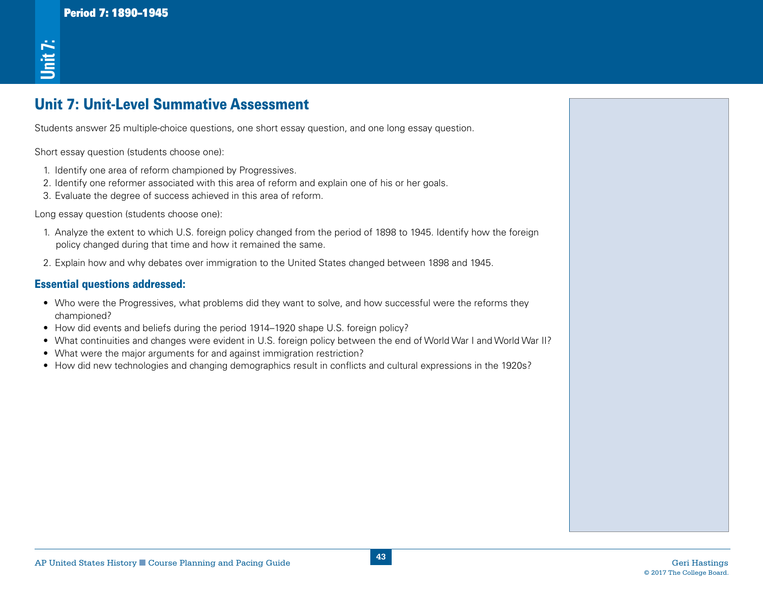## Unit 7: Unit-Level Summative Assessment

Students answer 25 multiple-choice questions, one short essay question, and one long essay question.

Short essay question (students choose one):

1. Identify one area of reform championed by Progressives.
2. Identify one reformer associated with this area of reform and explain one of his or her goals.
3. Evaluate the degree of success achieved in this area of reform.

Long essay question (students choose one):

1. Analyze the extent to which U.S. foreign policy changed from the period of 1898 to 1945. Identify how the foreign policy changed during that time and how it remained the same.
2. Explain how and why debates over immigration to the United States changed between 1898 and 1945.

### Essential questions addressed:

- Who were the Progressives, what problems did they want to solve, and how successful were the reforms they championed?
- How did events and beliefs during the period 1914–1920 shape U.S. foreign policy?
- What continuities and changes were evident in U.S. foreign policy between the end of World War I and World War II?
- What were the major arguments for and against immigration restriction?
- How did new technologies and changing demographics result in conflicts and cultural expressions in the 1920s?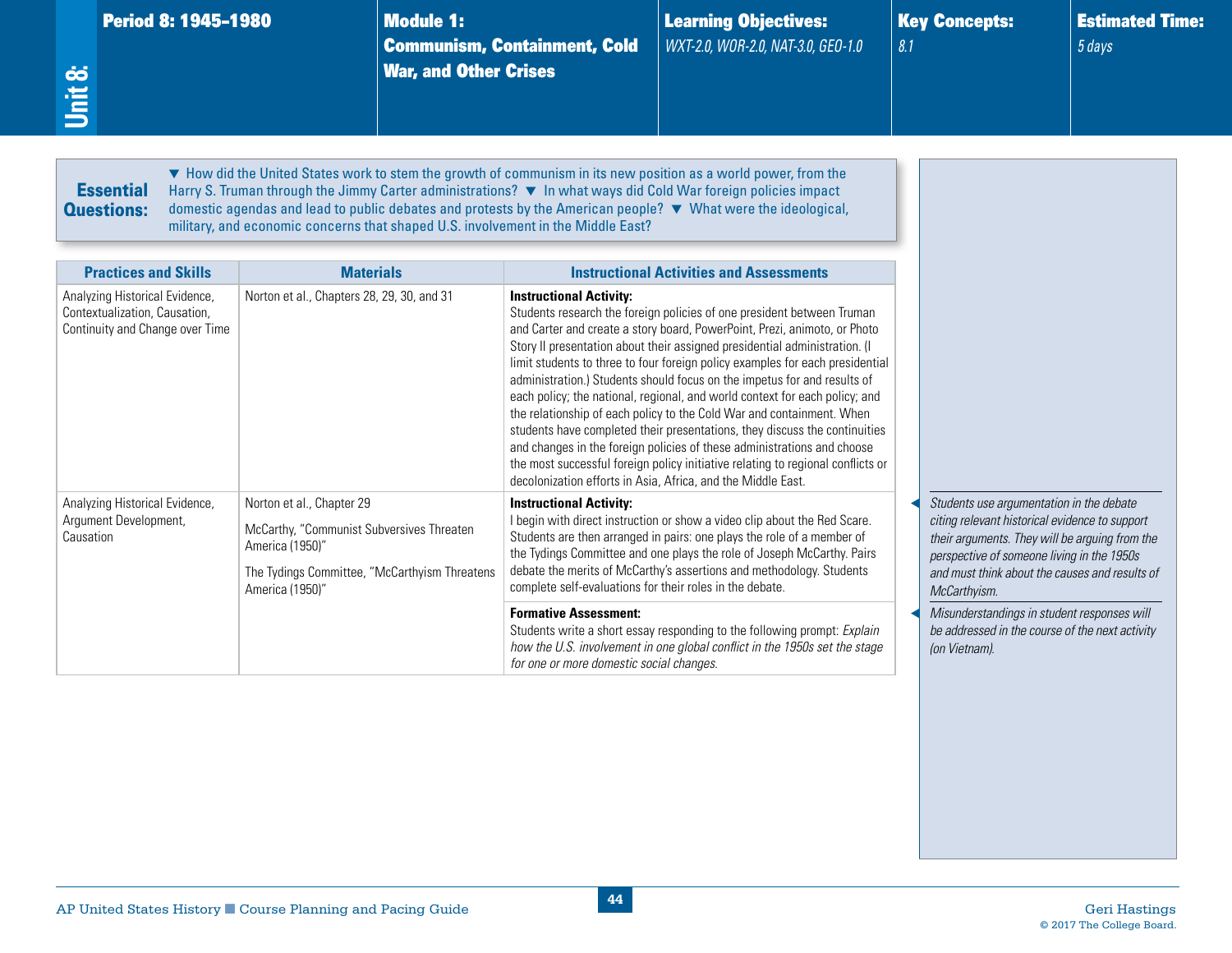# Unit 8:

| Period 8: 1945–1980 | Module 1: Communism, Containment, Cold War, and Other Crises | Learning Objectives: | Key Concepts: | Estimated Time: |
|---|---|---|---|---|
| | | *WXT-2.0, WOR-2.0, NAT-3.0, GEO-1.0* | *8.1* | *5 days* |

**Essential Questions:** ▼ How did the United States work to stem the growth of communism in its new position as a world power, from the Harry S. Truman through the Jimmy Carter administrations? ▼ In what ways did Cold War foreign policies impact domestic agendas and lead to public debates and protests by the American people? ▼ What were the ideological, military, and economic concerns that shaped U.S. involvement in the Middle East?

| Practices and Skills | Materials | Instructional Activities and Assessments | |
|---|---|---|---|
| Analyzing Historical Evidence, Contextualization, Causation, Continuity and Change over Time | Norton et al., Chapters 28, 29, 30, and 31 | **Instructional Activity:**<br>Students research the foreign policies of one president between Truman and Carter and create a story board, PowerPoint, Prezi, animoto, or Photo Story II presentation about their assigned presidential administration. (I limit students to three to four foreign policy examples for each presidential administration.) Students should focus on the impetus for and results of each policy; the national, regional, and world context for each policy; and the relationship of each policy to the Cold War and containment. When students have completed their presentations, they discuss the continuities and changes in the foreign policies of these administrations and choose the most successful foreign policy initiative relating to regional conflicts or decolonization efforts in Asia, Africa, and the Middle East. | |
| Analyzing Historical Evidence, Argument Development, Causation | Norton et al., Chapter 29<br><br>McCarthy, "Communist Subversives Threaten America (1950)"<br><br>The Tydings Committee, "McCarthyism Threatens America (1950)" | **Instructional Activity:**<br>I begin with direct instruction or show a video clip about the Red Scare. Students are then arranged in pairs: one plays the role of a member of the Tydings Committee and one plays the role of Joseph McCarthy. Pairs debate the merits of McCarthy's assertions and methodology. Students complete self-evaluations for their roles in the debate. | ◀ *Students use argumentation in the debate citing relevant historical evidence to support their arguments. They will be arguing from the perspective of someone living in the 1950s and must think about the causes and results of McCarthyism.* |
| | | **Formative Assessment:**<br>Students write a short essay responding to the following prompt: *Explain how the U.S. involvement in one global conflict in the 1950s set the stage for one or more domestic social changes.* | ◀ *Misunderstandings in student responses will be addressed in the course of the next activity (on Vietnam).* |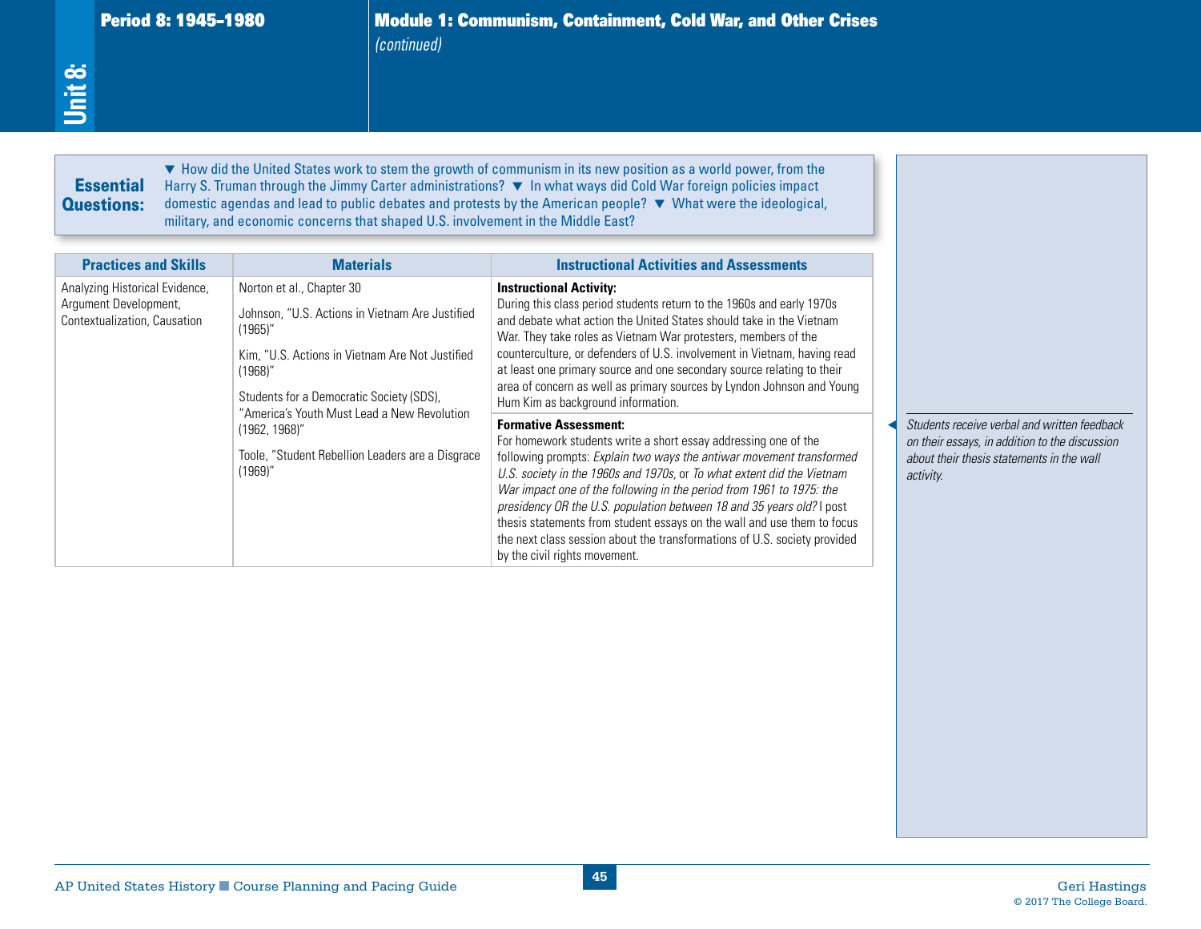# Period 8: 1945–1980

## Module 1: Communism, Containment, Cold War, and Other Crises

*(continued)*

**Essential Questions:** ▼ How did the United States work to stem the growth of communism in its new position as a world power, from the Harry S. Truman through the Jimmy Carter administrations? ▼ In what ways did Cold War foreign policies impact domestic agendas and lead to public debates and protests by the American people? ▼ What were the ideological, military, and economic concerns that shaped U.S. involvement in the Middle East?

| Practices and Skills | Materials | Instructional Activities and Assessments |
|---|---|---|
| Analyzing Historical Evidence, Argument Development, Contextualization, Causation | Norton et al., Chapter 30<br><br>Johnson, "U.S. Actions in Vietnam Are Justified (1965)"<br><br>Kim, "U.S. Actions in Vietnam Are Not Justified (1968)"<br><br>Students for a Democratic Society (SDS), "America's Youth Must Lead a New Revolution (1962, 1968)"<br><br>Toole, "Student Rebellion Leaders are a Disgrace (1969)" | **Instructional Activity:**<br>During this class period students return to the 1960s and early 1970s and debate what action the United States should take in the Vietnam War. They take roles as Vietnam War protesters, members of the counterculture, or defenders of U.S. involvement in Vietnam, having read at least one primary source and one secondary source relating to their area of concern as well as primary sources by Lyndon Johnson and Young Hum Kim as background information.<br><br>**Formative Assessment:**<br>For homework students write a short essay addressing one of the following prompts: *Explain two ways the antiwar movement transformed U.S. society in the 1960s and 1970s*, or *To what extent did the Vietnam War impact one of the following in the period from 1961 to 1975: the presidency OR the U.S. population between 18 and 35 years old?* I post thesis statements from student essays on the wall and use them to focus the next class session about the transformations of U.S. society provided by the civil rights movement. |

*Students receive verbal and written feedback on their essays, in addition to the discussion about their thesis statements in the wall activity.*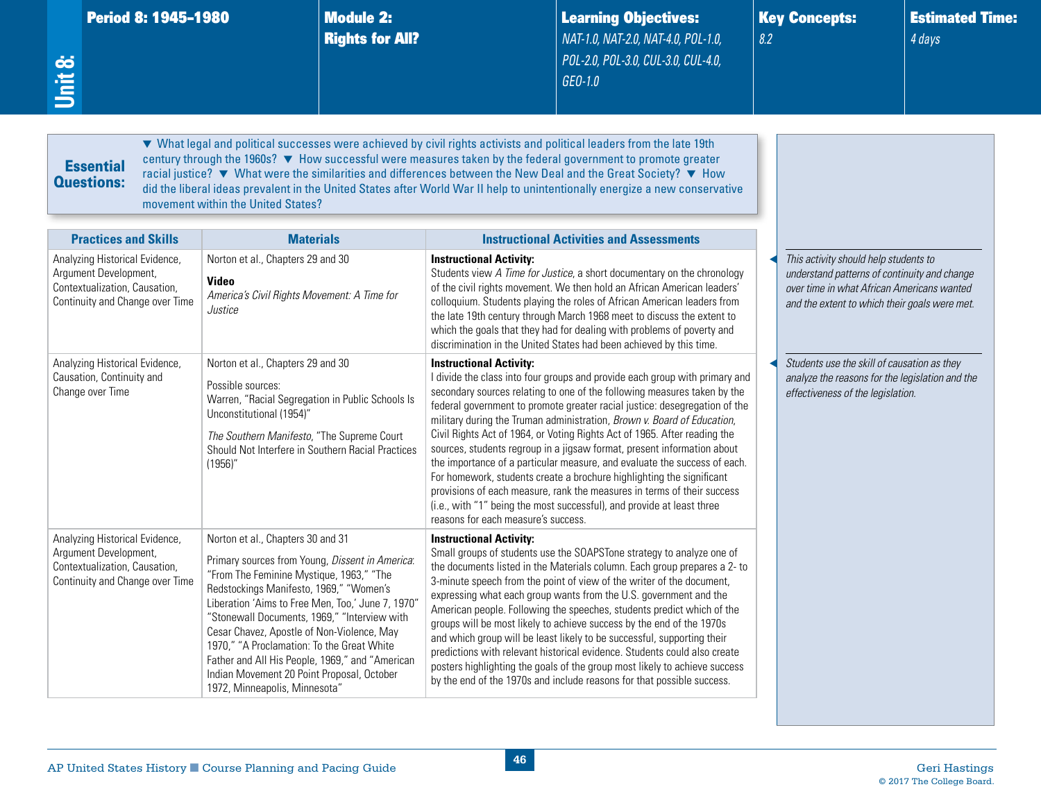**Unit 8:** **Period 8: 1945–1980** | **Module 2: Rights for All?** | **Learning Objectives:** *NAT-1.0, NAT-2.0, NAT-4.0, POL-1.0, POL-2.0, POL-3.0, CUL-3.0, CUL-4.0, GEO-1.0* | **Key Concepts:** *8.2* | **Estimated Time:** *4 days*

**Essential Questions:** ▼ What legal and political successes were achieved by civil rights activists and political leaders from the late 19th century through the 1960s? ▼ How successful were measures taken by the federal government to promote greater racial justice? ▼ What were the similarities and differences between the New Deal and the Great Society? ▼ How did the liberal ideas prevalent in the United States after World War II help to unintentionally energize a new conservative movement within the United States?

| Practices and Skills | Materials | Instructional Activities and Assessments | |
|---|---|---|---|
| Analyzing Historical Evidence, Argument Development, Contextualization, Causation, Continuity and Change over Time | Norton et al., Chapters 29 and 30<br><br>**Video**<br>*America's Civil Rights Movement: A Time for Justice* | **Instructional Activity:**<br>Students view *A Time for Justice*, a short documentary on the chronology of the civil rights movement. We then hold an African American leaders' colloquium. Students playing the roles of African American leaders from the late 19th century through March 1968 meet to discuss the extent to which the goals that they had for dealing with problems of poverty and discrimination in the United States had been achieved by this time. | *This activity should help students to understand patterns of continuity and change over time in what African Americans wanted and the extent to which their goals were met.* |
| Analyzing Historical Evidence, Causation, Continuity and Change over Time | Norton et al., Chapters 29 and 30<br><br>Possible sources:<br>Warren, "Racial Segregation in Public Schools Is Unconstitutional (1954)"<br><br>*The Southern Manifesto*, "The Supreme Court Should Not Interfere in Southern Racial Practices (1956)" | **Instructional Activity:**<br>I divide the class into four groups and provide each group with primary and secondary sources relating to one of the following measures taken by the federal government to promote greater racial justice: desegregation of the military during the Truman administration, *Brown v. Board of Education*, Civil Rights Act of 1964, or Voting Rights Act of 1965. After reading the sources, students regroup in a jigsaw format, present information about the importance of a particular measure, and evaluate the success of each. For homework, students create a brochure highlighting the significant provisions of each measure, rank the measures in terms of their success (i.e., with "1" being the most successful), and provide at least three reasons for each measure's success. | *Students use the skill of causation as they analyze the reasons for the legislation and the effectiveness of the legislation.* |
| Analyzing Historical Evidence, Argument Development, Contextualization, Causation, Continuity and Change over Time | Norton et al., Chapters 30 and 31<br><br>Primary sources from Young, *Dissent in America*: "From The Feminine Mystique, 1963," "The Redstockings Manifesto, 1969," "Women's Liberation 'Aims to Free Men, Too,' June 7, 1970" "Stonewall Documents, 1969," "Interview with Cesar Chavez, Apostle of Non-Violence, May 1970," "A Proclamation: To the Great White Father and All His People, 1969," and "American Indian Movement 20 Point Proposal, October 1972, Minneapolis, Minnesota" | **Instructional Activity:**<br>Small groups of students use the SOAPSTone strategy to analyze one of the documents listed in the Materials column. Each group prepares a 2- to 3-minute speech from the point of view of the writer of the document, expressing what each group wants from the U.S. government and the American people. Following the speeches, students predict which of the groups will be most likely to achieve success by the end of the 1970s and which group will be least likely to be successful, supporting their predictions with relevant historical evidence. Students could also create posters highlighting the goals of the group most likely to achieve success by the end of the 1970s and include reasons for that possible success. | |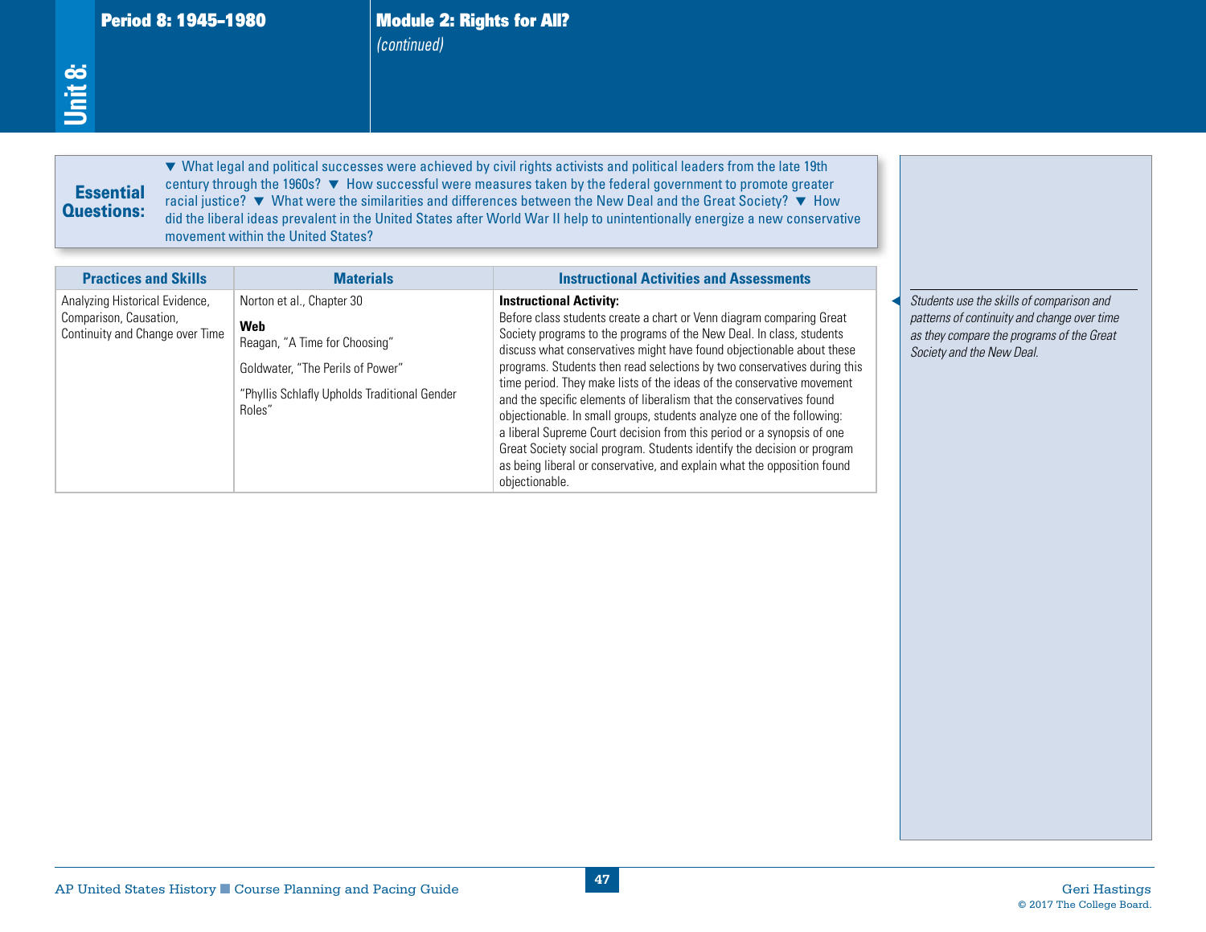## Module 2: Rights for All?
*(continued)*

**Essential Questions:** ▼ What legal and political successes were achieved by civil rights activists and political leaders from the late 19th century through the 1960s? ▼ How successful were measures taken by the federal government to promote greater racial justice? ▼ What were the similarities and differences between the New Deal and the Great Society? ▼ How did the liberal ideas prevalent in the United States after World War II help to unintentionally energize a new conservative movement within the United States?

| Practices and Skills | Materials | Instructional Activities and Assessments |
|---|---|---|
| Analyzing Historical Evidence, Comparison, Causation, Continuity and Change over Time | Norton et al., Chapter 30<br><br>**Web**<br>Reagan, "A Time for Choosing"<br><br>Goldwater, "The Perils of Power"<br><br>"Phyllis Schlafly Upholds Traditional Gender Roles" | **Instructional Activity:**<br>Before class students create a chart or Venn diagram comparing Great Society programs to the programs of the New Deal. In class, students discuss what conservatives might have found objectionable about these programs. Students then read selections by two conservatives during this time period. They make lists of the ideas of the conservative movement and the specific elements of liberalism that the conservatives found objectionable. In small groups, students analyze one of the following: a liberal Supreme Court decision from this period or a synopsis of one Great Society social program. Students identify the decision or program as being liberal or conservative, and explain what the opposition found objectionable. |

*Students use the skills of comparison and patterns of continuity and change over time as they compare the programs of the Great Society and the New Deal.*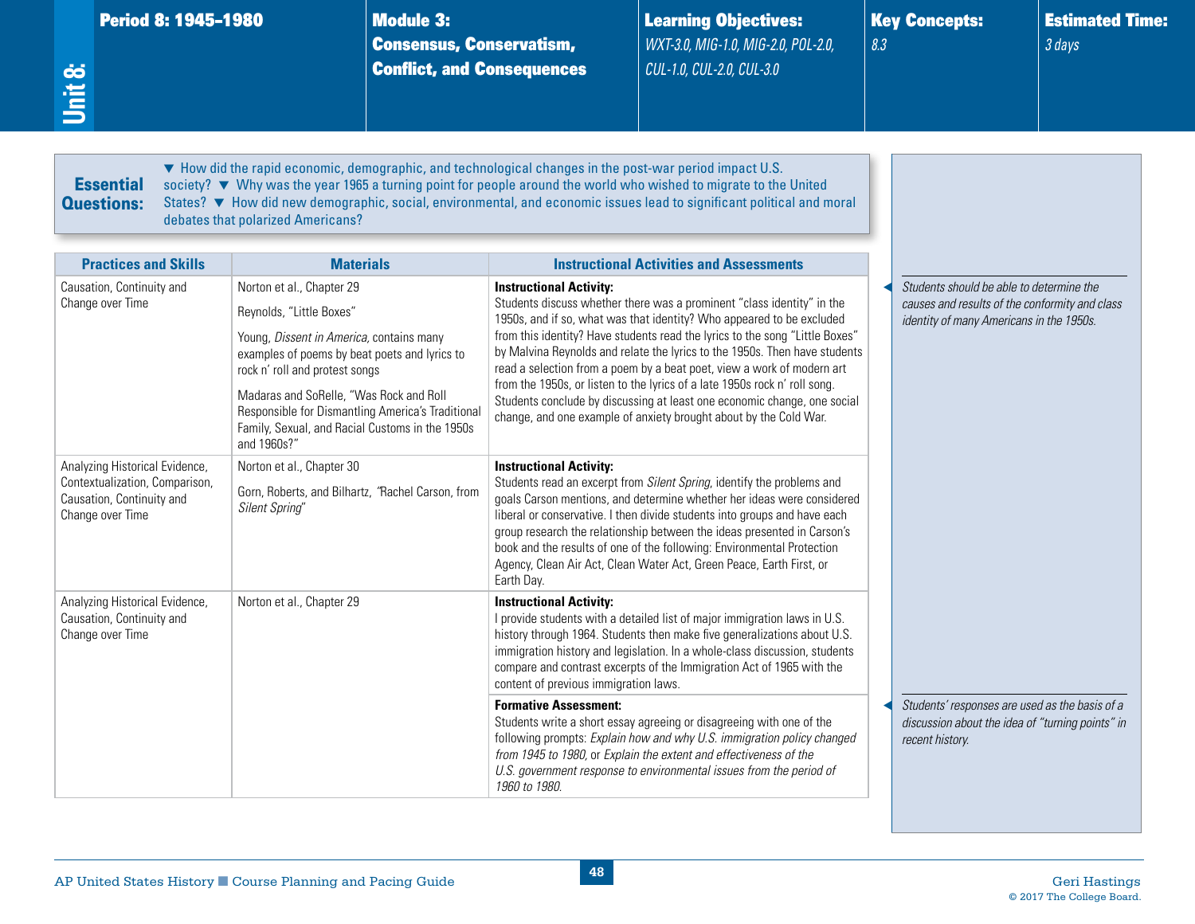| Unit 8: | Period 8: 1945–1980 | Module 3: Consensus, Conservatism, Conflict, and Consequences | Learning Objectives: WXT-3.0, MIG-1.0, MIG-2.0, POL-2.0, CUL-1.0, CUL-2.0, CUL-3.0 | Key Concepts: 8.3 | Estimated Time: 3 days |
|---|---|---|---|---|---|

**Essential Questions:** ▼ How did the rapid economic, demographic, and technological changes in the post-war period impact U.S. society? ▼ Why was the year 1965 a turning point for people around the world who wished to migrate to the United States? ▼ How did new demographic, social, environmental, and economic issues lead to significant political and moral debates that polarized Americans?

| Practices and Skills | Materials | Instructional Activities and Assessments | |
|---|---|---|---|
| Causation, Continuity and Change over Time | Norton et al., Chapter 29<br><br>Reynolds, "Little Boxes"<br><br>Young, *Dissent in America*, contains many examples of poems by beat poets and lyrics to rock n' roll and protest songs<br><br>Madaras and SoRelle, "Was Rock and Roll Responsible for Dismantling America's Traditional Family, Sexual, and Racial Customs in the 1950s and 1960s?" | **Instructional Activity:**<br>Students discuss whether there was a prominent "class identity" in the 1950s, and if so, what was that identity? Who appeared to be excluded from this identity? Have students read the lyrics to the song "Little Boxes" by Malvina Reynolds and relate the lyrics to the 1950s. Then have students read a selection from a poem by a beat poet, view a work of modern art from the 1950s, or listen to the lyrics of a late 1950s rock n' roll song. Students conclude by discussing at least one economic change, one social change, and one example of anxiety brought about by the Cold War. | *Students should be able to determine the causes and results of the conformity and class identity of many Americans in the 1950s.* |
| Analyzing Historical Evidence, Contextualization, Comparison, Causation, Continuity and Change over Time | Norton et al., Chapter 30<br><br>Gorn, Roberts, and Bilhartz, "Rachel Carson, from *Silent Spring*" | **Instructional Activity:**<br>Students read an excerpt from *Silent Spring*, identify the problems and goals Carson mentions, and determine whether her ideas were considered liberal or conservative. I then divide students into groups and have each group research the relationship between the ideas presented in Carson's book and the results of one of the following: Environmental Protection Agency, Clean Air Act, Clean Water Act, Green Peace, Earth First, or Earth Day. | |
| Analyzing Historical Evidence, Causation, Continuity and Change over Time | Norton et al., Chapter 29 | **Instructional Activity:**<br>I provide students with a detailed list of major immigration laws in U.S. history through 1964. Students then make five generalizations about U.S. immigration history and legislation. In a whole-class discussion, students compare and contrast excerpts of the Immigration Act of 1965 with the content of previous immigration laws. | |
| | | **Formative Assessment:**<br>Students write a short essay agreeing or disagreeing with one of the following prompts: *Explain how and why U.S. immigration policy changed from 1945 to 1980*, or *Explain the extent and effectiveness of the U.S. government response to environmental issues from the period of 1960 to 1980.* | *Students' responses are used as the basis of a discussion about the idea of "turning points" in recent history.* |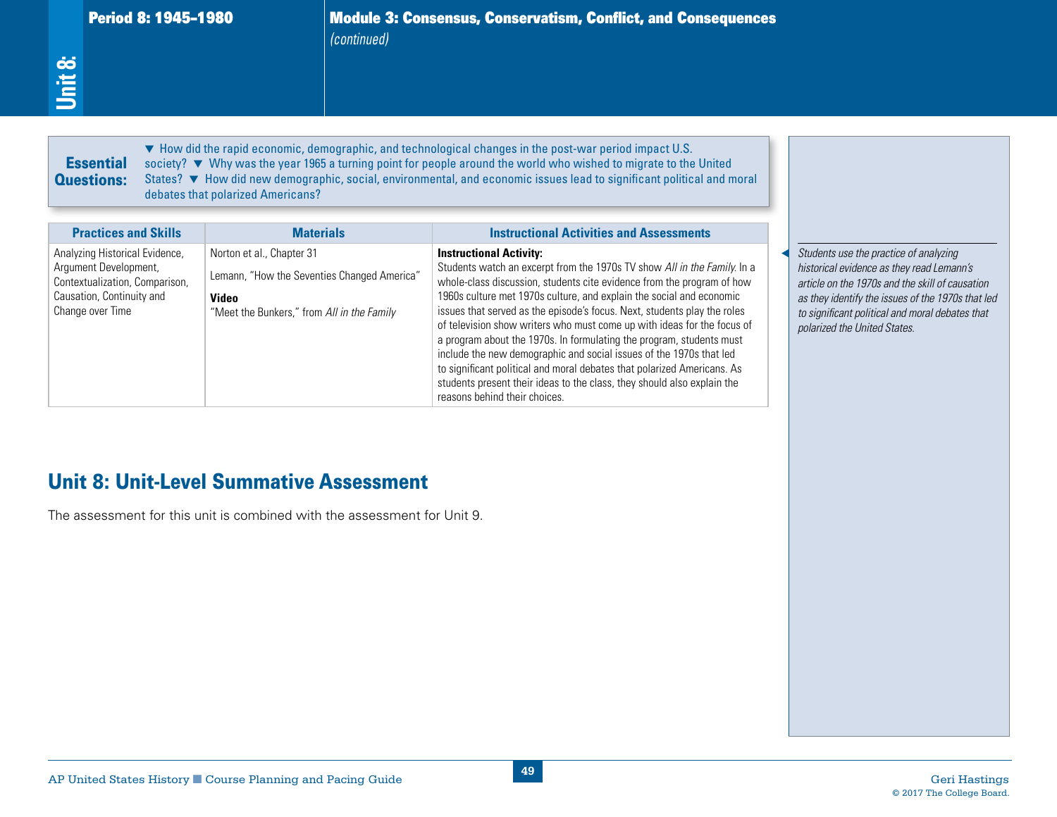**Period 8: 1945–1980**

**Module 3: Consensus, Conservatism, Conflict, and Consequences** *(continued)*

**Essential Questions:** ▼ How did the rapid economic, demographic, and technological changes in the post-war period impact U.S. society? ▼ Why was the year 1965 a turning point for people around the world who wished to migrate to the United States? ▼ How did new demographic, social, environmental, and economic issues lead to significant political and moral debates that polarized Americans?

| Practices and Skills | Materials | Instructional Activities and Assessments |
|---|---|---|
| Analyzing Historical Evidence, Argument Development, Contextualization, Comparison, Causation, Continuity and Change over Time | Norton et al., Chapter 31<br><br>Lemann, "How the Seventies Changed America"<br><br>**Video**<br>"Meet the Bunkers," from *All in the Family* | **Instructional Activity:**<br>Students watch an excerpt from the 1970s TV show *All in the Family*. In a whole-class discussion, students cite evidence from the program of how 1960s culture met 1970s culture, and explain the social and economic issues that served as the episode's focus. Next, students play the roles of television show writers who must come up with ideas for the focus of a program about the 1970s. In formulating the program, students must include the new demographic and social issues of the 1970s that led to significant political and moral debates that polarized Americans. As students present their ideas to the class, they should also explain the reasons behind their choices. |

*Students use the practice of analyzing historical evidence as they read Lemann's article on the 1970s and the skill of causation as they identify the issues of the 1970s that led to significant political and moral debates that polarized the United States.*

## Unit 8: Unit-Level Summative Assessment

The assessment for this unit is combined with the assessment for Unit 9.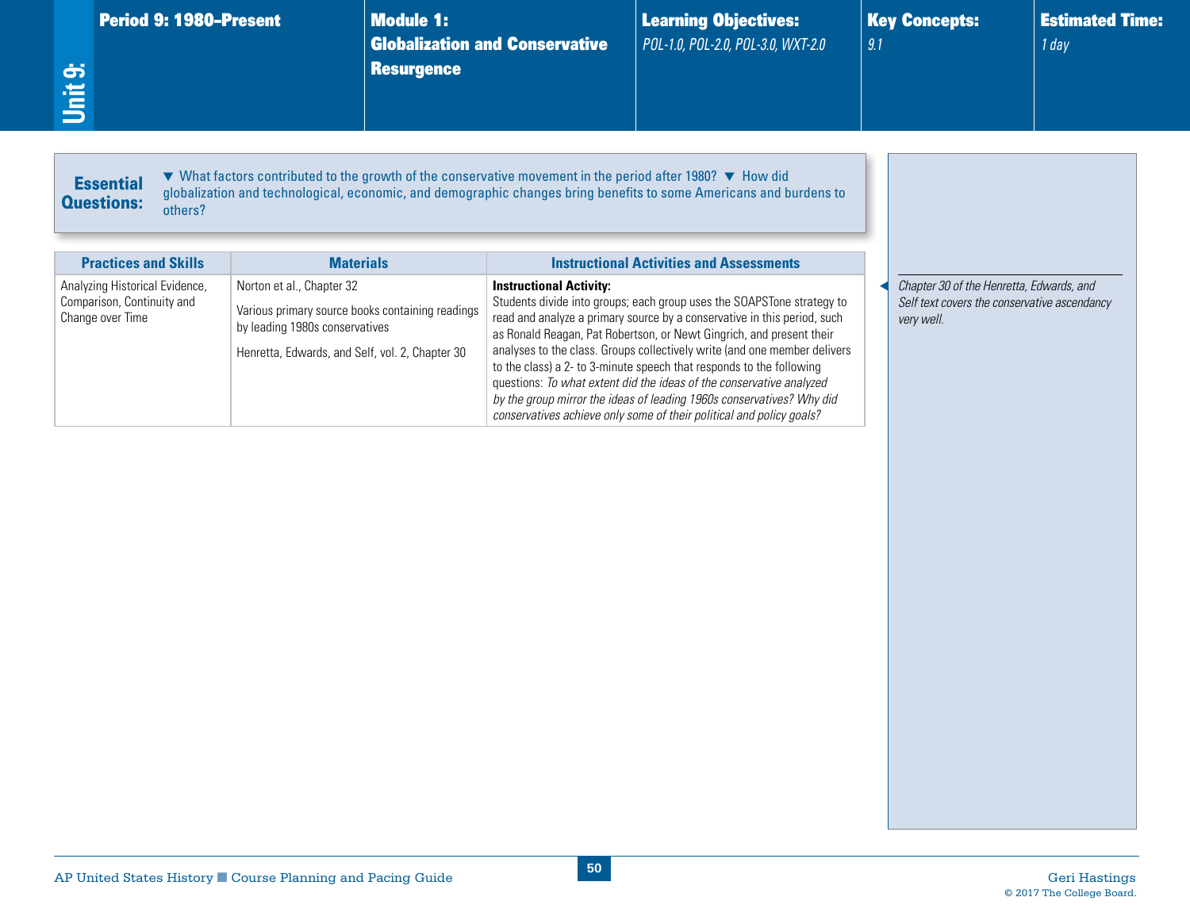**Unit 9:**

| Period 9: 1980–Present | Module 1: Globalization and Conservative Resurgence | Learning Objectives: | Key Concepts: | Estimated Time: |
|---|---|---|---|---|
| | | *POL-1.0, POL-2.0, POL-3.0, WXT-2.0* | *9.1* | *1 day* |

**Essential Questions:** ▼ What factors contributed to the growth of the conservative movement in the period after 1980? ▼ How did globalization and technological, economic, and demographic changes bring benefits to some Americans and burdens to others?

| Practices and Skills | Materials | Instructional Activities and Assessments |
|---|---|---|
| Analyzing Historical Evidence, Comparison, Continuity and Change over Time | Norton et al., Chapter 32<br><br>Various primary source books containing readings by leading 1980s conservatives<br><br>Henretta, Edwards, and Self, vol. 2, Chapter 30 | **Instructional Activity:**<br>Students divide into groups; each group uses the SOAPSTone strategy to read and analyze a primary source by a conservative in this period, such as Ronald Reagan, Pat Robertson, or Newt Gingrich, and present their analyses to the class. Groups collectively write (and one member delivers to the class) a 2- to 3-minute speech that responds to the following questions: *To what extent did the ideas of the conservative analyzed by the group mirror the ideas of leading 1960s conservatives? Why did conservatives achieve only some of their political and policy goals?* |

*Chapter 30 of the Henretta, Edwards, and Self text covers the conservative ascendancy very well.*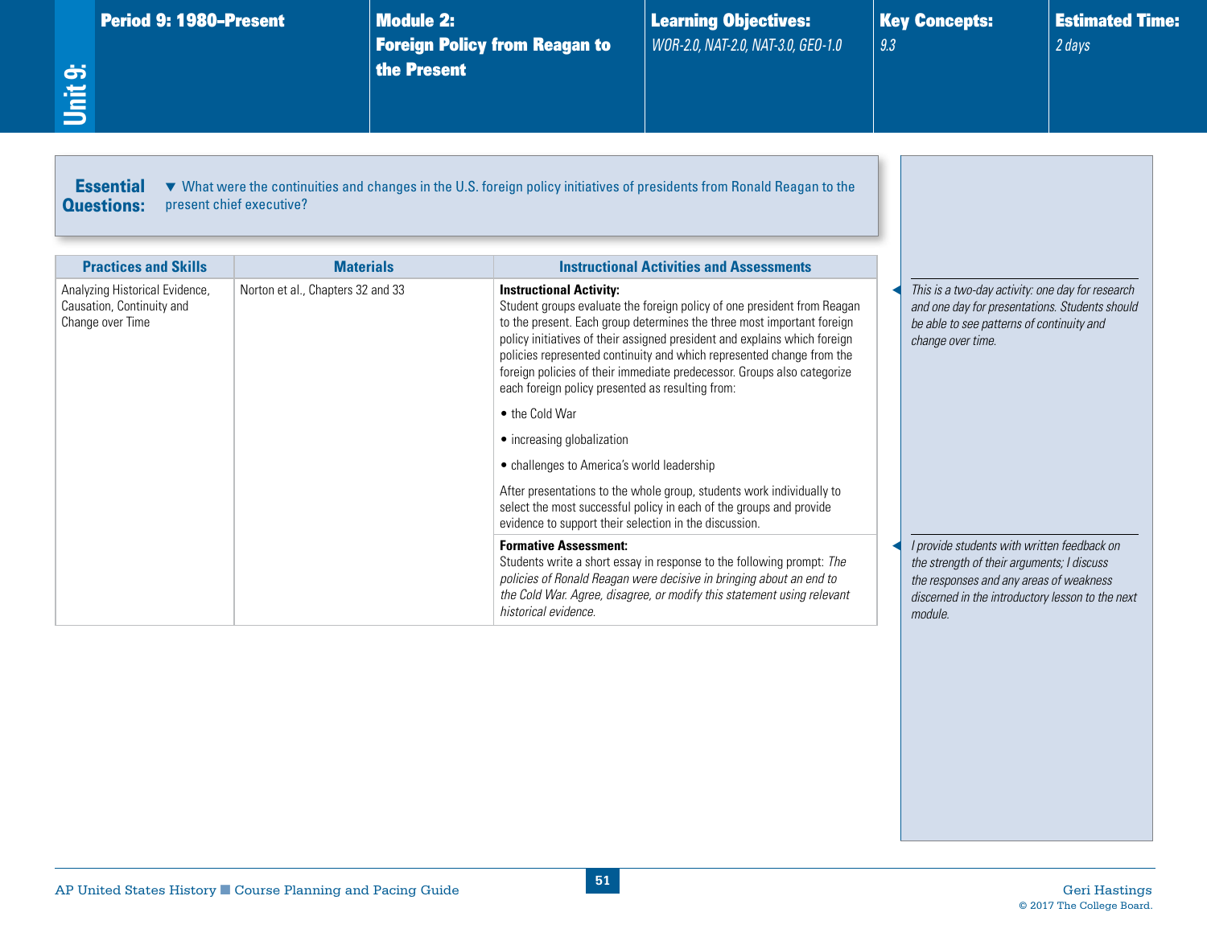**Unit 9:**

| Period 9: 1980–Present | Module 2: Foreign Policy from Reagan to the Present | Learning Objectives: | Key Concepts: | Estimated Time: |
|---|---|---|---|---|
| | | *WOR-2.0, NAT-2.0, NAT-3.0, GEO-1.0* | *9.3* | *2 days* |

**Essential Questions:** ▼ What were the continuities and changes in the U.S. foreign policy initiatives of presidents from Ronald Reagan to the present chief executive?

| Practices and Skills | Materials | Instructional Activities and Assessments |
|---|---|---|
| Analyzing Historical Evidence, Causation, Continuity and Change over Time | Norton et al., Chapters 32 and 33 | **Instructional Activity:** Student groups evaluate the foreign policy of one president from Reagan to the present. Each group determines the three most important foreign policy initiatives of their assigned president and explains which foreign policies represented continuity and which represented change from the foreign policies of their immediate predecessor. Groups also categorize each foreign policy presented as resulting from: • the Cold War • increasing globalization • challenges to America's world leadership After presentations to the whole group, students work individually to select the most successful policy in each of the groups and provide evidence to support their selection in the discussion. |
| | | **Formative Assessment:** Students write a short essay in response to the following prompt: *The policies of Ronald Reagan were decisive in bringing about an end to the Cold War. Agree, disagree, or modify this statement using relevant historical evidence.* |

*This is a two-day activity: one day for research and one day for presentations. Students should be able to see patterns of continuity and change over time.*

*I provide students with written feedback on the strength of their arguments; I discuss the responses and any areas of weakness discerned in the introductory lesson to the next module.*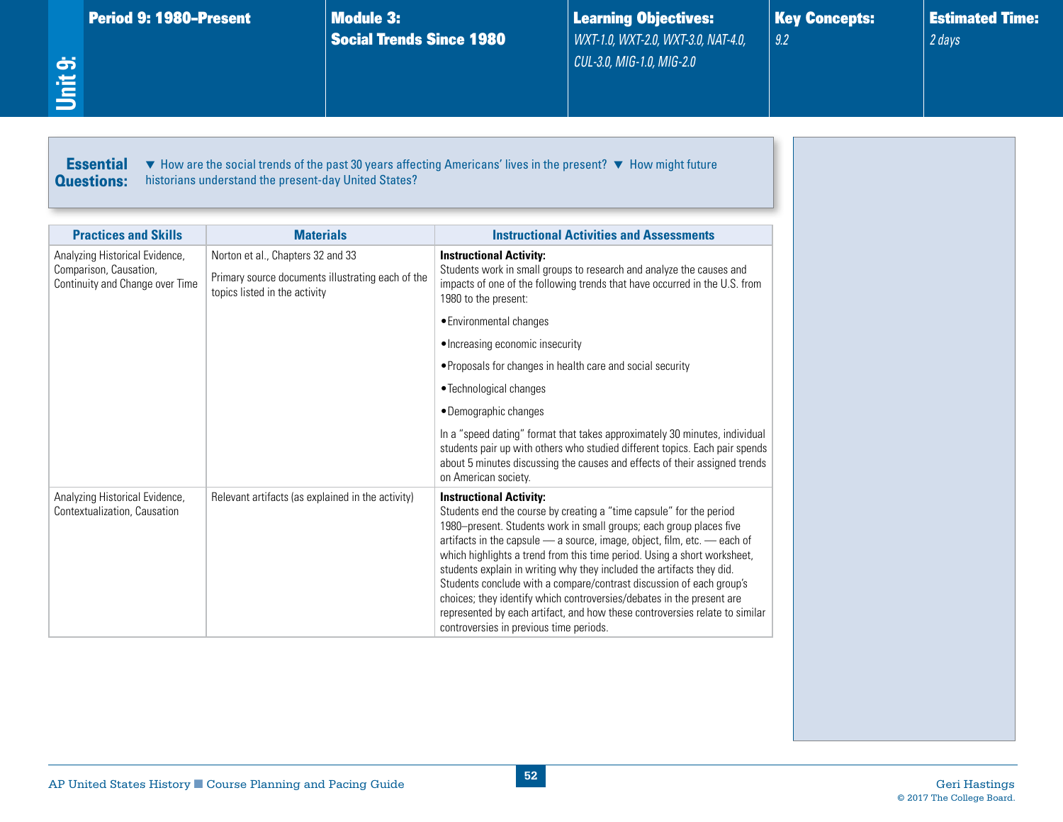| Unit 9: | Period 9: 1980–Present | Module 3: Social Trends Since 1980 | Learning Objectives: | Key Concepts: | Estimated Time: |
|---|---|---|---|---|---|
| | | | *WXT-1.0, WXT-2.0, WXT-3.0, NAT-4.0, CUL-3.0, MIG-1.0, MIG-2.0* | *9.2* | *2 days* |

**Essential Questions:** ▼ How are the social trends of the past 30 years affecting Americans' lives in the present? ▼ How might future historians understand the present-day United States?

| Practices and Skills | Materials | Instructional Activities and Assessments |
|---|---|---|
| Analyzing Historical Evidence, Comparison, Causation, Continuity and Change over Time | Norton et al., Chapters 32 and 33<br><br>Primary source documents illustrating each of the topics listed in the activity | **Instructional Activity:**<br>Students work in small groups to research and analyze the causes and impacts of one of the following trends that have occurred in the U.S. from 1980 to the present:<br>• Environmental changes<br>• Increasing economic insecurity<br>• Proposals for changes in health care and social security<br>• Technological changes<br>• Demographic changes<br><br>In a "speed dating" format that takes approximately 30 minutes, individual students pair up with others who studied different topics. Each pair spends about 5 minutes discussing the causes and effects of their assigned trends on American society. |
| Analyzing Historical Evidence, Contextualization, Causation | Relevant artifacts (as explained in the activity) | **Instructional Activity:**<br>Students end the course by creating a "time capsule" for the period 1980–present. Students work in small groups; each group places five artifacts in the capsule — a source, image, object, film, etc. — each of which highlights a trend from this time period. Using a short worksheet, students explain in writing why they included the artifacts they did. Students conclude with a compare/contrast discussion of each group's choices; they identify which controversies/debates in the present are represented by each artifact, and how these controversies relate to similar controversies in previous time periods. |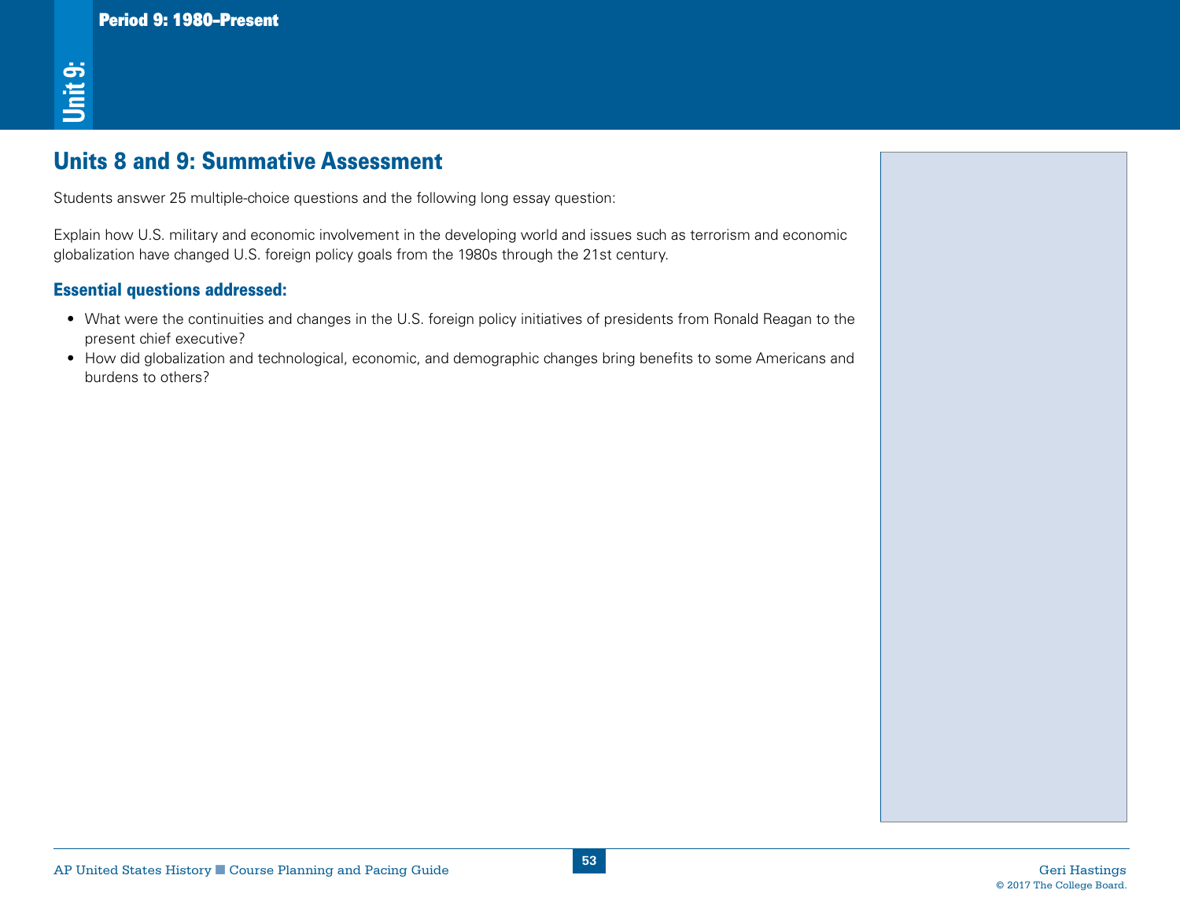## Units 8 and 9: Summative Assessment

Students answer 25 multiple-choice questions and the following long essay question:

Explain how U.S. military and economic involvement in the developing world and issues such as terrorism and economic globalization have changed U.S. foreign policy goals from the 1980s through the 21st century.

### Essential questions addressed:

- What were the continuities and changes in the U.S. foreign policy initiatives of presidents from Ronald Reagan to the present chief executive?
- How did globalization and technological, economic, and demographic changes bring benefits to some Americans and burdens to others?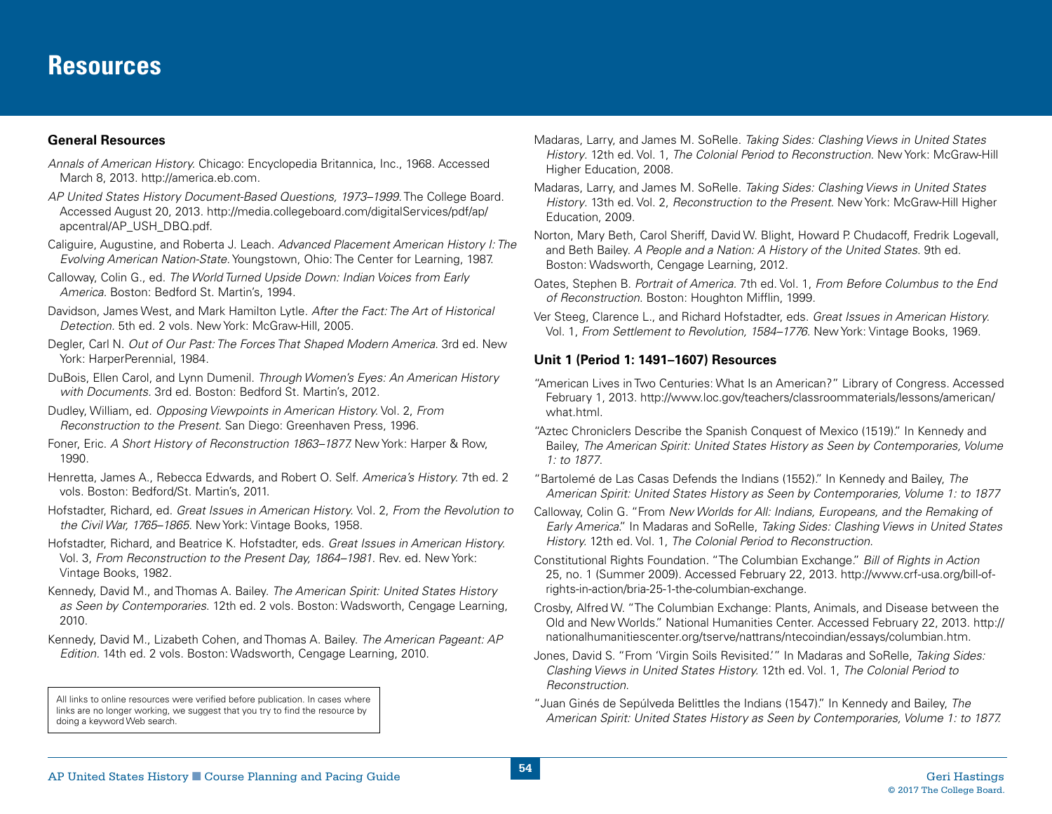# Resources

## General Resources

*Annals of American History*. Chicago: Encyclopedia Britannica, Inc., 1968. Accessed March 8, 2013. http://america.eb.com.

*AP United States History Document-Based Questions, 1973–1999*. The College Board. Accessed August 20, 2013. http://media.collegeboard.com/digitalServices/pdf/ap/apcentral/AP_USH_DBQ.pdf.

Caliguire, Augustine, and Roberta J. Leach. *Advanced Placement American History I: The Evolving American Nation-State*. Youngstown, Ohio: The Center for Learning, 1987.

Calloway, Colin G., ed. *The World Turned Upside Down: Indian Voices from Early America*. Boston: Bedford St. Martin's, 1994.

Davidson, James West, and Mark Hamilton Lytle. *After the Fact: The Art of Historical Detection*. 5th ed. 2 vols. New York: McGraw-Hill, 2005.

Degler, Carl N. *Out of Our Past: The Forces That Shaped Modern America*. 3rd ed. New York: HarperPerennial, 1984.

DuBois, Ellen Carol, and Lynn Dumenil. *Through Women's Eyes: An American History with Documents*. 3rd ed. Boston: Bedford St. Martin's, 2012.

Dudley, William, ed. *Opposing Viewpoints in American History*. Vol. 2, *From Reconstruction to the Present*. San Diego: Greenhaven Press, 1996.

Foner, Eric. *A Short History of Reconstruction 1863–1877*. New York: Harper & Row, 1990.

Henretta, James A., Rebecca Edwards, and Robert O. Self. *America's History*. 7th ed. 2 vols. Boston: Bedford/St. Martin's, 2011.

Hofstadter, Richard, ed. *Great Issues in American History*. Vol. 2, *From the Revolution to the Civil War, 1765–1865*. New York: Vintage Books, 1958.

Hofstadter, Richard, and Beatrice K. Hofstadter, eds. *Great Issues in American History*. Vol. 3, *From Reconstruction to the Present Day, 1864–1981*. Rev. ed. New York: Vintage Books, 1982.

Kennedy, David M., and Thomas A. Bailey. *The American Spirit: United States History as Seen by Contemporaries*. 12th ed. 2 vols. Boston: Wadsworth, Cengage Learning, 2010.

Kennedy, David M., Lizabeth Cohen, and Thomas A. Bailey. *The American Pageant: AP Edition*. 14th ed. 2 vols. Boston: Wadsworth, Cengage Learning, 2010.

All links to online resources were verified before publication. In cases where links are no longer working, we suggest that you try to find the resource by doing a keyword Web search.

Madaras, Larry, and James M. SoRelle. *Taking Sides: Clashing Views in United States History*. 12th ed. Vol. 1, *The Colonial Period to Reconstruction*. New York: McGraw-Hill Higher Education, 2008.

Madaras, Larry, and James M. SoRelle. *Taking Sides: Clashing Views in United States History*. 13th ed. Vol. 2, *Reconstruction to the Present*. New York: McGraw-Hill Higher Education, 2009.

Norton, Mary Beth, Carol Sheriff, David W. Blight, Howard P. Chudacoff, Fredrik Logevall, and Beth Bailey. *A People and a Nation: A History of the United States*. 9th ed. Boston: Wadsworth, Cengage Learning, 2012.

Oates, Stephen B. *Portrait of America*. 7th ed. Vol. 1, *From Before Columbus to the End of Reconstruction*. Boston: Houghton Mifflin, 1999.

Ver Steeg, Clarence L., and Richard Hofstadter, eds. *Great Issues in American History*. Vol. 1, *From Settlement to Revolution, 1584–1776*. New York: Vintage Books, 1969.

## Unit 1 (Period 1: 1491–1607) Resources

"American Lives in Two Centuries: What Is an American?" Library of Congress. Accessed February 1, 2013. http://www.loc.gov/teachers/classroommaterials/lessons/american/what.html.

"Aztec Chroniclers Describe the Spanish Conquest of Mexico (1519)." In Kennedy and Bailey, *The American Spirit: United States History as Seen by Contemporaries, Volume 1: to 1877*.

"Bartolemé de Las Casas Defends the Indians (1552)." In Kennedy and Bailey, *The American Spirit: United States History as Seen by Contemporaries, Volume 1: to 1877*

Calloway, Colin G. "From *New Worlds for All: Indians, Europeans, and the Remaking of Early America*." In Madaras and SoRelle, *Taking Sides: Clashing Views in United States History*. 12th ed. Vol. 1, *The Colonial Period to Reconstruction*.

Constitutional Rights Foundation. "The Columbian Exchange." *Bill of Rights in Action* 25, no. 1 (Summer 2009). Accessed February 22, 2013. http://www.crf-usa.org/bill-of-rights-in-action/bria-25-1-the-columbian-exchange.

Crosby, Alfred W. "The Columbian Exchange: Plants, Animals, and Disease between the Old and New Worlds." National Humanities Center. Accessed February 22, 2013. http://nationalhumanitiescenter.org/tserve/nattrans/ntecoindian/essays/columbian.htm.

Jones, David S. "From 'Virgin Soils Revisited.'" In Madaras and SoRelle, *Taking Sides: Clashing Views in United States History*. 12th ed. Vol. 1, *The Colonial Period to Reconstruction*.

"Juan Ginés de Sepúlveda Belittles the Indians (1547)." In Kennedy and Bailey, *The American Spirit: United States History as Seen by Contemporaries, Volume 1: to 1877*.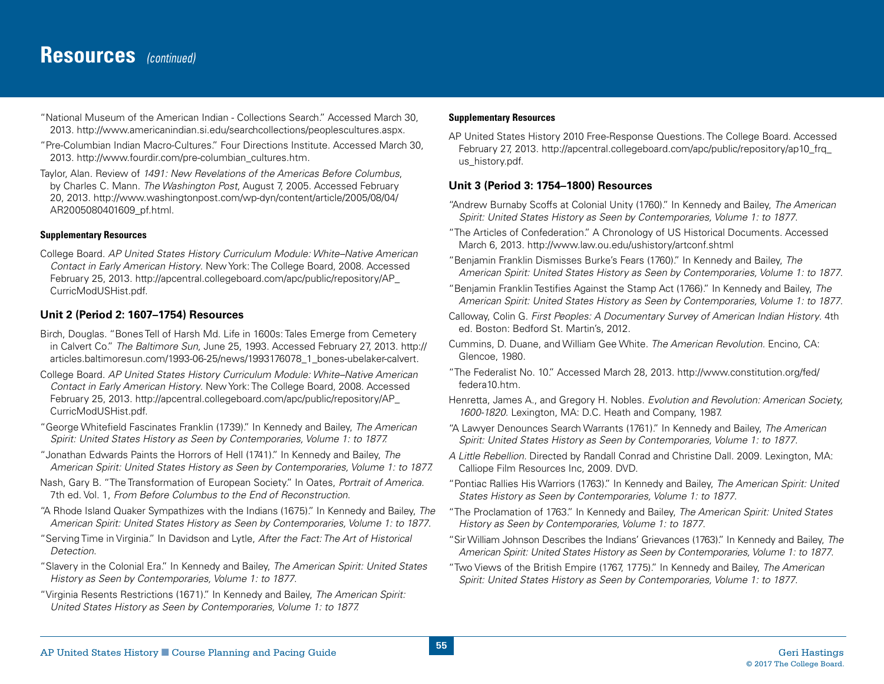# Resources *(continued)*

"National Museum of the American Indian - Collections Search." Accessed March 30, 2013. http://www.americanindian.si.edu/searchcollections/peoplescultures.aspx.

"Pre-Columbian Indian Macro-Cultures." Four Directions Institute. Accessed March 30, 2013. http://www.fourdir.com/pre-columbian_cultures.htm.

Taylor, Alan. Review of *1491: New Revelations of the Americas Before Columbus*, by Charles C. Mann. *The Washington Post*, August 7, 2005. Accessed February 20, 2013. http://www.washingtonpost.com/wp-dyn/content/article/2005/08/04/AR2005080401609_pf.html.

**Supplementary Resources**

College Board. *AP United States History Curriculum Module: White–Native American Contact in Early American History*. New York: The College Board, 2008. Accessed February 25, 2013. http://apcentral.collegeboard.com/apc/public/repository/AP_CurricModUSHist.pdf.

## Unit 2 (Period 2: 1607–1754) Resources

Birch, Douglas. "Bones Tell of Harsh Md. Life in 1600s: Tales Emerge from Cemetery in Calvert Co." *The Baltimore Sun*, June 25, 1993. Accessed February 27, 2013. http://articles.baltimoresun.com/1993-06-25/news/1993176078_1_bones-ubelaker-calvert.

College Board. *AP United States History Curriculum Module: White–Native American Contact in Early American History*. New York: The College Board, 2008. Accessed February 25, 2013. http://apcentral.collegeboard.com/apc/public/repository/AP_CurricModUSHist.pdf.

"George Whitefield Fascinates Franklin (1739)." In Kennedy and Bailey, *The American Spirit: United States History as Seen by Contemporaries, Volume 1: to 1877.*

"Jonathan Edwards Paints the Horrors of Hell (1741)." In Kennedy and Bailey, *The American Spirit: United States History as Seen by Contemporaries, Volume 1: to 1877.*

Nash, Gary B. "The Transformation of European Society." In Oates, *Portrait of America.* 7th ed. Vol. 1, *From Before Columbus to the End of Reconstruction*.

"A Rhode Island Quaker Sympathizes with the Indians (1675)." In Kennedy and Bailey, *The American Spirit: United States History as Seen by Contemporaries, Volume 1: to 1877*.

"Serving Time in Virginia." In Davidson and Lytle, *After the Fact: The Art of Historical Detection*.

"Slavery in the Colonial Era." In Kennedy and Bailey, *The American Spirit: United States History as Seen by Contemporaries, Volume 1: to 1877*.

"Virginia Resents Restrictions (1671)." In Kennedy and Bailey, *The American Spirit: United States History as Seen by Contemporaries, Volume 1: to 1877.*

**Supplementary Resources**

AP United States History 2010 Free-Response Questions. The College Board. Accessed February 27, 2013. http://apcentral.collegeboard.com/apc/public/repository/ap10_frq_us_history.pdf.

## Unit 3 (Period 3: 1754–1800) Resources

"Andrew Burnaby Scoffs at Colonial Unity (1760)." In Kennedy and Bailey, *The American Spirit: United States History as Seen by Contemporaries, Volume 1: to 1877*.

"The Articles of Confederation." A Chronology of US Historical Documents. Accessed March 6, 2013. http://www.law.ou.edu/ushistory/artconf.shtml

"Benjamin Franklin Dismisses Burke's Fears (1760)." In Kennedy and Bailey, *The American Spirit: United States History as Seen by Contemporaries, Volume 1: to 1877*.

"Benjamin Franklin Testifies Against the Stamp Act (1766)." In Kennedy and Bailey, *The American Spirit: United States History as Seen by Contemporaries, Volume 1: to 1877*.

Calloway, Colin G. *First Peoples: A Documentary Survey of American Indian History*. 4th ed. Boston: Bedford St. Martin's, 2012.

Cummins, D. Duane, and William Gee White. *The American Revolution.* Encino, CA: Glencoe, 1980.

"The Federalist No. 10." Accessed March 28, 2013. http://www.constitution.org/fed/federa10.htm.

Henretta, James A., and Gregory H. Nobles. *Evolution and Revolution: American Society, 1600-1820*. Lexington, MA: D.C. Heath and Company, 1987.

"A Lawyer Denounces Search Warrants (1761)." In Kennedy and Bailey, *The American Spirit: United States History as Seen by Contemporaries, Volume 1: to 1877*.

*A Little Rebellion*. Directed by Randall Conrad and Christine Dall. 2009. Lexington, MA: Calliope Film Resources Inc, 2009. DVD.

"Pontiac Rallies His Warriors (1763)." In Kennedy and Bailey, *The American Spirit: United States History as Seen by Contemporaries, Volume 1: to 1877*.

"The Proclamation of 1763." In Kennedy and Bailey, *The American Spirit: United States History as Seen by Contemporaries, Volume 1: to 1877*.

"Sir William Johnson Describes the Indians' Grievances (1763)." In Kennedy and Bailey, *The American Spirit: United States History as Seen by Contemporaries, Volume 1: to 1877*.

"Two Views of the British Empire (1767, 1775)." In Kennedy and Bailey, *The American Spirit: United States History as Seen by Contemporaries, Volume 1: to 1877*.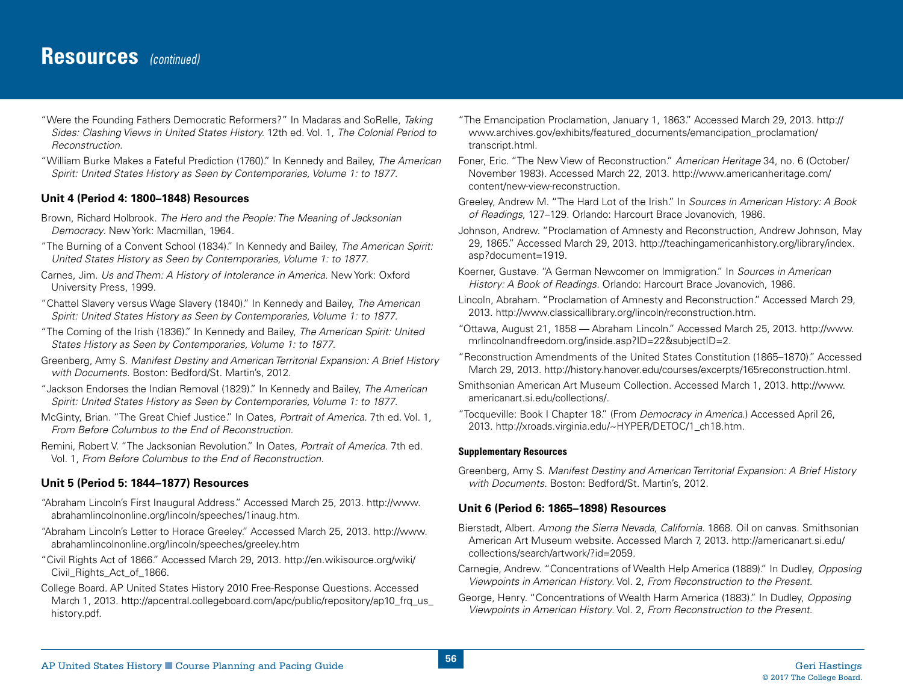# Resources *(continued)*

"Were the Founding Fathers Democratic Reformers?" In Madaras and SoRelle, *Taking Sides: Clashing Views in United States History.* 12th ed. Vol. 1, *The Colonial Period to Reconstruction.*

"William Burke Makes a Fateful Prediction (1760)." In Kennedy and Bailey, *The American Spirit: United States History as Seen by Contemporaries, Volume 1: to 1877.*

### Unit 4 (Period 4: 1800–1848) Resources

Brown, Richard Holbrook. *The Hero and the People: The Meaning of Jacksonian Democracy.* New York: Macmillan, 1964.

"The Burning of a Convent School (1834)." In Kennedy and Bailey, *The American Spirit: United States History as Seen by Contemporaries, Volume 1: to 1877.*

Carnes, Jim. *Us and Them: A History of Intolerance in America.* New York: Oxford University Press, 1999.

"Chattel Slavery versus Wage Slavery (1840)." In Kennedy and Bailey, *The American Spirit: United States History as Seen by Contemporaries, Volume 1: to 1877.*

"The Coming of the Irish (1836)." In Kennedy and Bailey, *The American Spirit: United States History as Seen by Contemporaries, Volume 1: to 1877.*

Greenberg, Amy S. *Manifest Destiny and American Territorial Expansion: A Brief History with Documents.* Boston: Bedford/St. Martin's, 2012.

"Jackson Endorses the Indian Removal (1829)." In Kennedy and Bailey, *The American Spirit: United States History as Seen by Contemporaries, Volume 1: to 1877.*

McGinty, Brian. "The Great Chief Justice." In Oates, *Portrait of America.* 7th ed. Vol. 1, *From Before Columbus to the End of Reconstruction.*

Remini, Robert V. "The Jacksonian Revolution." In Oates, *Portrait of America.* 7th ed. Vol. 1, *From Before Columbus to the End of Reconstruction.*

### Unit 5 (Period 5: 1844–1877) Resources

"Abraham Lincoln's First Inaugural Address." Accessed March 25, 2013. http://www.abrahamlincolnonline.org/lincoln/speeches/1inaug.htm.

"Abraham Lincoln's Letter to Horace Greeley." Accessed March 25, 2013. http://www.abrahamlincolnonline.org/lincoln/speeches/greeley.htm

"Civil Rights Act of 1866." Accessed March 29, 2013. http://en.wikisource.org/wiki/Civil_Rights_Act_of_1866.

College Board. AP United States History 2010 Free-Response Questions. Accessed March 1, 2013. http://apcentral.collegeboard.com/apc/public/repository/ap10_frq_us_history.pdf.

"The Emancipation Proclamation, January 1, 1863." Accessed March 29, 2013. http://www.archives.gov/exhibits/featured_documents/emancipation_proclamation/transcript.html.

Foner, Eric. "The New View of Reconstruction." *American Heritage* 34, no. 6 (October/November 1983). Accessed March 22, 2013. http://www.americanheritage.com/content/new-view-reconstruction.

Greeley, Andrew M. "The Hard Lot of the Irish." In *Sources in American History: A Book of Readings*, 127–129. Orlando: Harcourt Brace Jovanovich, 1986.

Johnson, Andrew. "Proclamation of Amnesty and Reconstruction, Andrew Johnson, May 29, 1865." Accessed March 29, 2013. http://teachingamericanhistory.org/library/index.asp?document=1919.

Koerner, Gustave. "A German Newcomer on Immigration." In *Sources in American History: A Book of Readings.* Orlando: Harcourt Brace Jovanovich, 1986.

Lincoln, Abraham. "Proclamation of Amnesty and Reconstruction." Accessed March 29, 2013. http://www.classicallibrary.org/lincoln/reconstruction.htm.

"Ottawa, August 21, 1858 — Abraham Lincoln." Accessed March 25, 2013. http://www.mrlincolnandfreedom.org/inside.asp?ID=22&subjectID=2.

"Reconstruction Amendments of the United States Constitution (1865–1870)." Accessed March 29, 2013. http://history.hanover.edu/courses/excerpts/165reconstruction.html.

Smithsonian American Art Museum Collection. Accessed March 1, 2013. http://www.americanart.si.edu/collections/.

"Tocqueville: Book I Chapter 18." (From *Democracy in America.*) Accessed April 26, 2013. http://xroads.virginia.edu/~HYPER/DETOC/1_ch18.htm.

#### Supplementary Resources

Greenberg, Amy S. *Manifest Destiny and American Territorial Expansion: A Brief History with Documents.* Boston: Bedford/St. Martin's, 2012.

### Unit 6 (Period 6: 1865–1898) Resources

Bierstadt, Albert. *Among the Sierra Nevada, California.* 1868. Oil on canvas. Smithsonian American Art Museum website. Accessed March 7, 2013. http://americanart.si.edu/collections/search/artwork/?id=2059.

Carnegie, Andrew. "Concentrations of Wealth Help America (1889)." In Dudley, *Opposing Viewpoints in American History.* Vol. 2, *From Reconstruction to the Present.*

George, Henry. "Concentrations of Wealth Harm America (1883)." In Dudley, *Opposing Viewpoints in American History.* Vol. 2, *From Reconstruction to the Present.*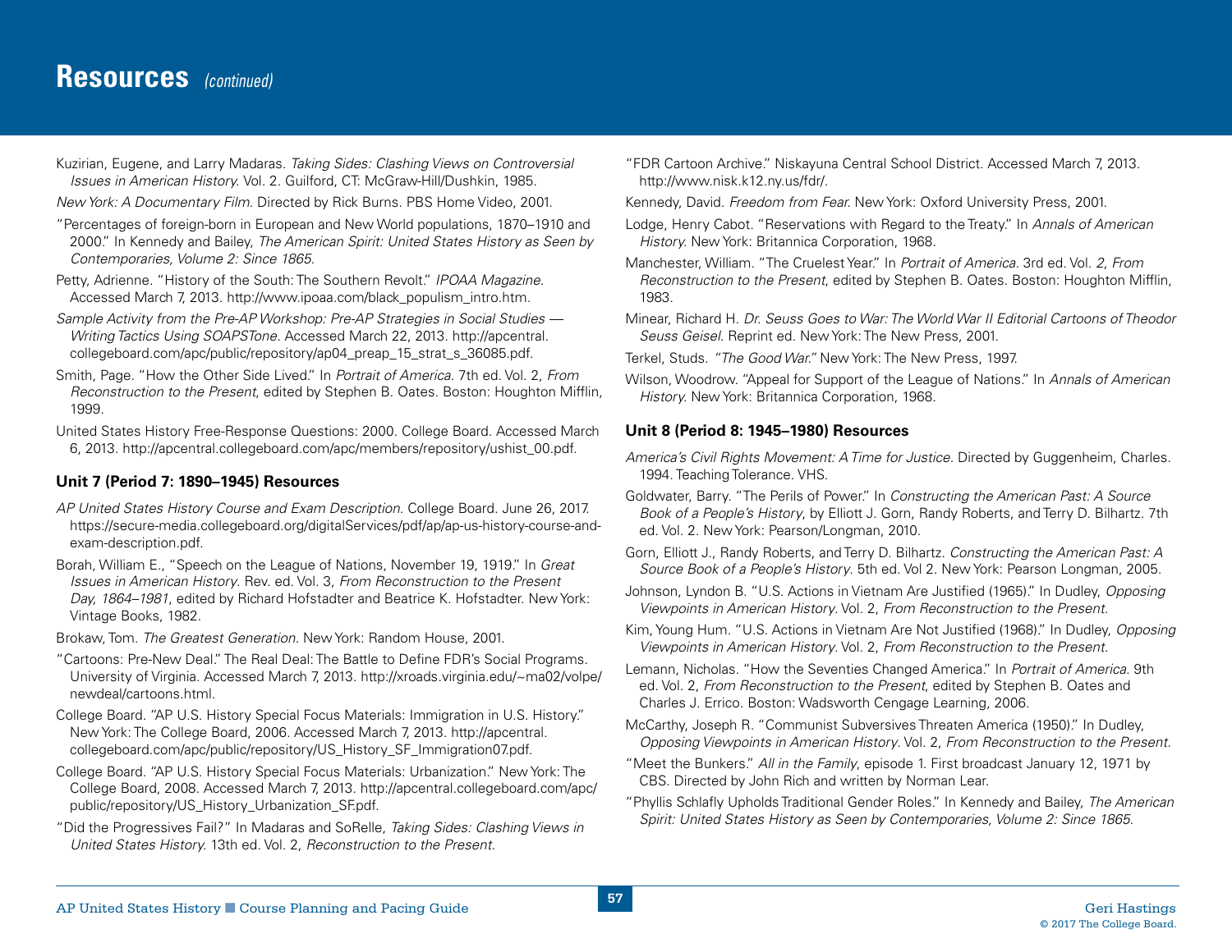# Resources *(continued)*

Kuzirian, Eugene, and Larry Madaras. *Taking Sides: Clashing Views on Controversial Issues in American History.* Vol. 2. Guilford, CT: McGraw-Hill/Dushkin, 1985.

*New York: A Documentary Film.* Directed by Rick Burns. PBS Home Video, 2001.

"Percentages of foreign-born in European and New World populations, 1870–1910 and 2000." In Kennedy and Bailey, *The American Spirit: United States History as Seen by Contemporaries, Volume 2: Since 1865.*

Petty, Adrienne. "History of the South: The Southern Revolt." *IPOAA Magazine.* Accessed March 7, 2013. http://www.ipoaa.com/black_populism_intro.htm.

*Sample Activity from the Pre-AP Workshop: Pre-AP Strategies in Social Studies — Writing Tactics Using SOAPSTone.* Accessed March 22, 2013. http://apcentral.collegeboard.com/apc/public/repository/ap04_preap_15_strat_s_36085.pdf.

Smith, Page. "How the Other Side Lived." In *Portrait of America.* 7th ed. Vol. 2, *From Reconstruction to the Present*, edited by Stephen B. Oates. Boston: Houghton Mifflin, 1999.

United States History Free-Response Questions: 2000. College Board. Accessed March 6, 2013. http://apcentral.collegeboard.com/apc/members/repository/ushist_00.pdf.

**Unit 7 (Period 7: 1890–1945) Resources**

*AP United States History Course and Exam Description.* College Board. June 26, 2017. https://secure-media.collegeboard.org/digitalServices/pdf/ap/ap-us-history-course-and-exam-description.pdf.

Borah, William E., "Speech on the League of Nations, November 19, 1919." In *Great Issues in American History.* Rev. ed. Vol. 3, *From Reconstruction to the Present Day, 1864–1981*, edited by Richard Hofstadter and Beatrice K. Hofstadter. New York: Vintage Books, 1982.

Brokaw, Tom. *The Greatest Generation.* New York: Random House, 2001.

"Cartoons: Pre-New Deal." The Real Deal: The Battle to Define FDR's Social Programs. University of Virginia. Accessed March 7, 2013. http://xroads.virginia.edu/~ma02/volpe/newdeal/cartoons.html.

College Board. "AP U.S. History Special Focus Materials: Immigration in U.S. History." New York: The College Board, 2006. Accessed March 7, 2013. http://apcentral.collegeboard.com/apc/public/repository/US_History_SF_Immigration07.pdf.

College Board. "AP U.S. History Special Focus Materials: Urbanization." New York: The College Board, 2008. Accessed March 7, 2013. http://apcentral.collegeboard.com/apc/public/repository/US_History_Urbanization_SF.pdf.

"Did the Progressives Fail?" In Madaras and SoRelle, *Taking Sides: Clashing Views in United States History.* 13th ed. Vol. 2, *Reconstruction to the Present.*

"FDR Cartoon Archive." Niskayuna Central School District. Accessed March 7, 2013. http://www.nisk.k12.ny.us/fdr/.

Kennedy, David. *Freedom from Fear.* New York: Oxford University Press, 2001.

Lodge, Henry Cabot. "Reservations with Regard to the Treaty." In *Annals of American History.* New York: Britannica Corporation, 1968.

Manchester, William. "The Cruelest Year." In *Portrait of America.* 3rd ed. Vol. *2*, *From Reconstruction to the Present*, edited by Stephen B. Oates. Boston: Houghton Mifflin, 1983.

Minear, Richard H. *Dr. Seuss Goes to War: The World War II Editorial Cartoons of Theodor Seuss Geisel.* Reprint ed. New York: The New Press, 2001.

Terkel, Studs. *"The Good War."* New York: The New Press, 1997.

Wilson, Woodrow. "Appeal for Support of the League of Nations." In *Annals of American History.* New York: Britannica Corporation, 1968.

**Unit 8 (Period 8: 1945–1980) Resources**

*America's Civil Rights Movement: A Time for Justice.* Directed by Guggenheim, Charles. 1994. Teaching Tolerance. VHS.

Goldwater, Barry. "The Perils of Power." In *Constructing the American Past: A Source Book of a People's History*, by Elliott J. Gorn, Randy Roberts, and Terry D. Bilhartz. 7th ed. Vol. 2. New York: Pearson/Longman, 2010.

Gorn, Elliott J., Randy Roberts, and Terry D. Bilhartz. *Constructing the American Past: A Source Book of a People's History.* 5th ed. Vol 2. New York: Pearson Longman, 2005.

Johnson, Lyndon B. "U.S. Actions in Vietnam Are Justified (1965)." In Dudley, *Opposing Viewpoints in American History.* Vol. 2, *From Reconstruction to the Present.*

Kim, Young Hum. "U.S. Actions in Vietnam Are Not Justified (1968)." In Dudley, *Opposing Viewpoints in American History.* Vol. 2, *From Reconstruction to the Present.*

Lemann, Nicholas. "How the Seventies Changed America." In *Portrait of America.* 9th ed. Vol. 2, *From Reconstruction to the Present*, edited by Stephen B. Oates and Charles J. Errico. Boston: Wadsworth Cengage Learning, 2006.

McCarthy, Joseph R. "Communist Subversives Threaten America (1950)." In Dudley, *Opposing Viewpoints in American History.* Vol. 2, *From Reconstruction to the Present.*

"Meet the Bunkers." *All in the Family*, episode 1. First broadcast January 12, 1971 by CBS. Directed by John Rich and written by Norman Lear.

"Phyllis Schlafly Upholds Traditional Gender Roles." In Kennedy and Bailey, *The American Spirit: United States History as Seen by Contemporaries, Volume 2: Since 1865.*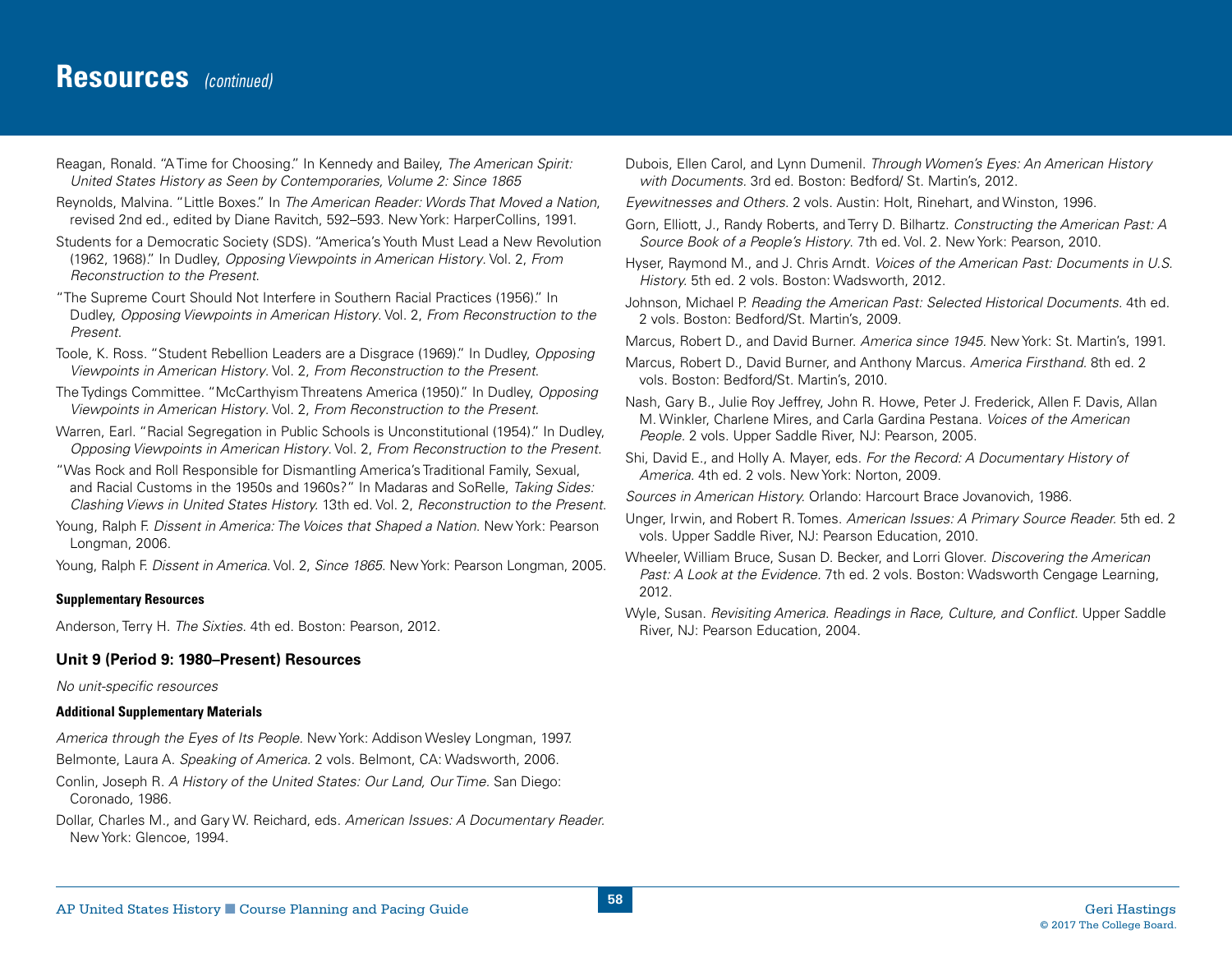# Resources *(continued)*

Reagan, Ronald. "A Time for Choosing." In Kennedy and Bailey, *The American Spirit: United States History as Seen by Contemporaries, Volume 2: Since 1865*

Reynolds, Malvina. "Little Boxes." In *The American Reader: Words That Moved a Nation*, revised 2nd ed., edited by Diane Ravitch, 592–593. New York: HarperCollins, 1991.

Students for a Democratic Society (SDS). "America's Youth Must Lead a New Revolution (1962, 1968)." In Dudley, *Opposing Viewpoints in American History*. Vol. 2, *From Reconstruction to the Present*.

"The Supreme Court Should Not Interfere in Southern Racial Practices (1956)." In Dudley, *Opposing Viewpoints in American History*. Vol. 2, *From Reconstruction to the Present*.

Toole, K. Ross. "Student Rebellion Leaders are a Disgrace (1969)." In Dudley, *Opposing Viewpoints in American History*. Vol. 2, *From Reconstruction to the Present*.

The Tydings Committee. "McCarthyism Threatens America (1950)." In Dudley, *Opposing Viewpoints in American History*. Vol. 2, *From Reconstruction to the Present*.

Warren, Earl. "Racial Segregation in Public Schools is Unconstitutional (1954)." In Dudley, *Opposing Viewpoints in American History*. Vol. 2, *From Reconstruction to the Present*.

"Was Rock and Roll Responsible for Dismantling America's Traditional Family, Sexual, and Racial Customs in the 1950s and 1960s?" In Madaras and SoRelle, *Taking Sides: Clashing Views in United States History*. 13th ed. Vol. 2, *Reconstruction to the Present*.

Young, Ralph F. *Dissent in America: The Voices that Shaped a Nation*. New York: Pearson Longman, 2006.

Young, Ralph F. *Dissent in America*. Vol. 2, *Since 1865*. New York: Pearson Longman, 2005.

#### Supplementary Resources

Anderson, Terry H. *The Sixties*. 4th ed. Boston: Pearson, 2012.

### Unit 9 (Period 9: 1980–Present) Resources

*No unit-specific resources*

#### Additional Supplementary Materials

*America through the Eyes of Its People*. New York: Addison Wesley Longman, 1997.

Belmonte, Laura A. *Speaking of America*. 2 vols. Belmont, CA: Wadsworth, 2006.

Conlin, Joseph R. *A History of the United States: Our Land, Our Time*. San Diego: Coronado, 1986.

Dollar, Charles M., and Gary W. Reichard, eds. *American Issues: A Documentary Reader*. New York: Glencoe, 1994.

Dubois, Ellen Carol, and Lynn Dumenil. *Through Women's Eyes: An American History with Documents*. 3rd ed. Boston: Bedford/ St. Martin's, 2012.

*Eyewitnesses and Others*. 2 vols. Austin: Holt, Rinehart, and Winston, 1996.

Gorn, Elliott, J., Randy Roberts, and Terry D. Bilhartz. *Constructing the American Past: A Source Book of a People's History*. 7th ed. Vol. 2. New York: Pearson, 2010.

Hyser, Raymond M., and J. Chris Arndt. *Voices of the American Past: Documents in U.S. History*. 5th ed. 2 vols. Boston: Wadsworth, 2012.

Johnson, Michael P. *Reading the American Past: Selected Historical Documents*. 4th ed. 2 vols. Boston: Bedford/St. Martin's, 2009.

Marcus, Robert D., and David Burner. *America since 1945*. New York: St. Martin's, 1991.

Marcus, Robert D., David Burner, and Anthony Marcus. *America Firsthand*. 8th ed. 2 vols. Boston: Bedford/St. Martin's, 2010.

Nash, Gary B., Julie Roy Jeffrey, John R. Howe, Peter J. Frederick, Allen F. Davis, Allan M. Winkler, Charlene Mires, and Carla Gardina Pestana. *Voices of the American People*. 2 vols. Upper Saddle River, NJ: Pearson, 2005.

Shi, David E., and Holly A. Mayer, eds. *For the Record: A Documentary History of America*. 4th ed. 2 vols. New York: Norton, 2009.

*Sources in American History*. Orlando: Harcourt Brace Jovanovich, 1986.

Unger, Irwin, and Robert R. Tomes. *American Issues: A Primary Source Reader*. 5th ed. 2 vols. Upper Saddle River, NJ: Pearson Education, 2010.

Wheeler, William Bruce, Susan D. Becker, and Lorri Glover. *Discovering the American Past: A Look at the Evidence*. 7th ed. 2 vols. Boston: Wadsworth Cengage Learning, 2012.

Wyle, Susan. *Revisiting America. Readings in Race, Culture, and Conflict*. Upper Saddle River, NJ: Pearson Education, 2004.